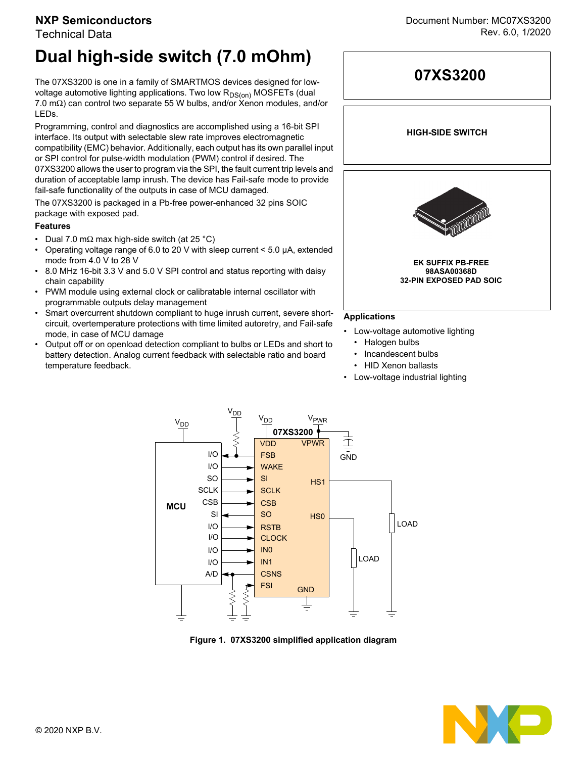NXP Semiconductors
Technical Data

Document Number: MC07XS3200
Rev. 6.0, 1/2020

# Dual high-side switch (7.0 mOhm)

The 07XS3200 is one in a family of SMARTMOS devices designed for low-voltage automotive lighting applications. Two low $R_{DS(on)}$ MOSFETs (dual 7.0 mΩ) can control two separate 55 W bulbs, and/or Xenon modules, and/or LEDs.

Programming, control and diagnostics are accomplished using a 16-bit SPI interface. Its output with selectable slew rate improves electromagnetic compatibility (EMC) behavior. Additionally, each output has its own parallel input or SPI control for pulse-width modulation (PWM) control if desired. The 07XS3200 allows the user to program via the SPI, the fault current trip levels and duration of acceptable lamp inrush. The device has Fail-safe mode to provide fail-safe functionality of the outputs in case of MCU damaged.

The 07XS3200 is packaged in a Pb-free power-enhanced 32 pins SOIC package with exposed pad.

### Features

- Dual 7.0 mΩ max high-side switch (at 25 °C)
- Operating voltage range of 6.0 to 20 V with sleep current < 5.0 µA, extended mode from 4.0 V to 28 V
- 8.0 MHz 16-bit 3.3 V and 5.0 V SPI control and status reporting with daisy chain capability
- PWM module using external clock or calibratable internal oscillator with programmable outputs delay management
- Smart overcurrent shutdown compliant to huge inrush current, severe short-circuit, overtemperature protections with time limited autoretry, and Fail-safe mode, in case of MCU damage
- Output off or on openload detection compliant to bulbs or LEDs and short to battery detection. Analog current feedback with selectable ratio and board temperature feedback.

**07XS3200**

**HIGH-SIDE SWITCH**

**EK SUFFIX PB-FREE**
**98ASA00368D**
**32-PIN EXPOSED PAD SOIC**

### Applications

- Low-voltage automotive lighting
  - Halogen bulbs
  - Incandescent bulbs
  - HID Xenon ballasts
- Low-voltage industrial lighting

**Figure 1. 07XS3200 simplified application diagram**

© 2020 NXP B.V.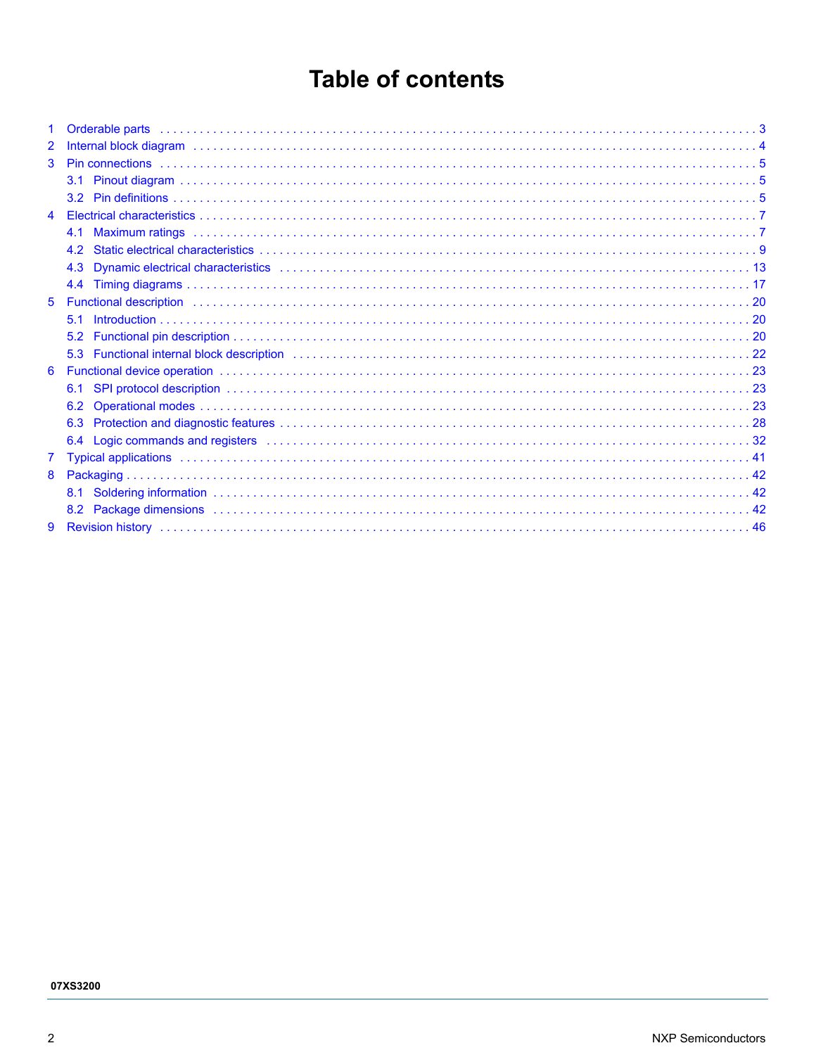# Table of contents

1 Orderable parts . . . . . . . . . . . . . . . . . . . . . . . . . . . . . . . . . . . . . . . . . . . . . . . . . . . . . . . . . . . . . . . . . . . . . . . . . . . . 3
2 Internal block diagram . . . . . . . . . . . . . . . . . . . . . . . . . . . . . . . . . . . . . . . . . . . . . . . . . . . . . . . . . . . . . . . . . . . . . . . . 4
3 Pin connections . . . . . . . . . . . . . . . . . . . . . . . . . . . . . . . . . . . . . . . . . . . . . . . . . . . . . . . . . . . . . . . . . . . . . . . . . . . . 5
  3.1 Pinout diagram . . . . . . . . . . . . . . . . . . . . . . . . . . . . . . . . . . . . . . . . . . . . . . . . . . . . . . . . . . . . . . . . . . . . . . . . 5
  3.2 Pin definitions . . . . . . . . . . . . . . . . . . . . . . . . . . . . . . . . . . . . . . . . . . . . . . . . . . . . . . . . . . . . . . . . . . . . . . . . . 5
4 Electrical characteristics . . . . . . . . . . . . . . . . . . . . . . . . . . . . . . . . . . . . . . . . . . . . . . . . . . . . . . . . . . . . . . . . . . . . 7
  4.1 Maximum ratings . . . . . . . . . . . . . . . . . . . . . . . . . . . . . . . . . . . . . . . . . . . . . . . . . . . . . . . . . . . . . . . . . . . . . . 7
  4.2 Static electrical characteristics . . . . . . . . . . . . . . . . . . . . . . . . . . . . . . . . . . . . . . . . . . . . . . . . . . . . . . . . . . . . 9
  4.3 Dynamic electrical characteristics . . . . . . . . . . . . . . . . . . . . . . . . . . . . . . . . . . . . . . . . . . . . . . . . . . . . . . . . 13
  4.4 Timing diagrams . . . . . . . . . . . . . . . . . . . . . . . . . . . . . . . . . . . . . . . . . . . . . . . . . . . . . . . . . . . . . . . . . . . . . . 17
5 Functional description . . . . . . . . . . . . . . . . . . . . . . . . . . . . . . . . . . . . . . . . . . . . . . . . . . . . . . . . . . . . . . . . . . . . . 20
  5.1 Introduction . . . . . . . . . . . . . . . . . . . . . . . . . . . . . . . . . . . . . . . . . . . . . . . . . . . . . . . . . . . . . . . . . . . . . . . . . . 20
  5.2 Functional pin description . . . . . . . . . . . . . . . . . . . . . . . . . . . . . . . . . . . . . . . . . . . . . . . . . . . . . . . . . . . . . . 20
  5.3 Functional internal block description . . . . . . . . . . . . . . . . . . . . . . . . . . . . . . . . . . . . . . . . . . . . . . . . . . . . . 22
6 Functional device operation . . . . . . . . . . . . . . . . . . . . . . . . . . . . . . . . . . . . . . . . . . . . . . . . . . . . . . . . . . . . . . . . 23
  6.1 SPI protocol description . . . . . . . . . . . . . . . . . . . . . . . . . . . . . . . . . . . . . . . . . . . . . . . . . . . . . . . . . . . . . . . . 23
  6.2 Operational modes . . . . . . . . . . . . . . . . . . . . . . . . . . . . . . . . . . . . . . . . . . . . . . . . . . . . . . . . . . . . . . . . . . . . 23
  6.3 Protection and diagnostic features . . . . . . . . . . . . . . . . . . . . . . . . . . . . . . . . . . . . . . . . . . . . . . . . . . . . . . . 28
  6.4 Logic commands and registers . . . . . . . . . . . . . . . . . . . . . . . . . . . . . . . . . . . . . . . . . . . . . . . . . . . . . . . . . 32
7 Typical applications . . . . . . . . . . . . . . . . . . . . . . . . . . . . . . . . . . . . . . . . . . . . . . . . . . . . . . . . . . . . . . . . . . . . . . . 41
8 Packaging . . . . . . . . . . . . . . . . . . . . . . . . . . . . . . . . . . . . . . . . . . . . . . . . . . . . . . . . . . . . . . . . . . . . . . . . . . . . . . . 42
  8.1 Soldering information . . . . . . . . . . . . . . . . . . . . . . . . . . . . . . . . . . . . . . . . . . . . . . . . . . . . . . . . . . . . . . . . . . 42
  8.2 Package dimensions . . . . . . . . . . . . . . . . . . . . . . . . . . . . . . . . . . . . . . . . . . . . . . . . . . . . . . . . . . . . . . . . . . . 42
9 Revision history . . . . . . . . . . . . . . . . . . . . . . . . . . . . . . . . . . . . . . . . . . . . . . . . . . . . . . . . . . . . . . . . . . . . . . . . . . 46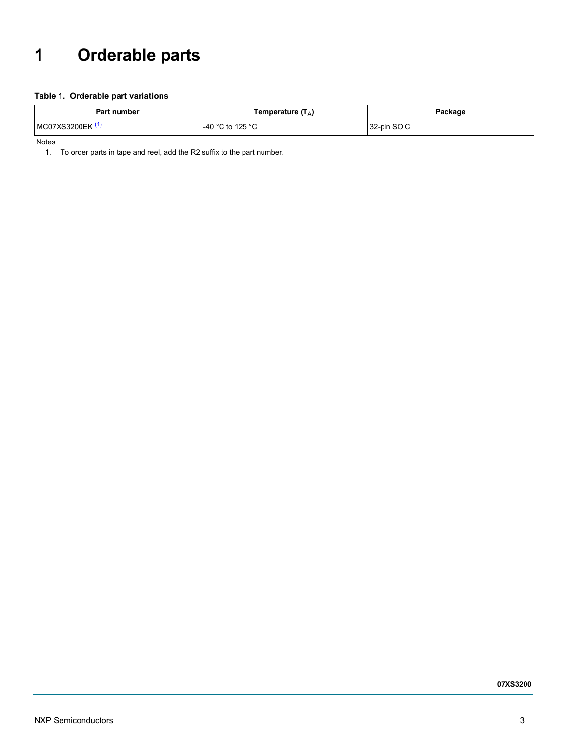# 1 Orderable parts

**Table 1. Orderable part variations**

| Part number | Temperature ($T_A$) | Package |
| --- | --- | --- |
| MC07XS3200EK [(1)] | -40 °C to 125 °C | 32-pin SOIC |

Notes

1. To order parts in tape and reel, add the R2 suffix to the part number.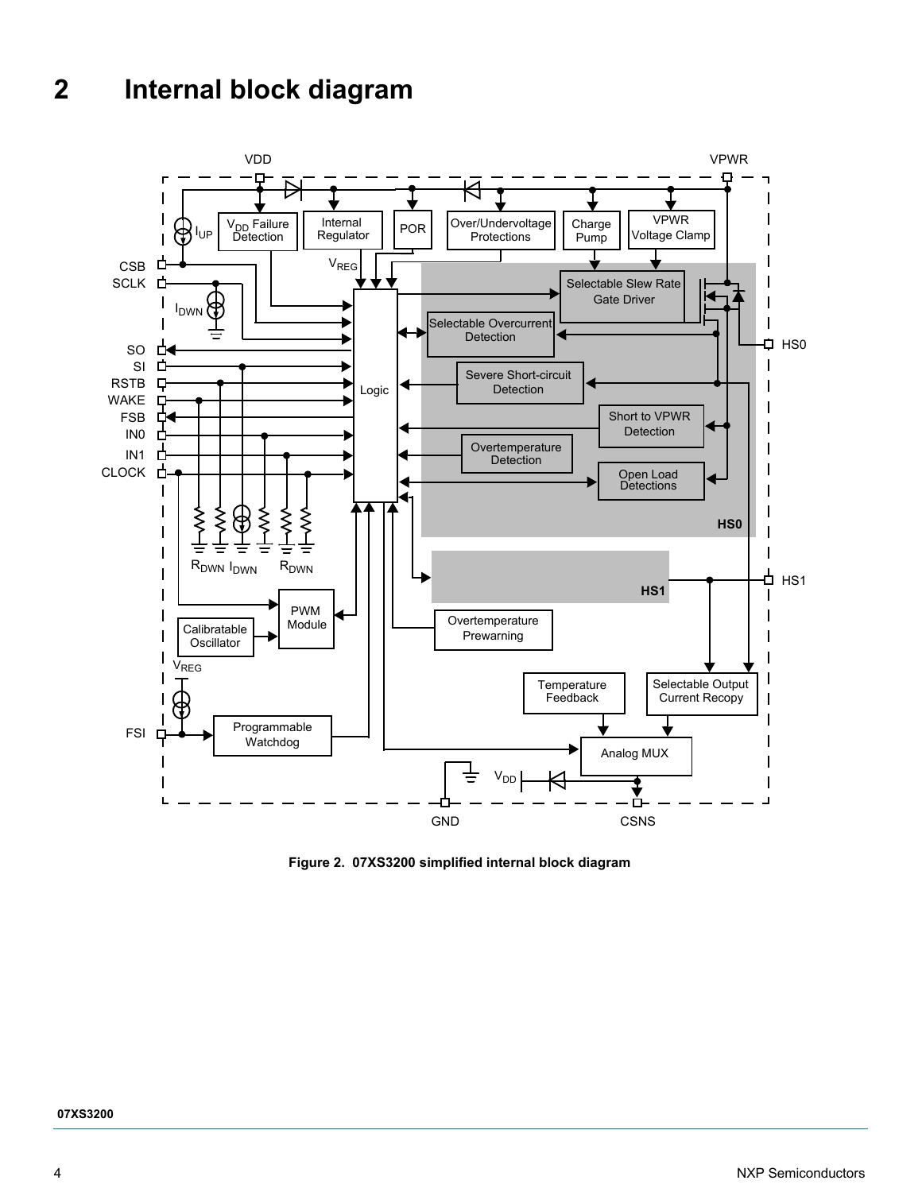## 2 Internal block diagram

Figure 2. 07XS3200 simplified internal block diagram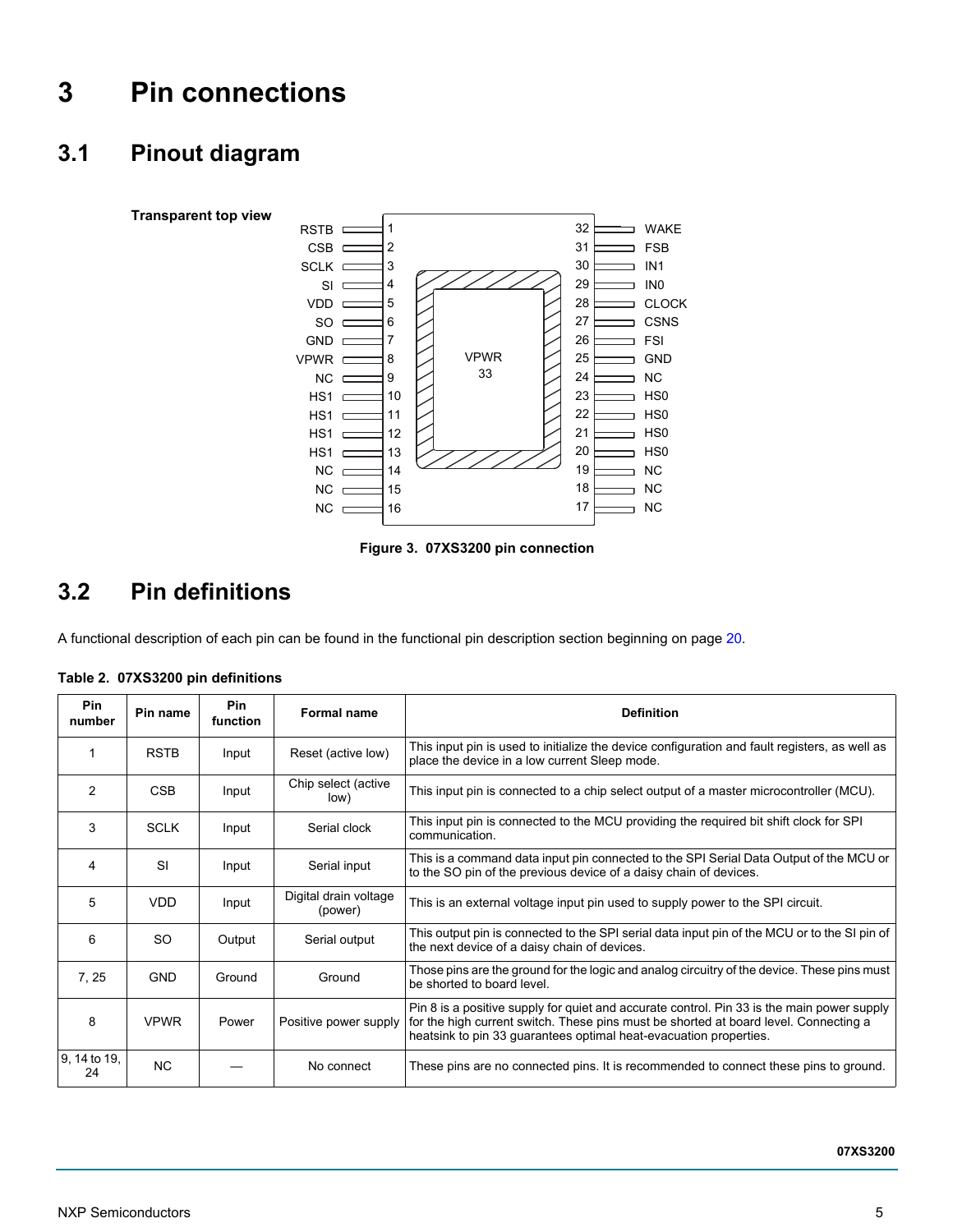# 3 Pin connections

## 3.1 Pinout diagram

**Transparent top view**

| Pin | Name | | Pin | Name |
|---|---|---|---|---|
| 1 | RSTB | | 32 | WAKE |
| 2 | CSB | | 31 | FSB |
| 3 | SCLK | | 30 | IN1 |
| 4 | SI | | 29 | IN0 |
| 5 | VDD | | 28 | CLOCK |
| 6 | SO | | 27 | CSNS |
| 7 | GND | | 26 | FSI |
| 8 | VPWR | | 25 | GND |
| 9 | NC | | 24 | NC |
| 10 | HS1 | | 23 | HS0 |
| 11 | HS1 | | 22 | HS0 |
| 12 | HS1 | | 21 | HS0 |
| 13 | HS1 | | 20 | HS0 |
| 14 | NC | | 19 | NC |
| 15 | NC | | 18 | NC |
| 16 | NC | | 17 | NC |

VPWR 33

**Figure 3. 07XS3200 pin connection**

## 3.2 Pin definitions

A functional description of each pin can be found in the functional pin description section beginning on page 20.

**Table 2. 07XS3200 pin definitions**

| Pin number | Pin name | Pin function | Formal name | Definition |
|---|---|---|---|---|
| 1 | RSTB | Input | Reset (active low) | This input pin is used to initialize the device configuration and fault registers, as well as place the device in a low current Sleep mode. |
| 2 | CSB | Input | Chip select (active low) | This input pin is connected to a chip select output of a master microcontroller (MCU). |
| 3 | SCLK | Input | Serial clock | This input pin is connected to the MCU providing the required bit shift clock for SPI communication. |
| 4 | SI | Input | Serial input | This is a command data input pin connected to the SPI Serial Data Output of the MCU or to the SO pin of the previous device of a daisy chain of devices. |
| 5 | VDD | Input | Digital drain voltage (power) | This is an external voltage input pin used to supply power to the SPI circuit. |
| 6 | SO | Output | Serial output | This output pin is connected to the SPI serial data input pin of the MCU or to the SI pin of the next device of a daisy chain of devices. |
| 7, 25 | GND | Ground | Ground | Those pins are the ground for the logic and analog circuitry of the device. These pins must be shorted to board level. |
| 8 | VPWR | Power | Positive power supply | Pin 8 is a positive supply for quiet and accurate control. Pin 33 is the main power supply for the high current switch. These pins must be shorted at board level. Connecting a heatsink to pin 33 guarantees optimal heat-evacuation properties. |
| 9, 14 to 19, 24 | NC | — | No connect | These pins are no connected pins. It is recommended to connect these pins to ground. |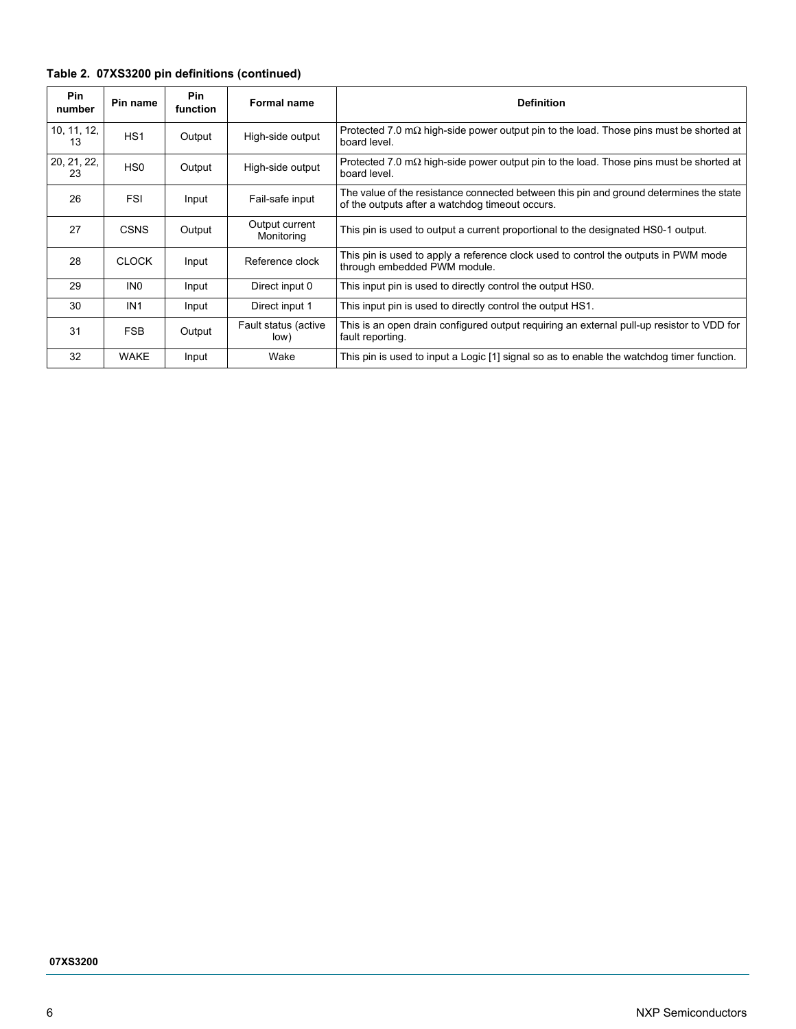**Table 2. 07XS3200 pin definitions (continued)**

| Pin number | Pin name | Pin function | Formal name | Definition |
|---|---|---|---|---|
| 10, 11, 12, 13 | HS1 | Output | High-side output | Protected 7.0 mΩ high-side power output pin to the load. Those pins must be shorted at board level. |
| 20, 21, 22, 23 | HS0 | Output | High-side output | Protected 7.0 mΩ high-side power output pin to the load. Those pins must be shorted at board level. |
| 26 | FSI | Input | Fail-safe input | The value of the resistance connected between this pin and ground determines the state of the outputs after a watchdog timeout occurs. |
| 27 | CSNS | Output | Output current Monitoring | This pin is used to output a current proportional to the designated HS0-1 output. |
| 28 | CLOCK | Input | Reference clock | This pin is used to apply a reference clock used to control the outputs in PWM mode through embedded PWM module. |
| 29 | IN0 | Input | Direct input 0 | This input pin is used to directly control the output HS0. |
| 30 | IN1 | Input | Direct input 1 | This input pin is used to directly control the output HS1. |
| 31 | FSB | Output | Fault status (active low) | This is an open drain configured output requiring an external pull-up resistor to VDD for fault reporting. |
| 32 | WAKE | Input | Wake | This pin is used to input a Logic [1] signal so as to enable the watchdog timer function. |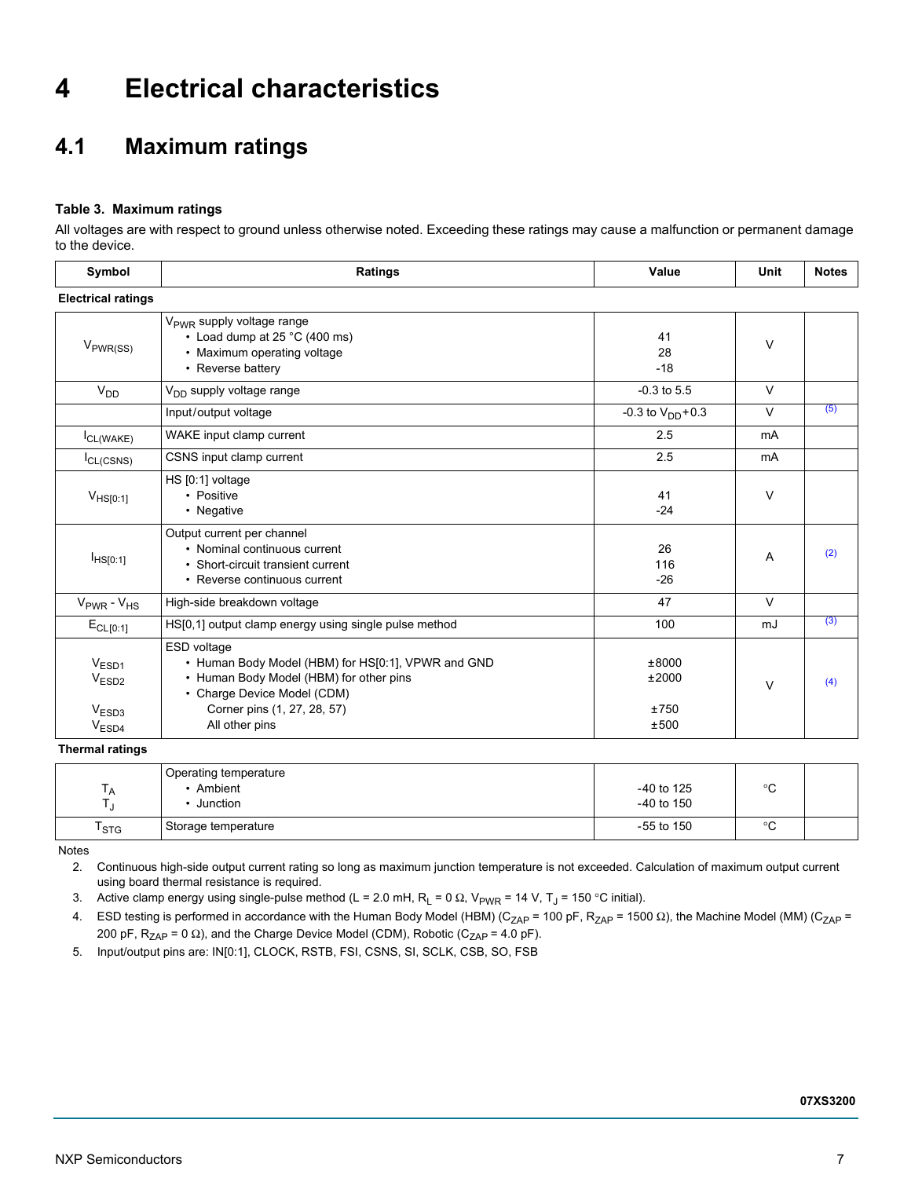# 4 Electrical characteristics

## 4.1 Maximum ratings

**Table 3. Maximum ratings**

All voltages are with respect to ground unless otherwise noted. Exceeding these ratings may cause a malfunction or permanent damage to the device.

| Symbol | Ratings | Value | Unit | Notes |
|---|---|---|---|---|
| **Electrical ratings** | | | | |
| $V_{PWR(SS)}$ | $V_{PWR}$ supply voltage range<br>• Load dump at 25 °C (400 ms)<br>• Maximum operating voltage<br>• Reverse battery | <br>41<br>28<br>-18 | V | |
| $V_{DD}$ | $V_{DD}$ supply voltage range | -0.3 to 5.5 | V | |
| | Input/output voltage | -0.3 to $V_{DD}$+0.3 | V | (5) |
| $I_{CL(WAKE)}$ | WAKE input clamp current | 2.5 | mA | |
| $I_{CL(CSNS)}$ | CSNS input clamp current | 2.5 | mA | |
| $V_{HS[0:1]}$ | HS [0:1] voltage<br>• Positive<br>• Negative | <br>41<br>-24 | V | |
| $I_{HS[0:1]}$ | Output current per channel<br>• Nominal continuous current<br>• Short-circuit transient current<br>• Reverse continuous current | <br>26<br>116<br>-26 | A | (2) |
| $V_{PWR}$ - $V_{HS}$ | High-side breakdown voltage | 47 | V | |
| $E_{CL[0:1]}$ | HS[0,1] output clamp energy using single pulse method | 100 | mJ | (3) |
| $V_{ESD1}$<br>$V_{ESD2}$<br><br>$V_{ESD3}$<br>$V_{ESD4}$ | ESD voltage<br>• Human Body Model (HBM) for HS[0:1], VPWR and GND<br>• Human Body Model (HBM) for other pins<br>• Charge Device Model (CDM)<br>Corner pins (1, 27, 28, 57)<br>All other pins | <br>±8000<br>±2000<br><br>±750<br>±500 | V | (4) |
| **Thermal ratings** | | | | |
| $T_A$<br>$T_J$ | Operating temperature<br>• Ambient<br>• Junction | <br>-40 to 125<br>-40 to 150 | °C | |
| $T_{STG}$ | Storage temperature | -55 to 150 | °C | |

Notes

2. Continuous high-side output current rating so long as maximum junction temperature is not exceeded. Calculation of maximum output current using board thermal resistance is required.
3. Active clamp energy using single-pulse method (L = 2.0 mH, $R_L$ = 0 Ω, $V_{PWR}$ = 14 V, $T_J$ = 150 °C initial).
4. ESD testing is performed in accordance with the Human Body Model (HBM) ($C_{ZAP}$ = 100 pF, $R_{ZAP}$ = 1500 Ω), the Machine Model (MM) ($C_{ZAP}$ = 200 pF, $R_{ZAP}$ = 0 Ω), and the Charge Device Model (CDM), Robotic ($C_{ZAP}$ = 4.0 pF).
5. Input/output pins are: IN[0:1], CLOCK, RSTB, FSI, CSNS, SI, SCLK, CSB, SO, FSB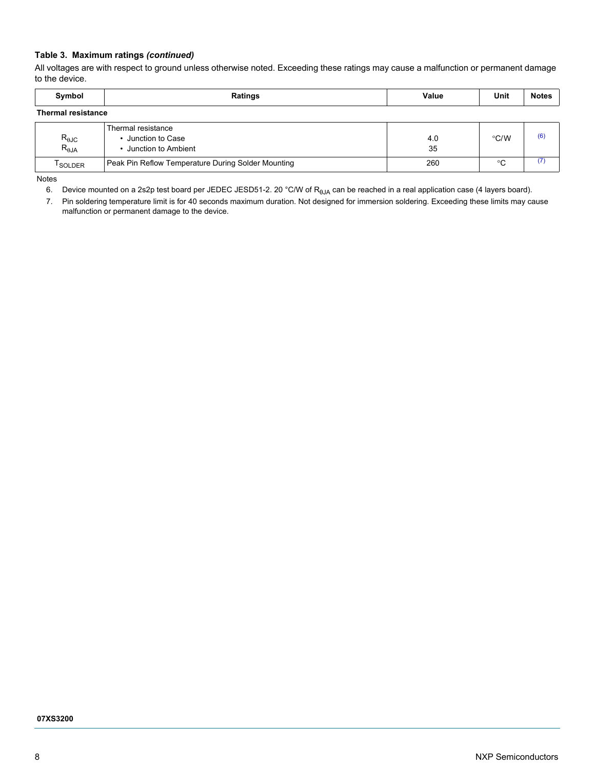**Table 3. Maximum ratings *(continued)***

All voltages are with respect to ground unless otherwise noted. Exceeding these ratings may cause a malfunction or permanent damage to the device.

| Symbol | Ratings | Value | Unit | Notes |
|---|---|---|---|---|
| **Thermal resistance** | | | | |
| $R_{\theta JC}$<br>$R_{\theta JA}$ | Thermal resistance<br>• Junction to Case<br>• Junction to Ambient | 4.0<br>35 | °C/W | (6) |
| $T_{SOLDER}$ | Peak Pin Reflow Temperature During Solder Mounting | 260 | °C | (7) |

Notes

6. Device mounted on a 2s2p test board per JEDEC JESD51-2. 20 °C/W of $R_{\theta JA}$ can be reached in a real application case (4 layers board).
7. Pin soldering temperature limit is for 40 seconds maximum duration. Not designed for immersion soldering. Exceeding these limits may cause malfunction or permanent damage to the device.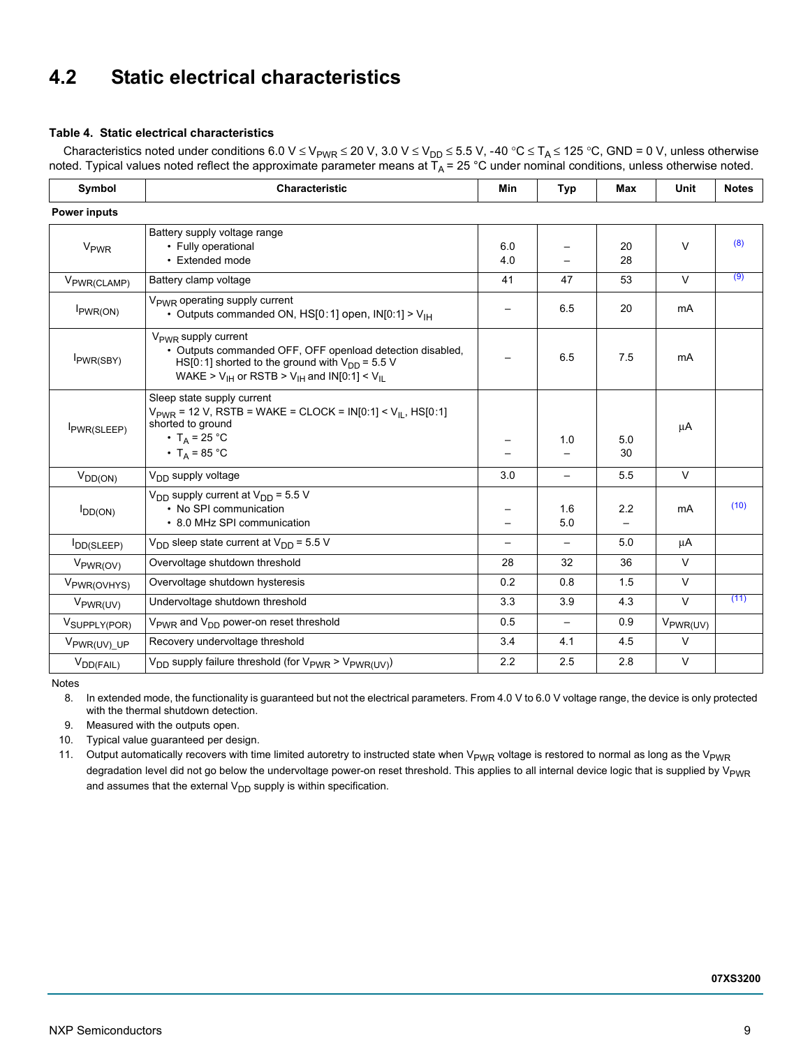## 4.2 Static electrical characteristics

**Table 4. Static electrical characteristics**

Characteristics noted under conditions 6.0 V ≤ $V_{PWR}$ ≤ 20 V, 3.0 V ≤ $V_{DD}$ ≤ 5.5 V, -40 °C ≤ $T_A$ ≤ 125 °C, GND = 0 V, unless otherwise noted. Typical values noted reflect the approximate parameter means at $T_A$ = 25 °C under nominal conditions, unless otherwise noted.

| Symbol | Characteristic | Min | Typ | Max | Unit | Notes |
|---|---|---|---|---|---|---|
| **Power inputs** | | | | | | |
| $V_{PWR}$ | Battery supply voltage range<br>• Fully operational<br>• Extended mode | <br>6.0<br>4.0 | <br>–<br>– | <br>20<br>28 | V | (8) |
| $V_{PWR(CLAMP)}$ | Battery clamp voltage | 41 | 47 | 53 | V | (9) |
| $I_{PWR(ON)}$ | $V_{PWR}$ operating supply current<br>• Outputs commanded ON, HS[0:1] open, IN[0:1] > $V_{IH}$ | – | 6.5 | 20 | mA | |
| $I_{PWR(SBY)}$ | $V_{PWR}$ supply current<br>• Outputs commanded OFF, OFF openload detection disabled, HS[0:1] shorted to the ground with $V_{DD}$ = 5.5 V WAKE > $V_{IH}$ or RSTB > $V_{IH}$ and IN[0:1] < $V_{IL}$ | – | 6.5 | 7.5 | mA | |
| $I_{PWR(SLEEP)}$ | Sleep state supply current<br>$V_{PWR}$ = 12 V, RSTB = WAKE = CLOCK = IN[0:1] < $V_{IL}$, HS[0:1] shorted to ground<br>• $T_A$ = 25 °C<br>• $T_A$ = 85 °C | <br><br><br>–<br>– | <br><br><br>1.0<br>– | <br><br><br>5.0<br>30 | µA | |
| $V_{DD(ON)}$ | $V_{DD}$ supply voltage | 3.0 | – | 5.5 | V | |
| $I_{DD(ON)}$ | $V_{DD}$ supply current at $V_{DD}$ = 5.5 V<br>• No SPI communication<br>• 8.0 MHz SPI communication | <br>–<br>– | <br>1.6<br>5.0 | <br>2.2<br>– | mA | (10) |
| $I_{DD(SLEEP)}$ | $V_{DD}$ sleep state current at $V_{DD}$ = 5.5 V | – | – | 5.0 | µA | |
| $V_{PWR(OV)}$ | Overvoltage shutdown threshold | 28 | 32 | 36 | V | |
| $V_{PWR(OVHYS)}$ | Overvoltage shutdown hysteresis | 0.2 | 0.8 | 1.5 | V | |
| $V_{PWR(UV)}$ | Undervoltage shutdown threshold | 3.3 | 3.9 | 4.3 | V | (11) |
| $V_{SUPPLY(POR)}$ | $V_{PWR}$ and $V_{DD}$ power-on reset threshold | 0.5 | – | 0.9 | $V_{PWR(UV)}$ | |
| $V_{PWR(UV)\_UP}$ | Recovery undervoltage threshold | 3.4 | 4.1 | 4.5 | V | |
| $V_{DD(FAIL)}$ | $V_{DD}$ supply failure threshold (for $V_{PWR}$ > $V_{PWR(UV)}$) | 2.2 | 2.5 | 2.8 | V | |

Notes

8. In extended mode, the functionality is guaranteed but not the electrical parameters. From 4.0 V to 6.0 V voltage range, the device is only protected with the thermal shutdown detection.
9. Measured with the outputs open.
10. Typical value guaranteed per design.
11. Output automatically recovers with time limited autoretry to instructed state when $V_{PWR}$ voltage is restored to normal as long as the $V_{PWR}$ degradation level did not go below the undervoltage power-on reset threshold. This applies to all internal device logic that is supplied by $V_{PWR}$ and assumes that the external $V_{DD}$ supply is within specification.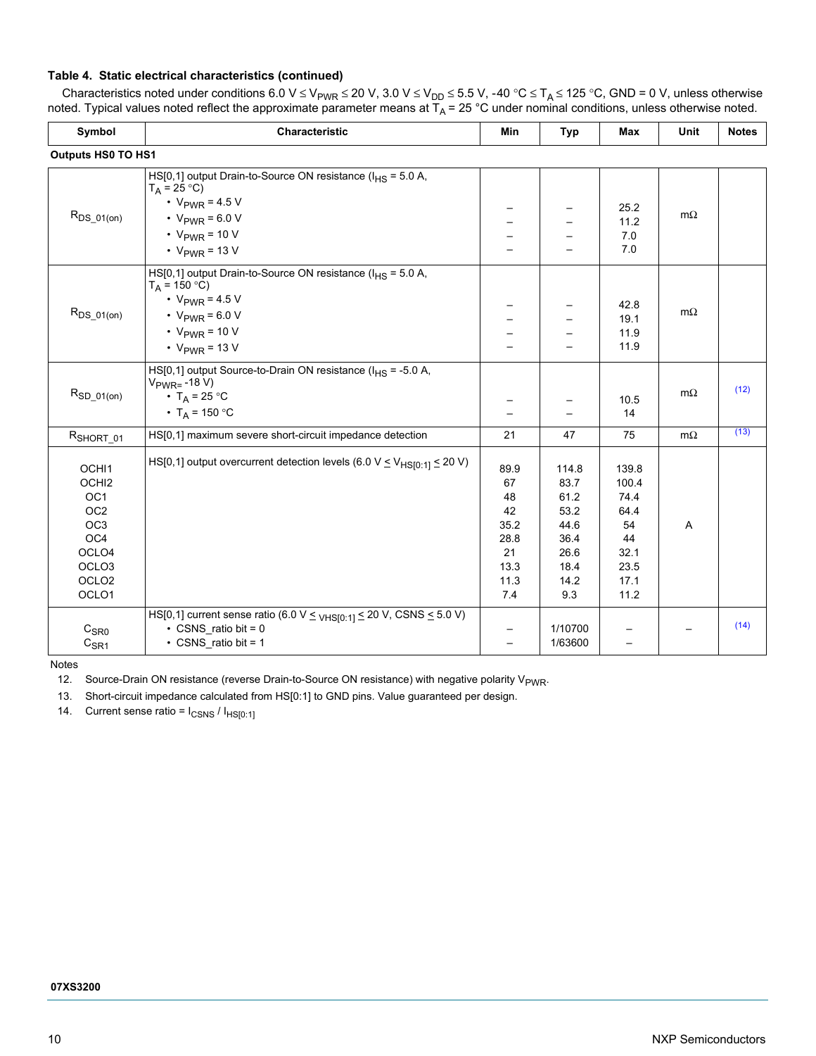**Table 4. Static electrical characteristics (continued)**

Characteristics noted under conditions 6.0 V ≤ $V_{PWR}$ ≤ 20 V, 3.0 V ≤ $V_{DD}$ ≤ 5.5 V, -40 °C ≤ $T_A$ ≤ 125 °C, GND = 0 V, unless otherwise noted. Typical values noted reflect the approximate parameter means at $T_A$ = 25 °C under nominal conditions, unless otherwise noted.

| Symbol | Characteristic | Min | Typ | Max | Unit | Notes |
|---|---|---|---|---|---|---|
| **Outputs HS0 TO HS1** | | | | | | |
| $R_{DS\_01(on)}$ | HS[0,1] output Drain-to-Source ON resistance ($I_{HS}$ = 5.0 A, $T_A$ = 25 °C)<br>• $V_{PWR}$ = 4.5 V<br>• $V_{PWR}$ = 6.0 V<br>• $V_{PWR}$ = 10 V<br>• $V_{PWR}$ = 13 V | –<br>–<br>–<br>– | –<br>–<br>–<br>– | 25.2<br>11.2<br>7.0<br>7.0 | mΩ | |
| $R_{DS\_01(on)}$ | HS[0,1] output Drain-to-Source ON resistance ($I_{HS}$ = 5.0 A, $T_A$ = 150 °C)<br>• $V_{PWR}$ = 4.5 V<br>• $V_{PWR}$ = 6.0 V<br>• $V_{PWR}$ = 10 V<br>• $V_{PWR}$ = 13 V | –<br>–<br>–<br>– | –<br>–<br>–<br>– | 42.8<br>19.1<br>11.9<br>11.9 | mΩ | |
| $R_{SD\_01(on)}$ | HS[0,1] output Source-to-Drain ON resistance ($I_{HS}$ = -5.0 A, $V_{PWR}$= -18 V)<br>• $T_A$ = 25 °C<br>• $T_A$ = 150 °C | –<br>– | –<br>– | 10.5<br>14 | mΩ | (12) |
| $R_{SHORT\_01}$ | HS[0,1] maximum severe short-circuit impedance detection | 21 | 47 | 75 | mΩ | (13) |
| OCHI1<br>OCHI2<br>OC1<br>OC2<br>OC3<br>OC4<br>OCLO4<br>OCLO3<br>OCLO2<br>OCLO1 | HS[0,1] output overcurrent detection levels (6.0 V ≤ $V_{HS[0:1]}$ ≤ 20 V) | 89.9<br>67<br>48<br>42<br>35.2<br>28.8<br>21<br>13.3<br>11.3<br>7.4 | 114.8<br>83.7<br>61.2<br>53.2<br>44.6<br>36.4<br>26.6<br>18.4<br>14.2<br>9.3 | 139.8<br>100.4<br>74.4<br>64.4<br>54<br>44<br>32.1<br>23.5<br>17.1<br>11.2 | A | |
| $C_{SR0}$<br>$C_{SR1}$ | HS[0,1] current sense ratio (6.0 V ≤ $V_{HS[0:1]}$ ≤ 20 V, CSNS ≤ 5.0 V)<br>• CSNS_ratio bit = 0<br>• CSNS_ratio bit = 1 | –<br>– | 1/10700<br>1/63600 | –<br>– | – | (14) |

Notes

12. Source-Drain ON resistance (reverse Drain-to-Source ON resistance) with negative polarity $V_{PWR}$.
13. Short-circuit impedance calculated from HS[0:1] to GND pins. Value guaranteed per design.
14. Current sense ratio = $I_{CSNS}$ / $I_{HS[0:1]}$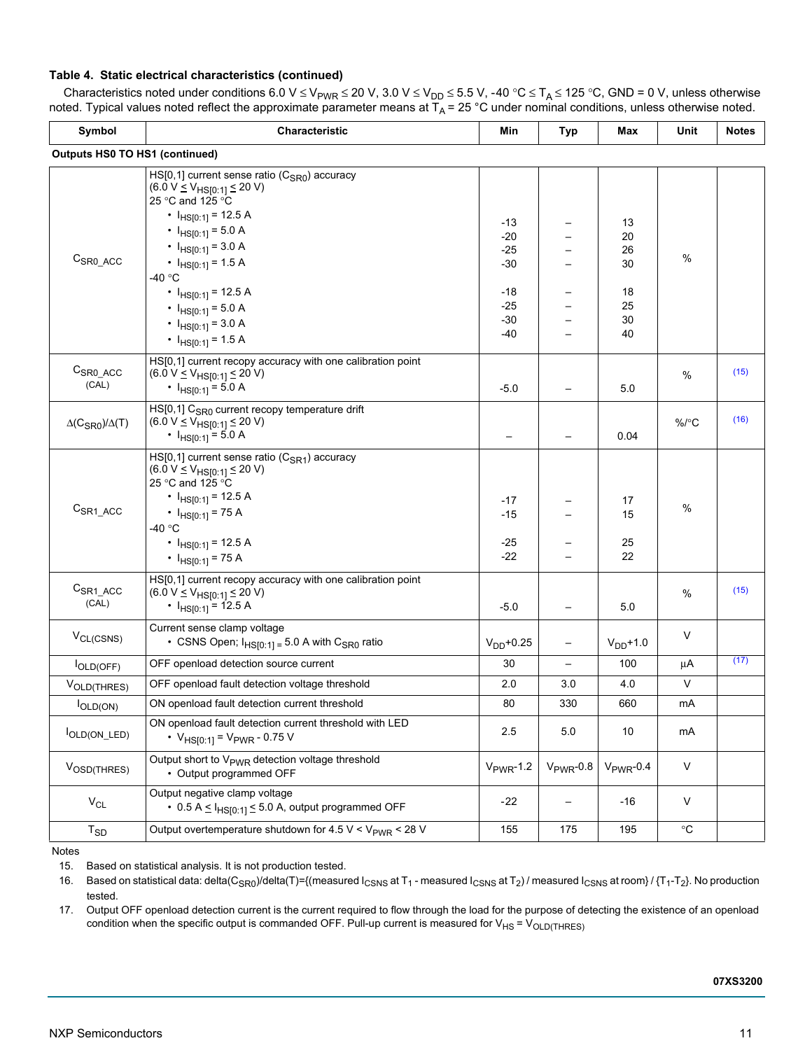**Table 4. Static electrical characteristics (continued)**

Characteristics noted under conditions 6.0 V ≤ $V_{PWR}$ ≤ 20 V, 3.0 V ≤ $V_{DD}$ ≤ 5.5 V, -40 °C ≤ $T_A$ ≤ 125 °C, GND = 0 V, unless otherwise noted. Typical values noted reflect the approximate parameter means at $T_A$ = 25 °C under nominal conditions, unless otherwise noted.

| Symbol | Characteristic | Min | Typ | Max | Unit | Notes |
|---|---|---|---|---|---|---|
| **Outputs HS0 TO HS1 (continued)** | | | | | | |
| $C_{SR0\_ACC}$ | HS[0,1] current sense ratio ($C_{SR0}$) accuracy (6.0 V ≤ $V_{HS[0:1]}$ ≤ 20 V)<br>25 °C and 125 °C<br>• $I_{HS[0:1]}$ = 12.5 A<br>• $I_{HS[0:1]}$ = 5.0 A<br>• $I_{HS[0:1]}$ = 3.0 A<br>• $I_{HS[0:1]}$ = 1.5 A<br>-40 °C<br>• $I_{HS[0:1]}$ = 12.5 A<br>• $I_{HS[0:1]}$ = 5.0 A<br>• $I_{HS[0:1]}$ = 3.0 A<br>• $I_{HS[0:1]}$ = 1.5 A | <br><br>-13<br>-20<br>-25<br>-30<br><br>-18<br>-25<br>-30<br>-40 | <br><br>–<br>–<br>–<br>–<br><br>–<br>–<br>–<br>– | <br><br>13<br>20<br>26<br>30<br><br>18<br>25<br>30<br>40 | % | |
| $C_{SR0\_ACC}$ (CAL) | HS[0,1] current recopy accuracy with one calibration point (6.0 V ≤ $V_{HS[0:1]}$ ≤ 20 V)<br>• $I_{HS[0:1]}$ = 5.0 A | -5.0 | – | 5.0 | % | (15) |
| $\Delta(C_{SR0})/\Delta(T)$ | HS[0,1] $C_{SR0}$ current recopy temperature drift (6.0 V ≤ $V_{HS[0:1]}$ ≤ 20 V)<br>• $I_{HS[0:1]}$ = 5.0 A | – | – | 0.04 | %/°C | (16) |
| $C_{SR1\_ACC}$ | HS[0,1] current sense ratio ($C_{SR1}$) accuracy (6.0 V ≤ $V_{HS[0:1]}$ ≤ 20 V)<br>25 °C and 125 °C<br>• $I_{HS[0:1]}$ = 12.5 A<br>• $I_{HS[0:1]}$ = 75 A<br>-40 °C<br>• $I_{HS[0:1]}$ = 12.5 A<br>• $I_{HS[0:1]}$ = 75 A | <br><br>-17<br>-15<br><br>-25<br>-22 | <br><br>–<br>–<br><br>–<br>– | <br><br>17<br>15<br><br>25<br>22 | % | |
| $C_{SR1\_ACC}$ (CAL) | HS[0,1] current recopy accuracy with one calibration point (6.0 V ≤ $V_{HS[0:1]}$ ≤ 20 V)<br>• $I_{HS[0:1]}$ = 12.5 A | -5.0 | – | 5.0 | % | (15) |
| $V_{CL(CSNS)}$ | Current sense clamp voltage<br>• CSNS Open; $I_{HS[0:1]}$ = 5.0 A with $C_{SR0}$ ratio | $V_{DD}$+0.25 | – | $V_{DD}$+1.0 | V | |
| $I_{OLD(OFF)}$ | OFF openload detection source current | 30 | – | 100 | µA | (17) |
| $V_{OLD(THRES)}$ | OFF openload fault detection voltage threshold | 2.0 | 3.0 | 4.0 | V | |
| $I_{OLD(ON)}$ | ON openload fault detection current threshold | 80 | 330 | 660 | mA | |
| $I_{OLD(ON\_LED)}$ | ON openload fault detection current threshold with LED<br>• $V_{HS[0:1]}$ = $V_{PWR}$ - 0.75 V | 2.5 | 5.0 | 10 | mA | |
| $V_{OSD(THRES)}$ | Output short to $V_{PWR}$ detection voltage threshold<br>• Output programmed OFF | $V_{PWR}$-1.2 | $V_{PWR}$-0.8 | $V_{PWR}$-0.4 | V | |
| $V_{CL}$ | Output negative clamp voltage<br>• 0.5 A ≤ $I_{HS[0:1]}$ ≤ 5.0 A, output programmed OFF | -22 | – | -16 | V | |
| $T_{SD}$ | Output overtemperature shutdown for 4.5 V < $V_{PWR}$ < 28 V | 155 | 175 | 195 | °C | |

Notes

15. Based on statistical analysis. It is not production tested.
16. Based on statistical data: delta($C_{SR0}$)/delta(T)={(measured $I_{CSNS}$ at $T_1$ - measured $I_{CSNS}$ at $T_2$) / measured $I_{CSNS}$ at room} / {$T_1$-$T_2$}. No production tested.
17. Output OFF openload detection current is the current required to flow through the load for the purpose of detecting the existence of an openload condition when the specific output is commanded OFF. Pull-up current is measured for $V_{HS}$ = $V_{OLD(THRES)}$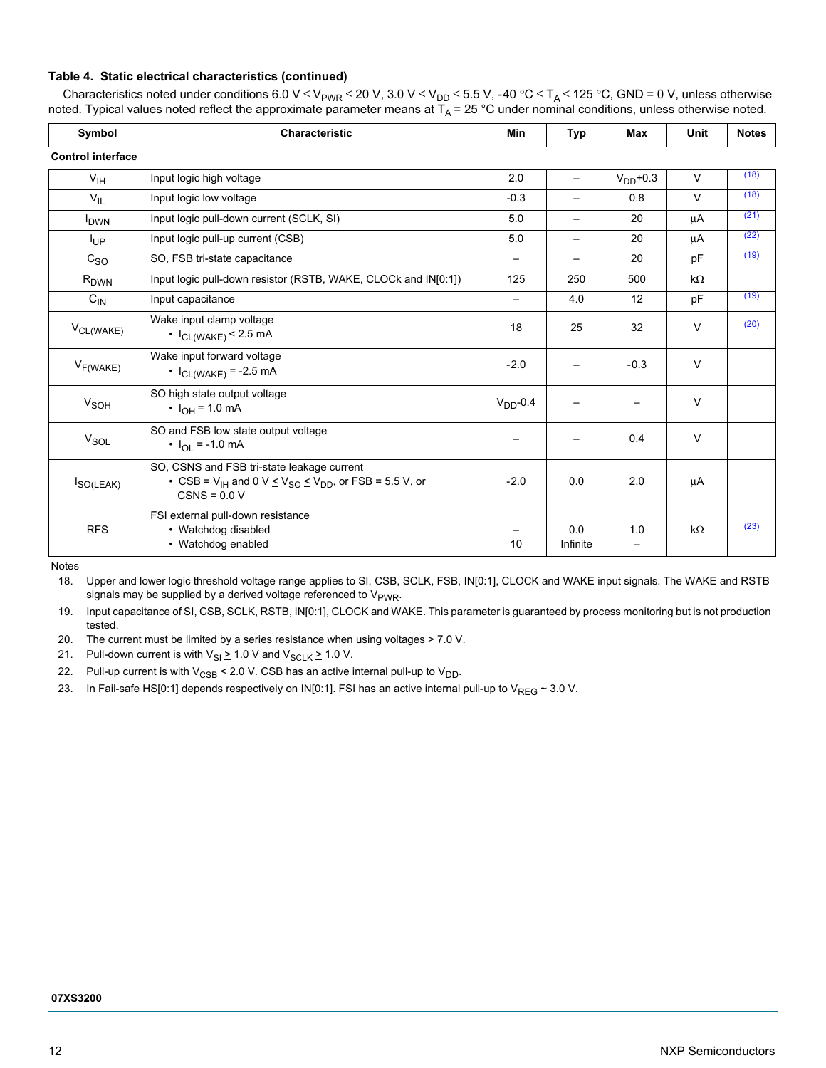**Table 4. Static electrical characteristics (continued)**

Characteristics noted under conditions 6.0 V ≤ $V_{PWR}$ ≤ 20 V, 3.0 V ≤ $V_{DD}$ ≤ 5.5 V, -40 °C ≤ $T_A$ ≤ 125 °C, GND = 0 V, unless otherwise noted. Typical values noted reflect the approximate parameter means at $T_A$ = 25 °C under nominal conditions, unless otherwise noted.

| Symbol | Characteristic | Min | Typ | Max | Unit | Notes |
|---|---|---|---|---|---|---|
| **Control interface** | | | | | | |
| $V_{IH}$ | Input logic high voltage | 2.0 | – | $V_{DD}$+0.3 | V | (18) |
| $V_{IL}$ | Input logic low voltage | -0.3 | – | 0.8 | V | (18) |
| $I_{DWN}$ | Input logic pull-down current (SCLK, SI) | 5.0 | – | 20 | µA | (21) |
| $I_{UP}$ | Input logic pull-up current (CSB) | 5.0 | – | 20 | µA | (22) |
| $C_{SO}$ | SO, FSB tri-state capacitance | – | – | 20 | pF | (19) |
| $R_{DWN}$ | Input logic pull-down resistor (RSTB, WAKE, CLOCk and IN[0:1]) | 125 | 250 | 500 | kΩ | |
| $C_{IN}$ | Input capacitance | – | 4.0 | 12 | pF | (19) |
| $V_{CL(WAKE)}$ | Wake input clamp voltage<br>• $I_{CL(WAKE)}$ < 2.5 mA | 18 | 25 | 32 | V | (20) |
| $V_{F(WAKE)}$ | Wake input forward voltage<br>• $I_{CL(WAKE)}$ = -2.5 mA | -2.0 | – | -0.3 | V | |
| $V_{SOH}$ | SO high state output voltage<br>• $I_{OH}$ = 1.0 mA | $V_{DD}$-0.4 | – | – | V | |
| $V_{SOL}$ | SO and FSB low state output voltage<br>• $I_{OL}$ = -1.0 mA | – | – | 0.4 | V | |
| $I_{SO(LEAK)}$ | SO, CSNS and FSB tri-state leakage current<br>• CSB = $V_{IH}$ and 0 V ≤ $V_{SO}$ ≤ $V_{DD}$, or FSB = 5.5 V, or CSNS = 0.0 V | -2.0 | 0.0 | 2.0 | µA | |
| RFS | FSI external pull-down resistance<br>• Watchdog disabled<br>• Watchdog enabled | –<br>10 | 0.0<br>Infinite | 1.0<br>– | kΩ | (23) |

Notes

18. Upper and lower logic threshold voltage range applies to SI, CSB, SCLK, FSB, IN[0:1], CLOCK and WAKE input signals. The WAKE and RSTB signals may be supplied by a derived voltage referenced to $V_{PWR}$.
19. Input capacitance of SI, CSB, SCLK, RSTB, IN[0:1], CLOCK and WAKE. This parameter is guaranteed by process monitoring but is not production tested.
20. The current must be limited by a series resistance when using voltages > 7.0 V.
21. Pull-down current is with $V_{SI}$ ≥ 1.0 V and $V_{SCLK}$ ≥ 1.0 V.
22. Pull-up current is with $V_{CSB}$ ≤ 2.0 V. CSB has an active internal pull-up to $V_{DD}$.
23. In Fail-safe HS[0:1] depends respectively on IN[0:1]. FSI has an active internal pull-up to $V_{REG}$ ~ 3.0 V.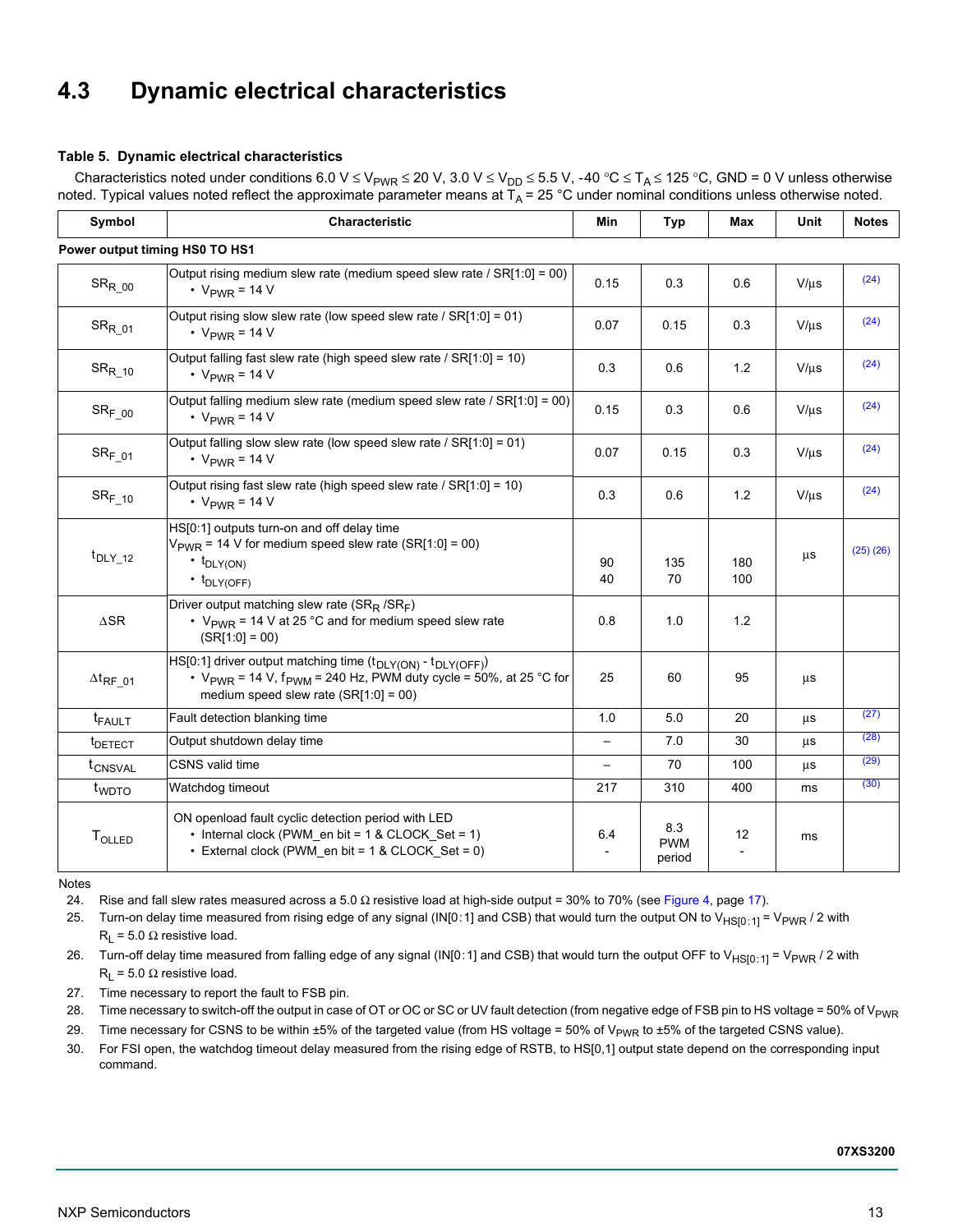## 4.3 Dynamic electrical characteristics

**Table 5. Dynamic electrical characteristics**

Characteristics noted under conditions 6.0 V ≤ $V_{PWR}$ ≤ 20 V, 3.0 V ≤ $V_{DD}$ ≤ 5.5 V, -40 °C ≤ $T_A$ ≤ 125 °C, GND = 0 V unless otherwise noted. Typical values noted reflect the approximate parameter means at $T_A$ = 25 °C under nominal conditions unless otherwise noted.

| Symbol | Characteristic | Min | Typ | Max | Unit | Notes |
|---|---|---|---|---|---|---|
| **Power output timing HS0 TO HS1** | | | | | | |
| $SR_{R\_00}$ | Output rising medium slew rate (medium speed slew rate / SR[1:0] = 00)<br>• $V_{PWR}$ = 14 V | 0.15 | 0.3 | 0.6 | V/µs | (24) |
| $SR_{R\_01}$ | Output rising slow slew rate (low speed slew rate / SR[1:0] = 01)<br>• $V_{PWR}$ = 14 V | 0.07 | 0.15 | 0.3 | V/µs | (24) |
| $SR_{R\_10}$ | Output falling fast slew rate (high speed slew rate / SR[1:0] = 10)<br>• $V_{PWR}$ = 14 V | 0.3 | 0.6 | 1.2 | V/µs | (24) |
| $SR_{F\_00}$ | Output falling medium slew rate (medium speed slew rate / SR[1:0] = 00)<br>• $V_{PWR}$ = 14 V | 0.15 | 0.3 | 0.6 | V/µs | (24) |
| $SR_{F\_01}$ | Output falling slow slew rate (low speed slew rate / SR[1:0] = 01)<br>• $V_{PWR}$ = 14 V | 0.07 | 0.15 | 0.3 | V/µs | (24) |
| $SR_{F\_10}$ | Output rising fast slew rate (high speed slew rate / SR[1:0] = 10)<br>• $V_{PWR}$ = 14 V | 0.3 | 0.6 | 1.2 | V/µs | (24) |
| $t_{DLY\_12}$ | HS[0:1] outputs turn-on and off delay time<br>$V_{PWR}$ = 14 V for medium speed slew rate (SR[1:0] = 00)<br>• $t_{DLY(ON)}$<br>• $t_{DLY(OFF)}$ | <br><br>90<br>40 | <br><br>135<br>70 | <br><br>180<br>100 | µs | (25) (26) |
| ΔSR | Driver output matching slew rate ($SR_R$ /$SR_F$)<br>• $V_{PWR}$ = 14 V at 25 °C and for medium speed slew rate (SR[1:0] = 00) | 0.8 | 1.0 | 1.2 | | |
| $\Delta t_{RF\_01}$ | HS[0:1] driver output matching time ($t_{DLY(ON)}$ - $t_{DLY(OFF)}$)<br>• $V_{PWR}$ = 14 V, $f_{PWM}$ = 240 Hz, PWM duty cycle = 50%, at 25 °C for medium speed slew rate (SR[1:0] = 00) | 25 | 60 | 95 | µs | |
| $t_{FAULT}$ | Fault detection blanking time | 1.0 | 5.0 | 20 | µs | (27) |
| $t_{DETECT}$ | Output shutdown delay time | – | 7.0 | 30 | µs | (28) |
| $t_{CNSVAL}$ | CSNS valid time | – | 70 | 100 | µs | (29) |
| $t_{WDTO}$ | Watchdog timeout | 217 | 310 | 400 | ms | (30) |
| $T_{OLLED}$ | ON openload fault cyclic detection period with LED<br>• Internal clock (PWM_en bit = 1 & CLOCK_Set = 1)<br>• External clock (PWM_en bit = 1 & CLOCK_Set = 0) | 6.4<br>- | 8.3<br>PWM period | 12<br>- | ms | |

Notes

24. Rise and fall slew rates measured across a 5.0 Ω resistive load at high-side output = 30% to 70% (see Figure 4, page 17).
25. Turn-on delay time measured from rising edge of any signal (IN[0:1] and CSB) that would turn the output ON to $V_{HS[0:1]}$ = $V_{PWR}$ / 2 with $R_L$ = 5.0 Ω resistive load.
26. Turn-off delay time measured from falling edge of any signal (IN[0:1] and CSB) that would turn the output OFF to $V_{HS[0:1]}$ = $V_{PWR}$ / 2 with $R_L$ = 5.0 Ω resistive load.
27. Time necessary to report the fault to FSB pin.
28. Time necessary to switch-off the output in case of OT or OC or SC or UV fault detection (from negative edge of FSB pin to HS voltage = 50% of $V_{PWR}$
29. Time necessary for CSNS to be within ±5% of the targeted value (from HS voltage = 50% of $V_{PWR}$ to ±5% of the targeted CSNS value).
30. For FSI open, the watchdog timeout delay measured from the rising edge of RSTB, to HS[0,1] output state depend on the corresponding input command.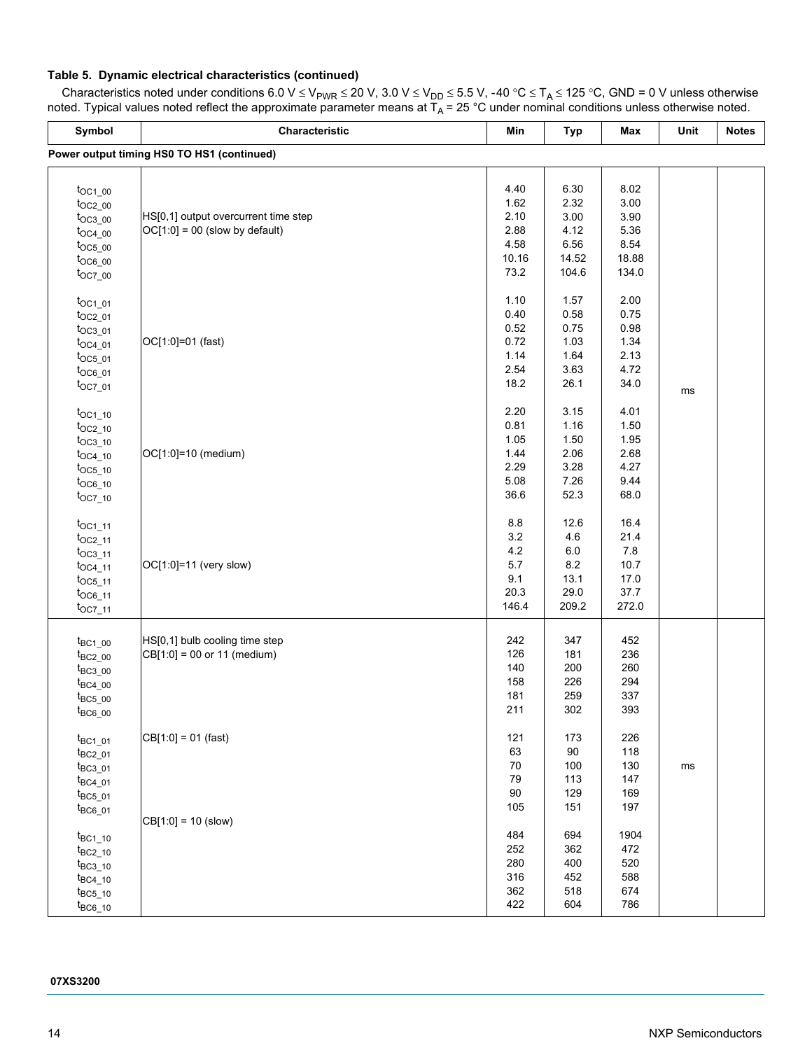**Table 5. Dynamic electrical characteristics (continued)**

Characteristics noted under conditions 6.0 V ≤ $V_{PWR}$ ≤ 20 V, 3.0 V ≤ $V_{DD}$ ≤ 5.5 V, -40 °C ≤ $T_A$ ≤ 125 °C, GND = 0 V unless otherwise noted. Typical values noted reflect the approximate parameter means at $T_A$ = 25 °C under nominal conditions unless otherwise noted.

| Symbol | Characteristic | Min | Typ | Max | Unit | Notes |
|---|---|---|---|---|---|---|
| **Power output timing HS0 TO HS1 (continued)** | | | | | | |
| $t_{OC1\_00}$ | HS[0,1] output overcurrent time step OC[1:0] = 00 (slow by default) | 4.40 | 6.30 | 8.02 | ms | |
| $t_{OC2\_00}$ | | 1.62 | 2.32 | 3.00 | | |
| $t_{OC3\_00}$ | | 2.10 | 3.00 | 3.90 | | |
| $t_{OC4\_00}$ | | 2.88 | 4.12 | 5.36 | | |
| $t_{OC5\_00}$ | | 4.58 | 6.56 | 8.54 | | |
| $t_{OC6\_00}$ | | 10.16 | 14.52 | 18.88 | | |
| $t_{OC7\_00}$ | | 73.2 | 104.6 | 134.0 | | |
| $t_{OC1\_01}$ | OC[1:0]=01 (fast) | 1.10 | 1.57 | 2.00 | | |
| $t_{OC2\_01}$ | | 0.40 | 0.58 | 0.75 | | |
| $t_{OC3\_01}$ | | 0.52 | 0.75 | 0.98 | | |
| $t_{OC4\_01}$ | | 0.72 | 1.03 | 1.34 | | |
| $t_{OC5\_01}$ | | 1.14 | 1.64 | 2.13 | | |
| $t_{OC6\_01}$ | | 2.54 | 3.63 | 4.72 | | |
| $t_{OC7\_01}$ | | 18.2 | 26.1 | 34.0 | | |
| $t_{OC1\_10}$ | OC[1:0]=10 (medium) | 2.20 | 3.15 | 4.01 | | |
| $t_{OC2\_10}$ | | 0.81 | 1.16 | 1.50 | | |
| $t_{OC3\_10}$ | | 1.05 | 1.50 | 1.95 | | |
| $t_{OC4\_10}$ | | 1.44 | 2.06 | 2.68 | | |
| $t_{OC5\_10}$ | | 2.29 | 3.28 | 4.27 | | |
| $t_{OC6\_10}$ | | 5.08 | 7.26 | 9.44 | | |
| $t_{OC7\_10}$ | | 36.6 | 52.3 | 68.0 | | |
| $t_{OC1\_11}$ | OC[1:0]=11 (very slow) | 8.8 | 12.6 | 16.4 | | |
| $t_{OC2\_11}$ | | 3.2 | 4.6 | 21.4 | | |
| $t_{OC3\_11}$ | | 4.2 | 6.0 | 7.8 | | |
| $t_{OC4\_11}$ | | 5.7 | 8.2 | 10.7 | | |
| $t_{OC5\_11}$ | | 9.1 | 13.1 | 17.0 | | |
| $t_{OC6\_11}$ | | 20.3 | 29.0 | 37.7 | | |
| $t_{OC7\_11}$ | | 146.4 | 209.2 | 272.0 | | |
| $t_{BC1\_00}$ | HS[0,1] bulb cooling time step CB[1:0] = 00 or 11 (medium) | 242 | 347 | 452 | ms | |
| $t_{BC2\_00}$ | | 126 | 181 | 236 | | |
| $t_{BC3\_00}$ | | 140 | 200 | 260 | | |
| $t_{BC4\_00}$ | | 158 | 226 | 294 | | |
| $t_{BC5\_00}$ | | 181 | 259 | 337 | | |
| $t_{BC6\_00}$ | | 211 | 302 | 393 | | |
| $t_{BC1\_01}$ | CB[1:0] = 01 (fast) | 121 | 173 | 226 | | |
| $t_{BC2\_01}$ | | 63 | 90 | 118 | | |
| $t_{BC3\_01}$ | | 70 | 100 | 130 | | |
| $t_{BC4\_01}$ | | 79 | 113 | 147 | | |
| $t_{BC5\_01}$ | | 90 | 129 | 169 | | |
| $t_{BC6\_01}$ | | 105 | 151 | 197 | | |
| $t_{BC1\_10}$ | CB[1:0] = 10 (slow) | 484 | 694 | 1904 | | |
| $t_{BC2\_10}$ | | 252 | 362 | 472 | | |
| $t_{BC3\_10}$ | | 280 | 400 | 520 | | |
| $t_{BC4\_10}$ | | 316 | 452 | 588 | | |
| $t_{BC5\_10}$ | | 362 | 518 | 674 | | |
| $t_{BC6\_10}$ | | 422 | 604 | 786 | | |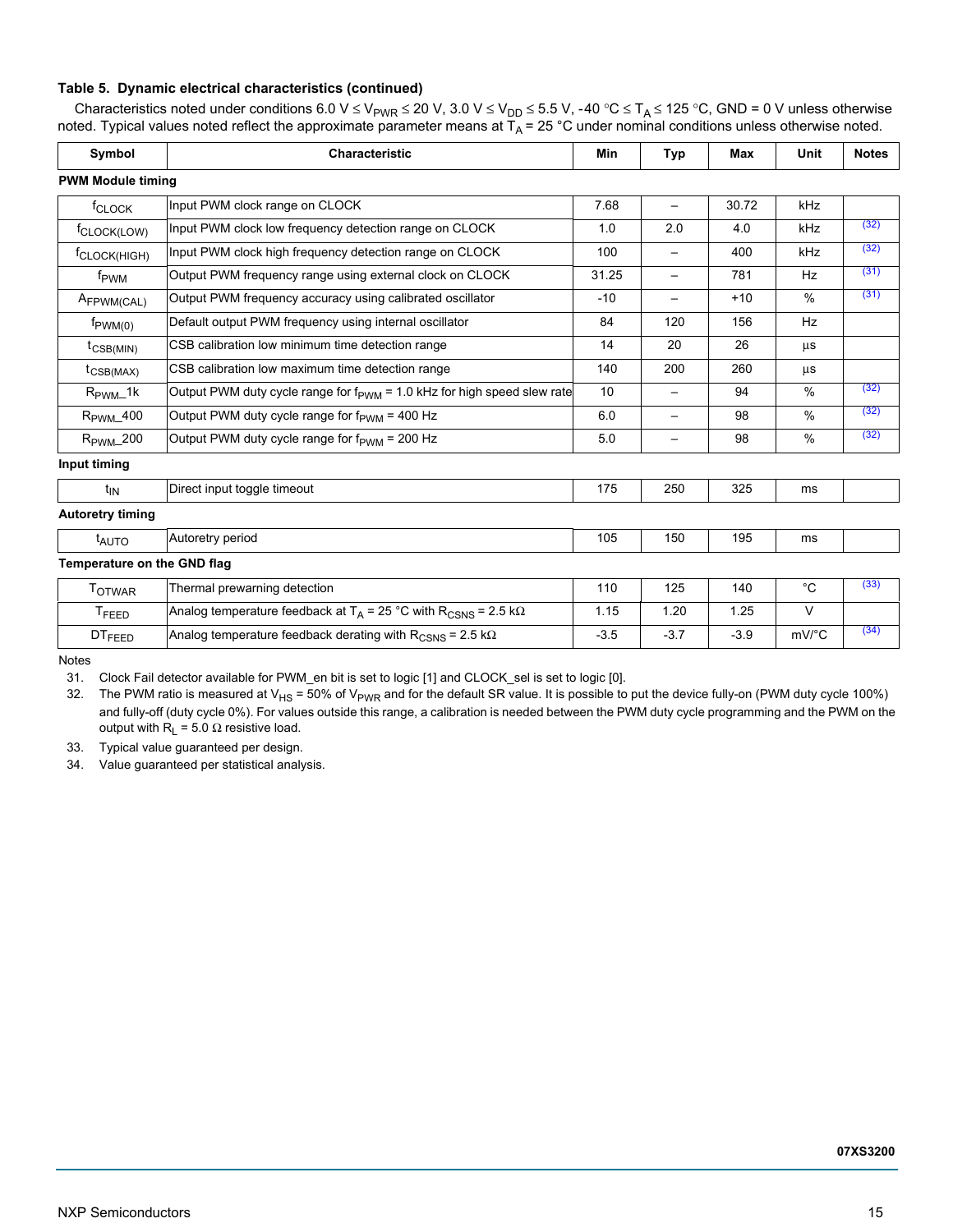**Table 5. Dynamic electrical characteristics (continued)**

Characteristics noted under conditions 6.0 V ≤ $V_{PWR}$ ≤ 20 V, 3.0 V ≤ $V_{DD}$ ≤ 5.5 V, -40 °C ≤ $T_A$ ≤ 125 °C, GND = 0 V unless otherwise noted. Typical values noted reflect the approximate parameter means at $T_A$ = 25 °C under nominal conditions unless otherwise noted.

| Symbol | Characteristic | Min | Typ | Max | Unit | Notes |
|---|---|---|---|---|---|---|
| **PWM Module timing** | | | | | | |
| $f_{CLOCK}$ | Input PWM clock range on CLOCK | 7.68 | – | 30.72 | kHz | |
| $f_{CLOCK(LOW)}$ | Input PWM clock low frequency detection range on CLOCK | 1.0 | 2.0 | 4.0 | kHz | (32) |
| $f_{CLOCK(HIGH)}$ | Input PWM clock high frequency detection range on CLOCK | 100 | – | 400 | kHz | (32) |
| $f_{PWM}$ | Output PWM frequency range using external clock on CLOCK | 31.25 | – | 781 | Hz | (31) |
| $A_{FPWM(CAL)}$ | Output PWM frequency accuracy using calibrated oscillator | -10 | – | +10 | % | (31) |
| $f_{PWM(0)}$ | Default output PWM frequency using internal oscillator | 84 | 120 | 156 | Hz | |
| $t_{CSB(MIN)}$ | CSB calibration low minimum time detection range | 14 | 20 | 26 | µs | |
| $t_{CSB(MAX)}$ | CSB calibration low maximum time detection range | 140 | 200 | 260 | µs | |
| $R_{PWM\_1k}$ | Output PWM duty cycle range for $f_{PWM}$ = 1.0 kHz for high speed slew rate | 10 | – | 94 | % | (32) |
| $R_{PWM\_400}$ | Output PWM duty cycle range for $f_{PWM}$ = 400 Hz | 6.0 | – | 98 | % | (32) |
| $R_{PWM\_200}$ | Output PWM duty cycle range for $f_{PWM}$ = 200 Hz | 5.0 | – | 98 | % | (32) |
| **Input timing** | | | | | | |
| $t_{IN}$ | Direct input toggle timeout | 175 | 250 | 325 | ms | |
| **Autoretry timing** | | | | | | |
| $t_{AUTO}$ | Autoretry period | 105 | 150 | 195 | ms | |
| **Temperature on the GND flag** | | | | | | |
| $T_{OTWAR}$ | Thermal prewarning detection | 110 | 125 | 140 | °C | (33) |
| $T_{FEED}$ | Analog temperature feedback at $T_A$ = 25 °C with $R_{CSNS}$ = 2.5 kΩ | 1.15 | 1.20 | 1.25 | V | |
| $DT_{FEED}$ | Analog temperature feedback derating with $R_{CSNS}$ = 2.5 kΩ | -3.5 | -3.7 | -3.9 | mV/°C | (34) |

Notes

31. Clock Fail detector available for PWM_en bit is set to logic [1] and CLOCK_sel is set to logic [0].
32. The PWM ratio is measured at $V_{HS}$ = 50% of $V_{PWR}$ and for the default SR value. It is possible to put the device fully-on (PWM duty cycle 100%) and fully-off (duty cycle 0%). For values outside this range, a calibration is needed between the PWM duty cycle programming and the PWM on the output with $R_L$ = 5.0 Ω resistive load.
33. Typical value guaranteed per design.
34. Value guaranteed per statistical analysis.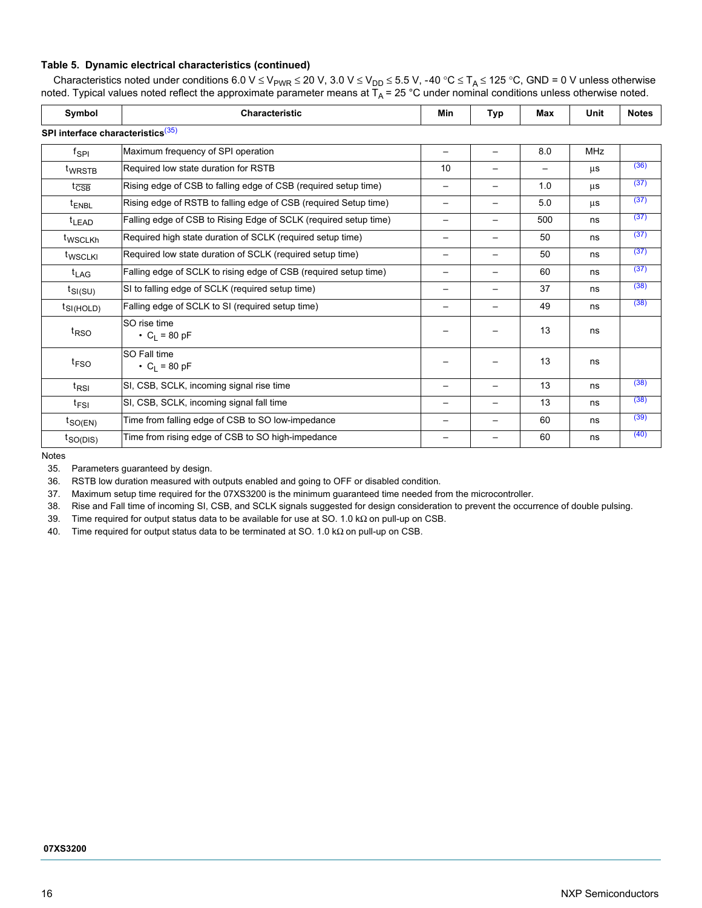### Table 5. Dynamic electrical characteristics (continued)

Characteristics noted under conditions 6.0 V ≤ $V_{PWR}$ ≤ 20 V, 3.0 V ≤ $V_{DD}$ ≤ 5.5 V, -40 °C ≤ $T_A$ ≤ 125 °C, GND = 0 V unless otherwise noted. Typical values noted reflect the approximate parameter means at $T_A$ = 25 °C under nominal conditions unless otherwise noted.

| Symbol | Characteristic | Min | Typ | Max | Unit | Notes |
|---|---|---|---|---|---|---|
| **SPI interface characteristics**[35] | | | | | | |
| $f_{SPI}$ | Maximum frequency of SPI operation | – | – | 8.0 | MHz | |
| $t_{WRSTB}$ | Required low state duration for RSTB | 10 | – | – | µs | [36] |
| $t_{\overline{CSB}}$ | Rising edge of CSB to falling edge of CSB (required setup time) | – | – | 1.0 | µs | [37] |
| $t_{ENBL}$ | Rising edge of RSTB to falling edge of CSB (required Setup time) | – | – | 5.0 | µs | [37] |
| $t_{LEAD}$ | Falling edge of CSB to Rising Edge of SCLK (required setup time) | – | – | 500 | ns | [37] |
| $t_{WSCLKh}$ | Required high state duration of SCLK (required setup time) | – | – | 50 | ns | [37] |
| $t_{WSCLKl}$ | Required low state duration of SCLK (required setup time) | – | – | 50 | ns | [37] |
| $t_{LAG}$ | Falling edge of SCLK to rising edge of CSB (required setup time) | – | – | 60 | ns | [37] |
| $t_{SI(SU)}$ | SI to falling edge of SCLK (required setup time) | – | – | 37 | ns | [38] |
| $t_{SI(HOLD)}$ | Falling edge of SCLK to SI (required setup time) | – | – | 49 | ns | [38] |
| $t_{RSO}$ | SO rise time<br>• $C_L$ = 80 pF | – | – | 13 | ns | |
| $t_{FSO}$ | SO Fall time<br>• $C_L$ = 80 pF | – | – | 13 | ns | |
| $t_{RSI}$ | SI, CSB, SCLK, incoming signal rise time | – | – | 13 | ns | [38] |
| $t_{FSI}$ | SI, CSB, SCLK, incoming signal fall time | – | – | 13 | ns | [38] |
| $t_{SO(EN)}$ | Time from falling edge of CSB to SO low-impedance | – | – | 60 | ns | [39] |
| $t_{SO(DIS)}$ | Time from rising edge of CSB to SO high-impedance | – | – | 60 | ns | [40] |

Notes

35. Parameters guaranteed by design.
36. RSTB low duration measured with outputs enabled and going to OFF or disabled condition.
37. Maximum setup time required for the 07XS3200 is the minimum guaranteed time needed from the microcontroller.
38. Rise and Fall time of incoming SI, CSB, and SCLK signals suggested for design consideration to prevent the occurrence of double pulsing.
39. Time required for output status data to be available for use at SO. 1.0 kΩ on pull-up on CSB.
40. Time required for output status data to be terminated at SO. 1.0 kΩ on pull-up on CSB.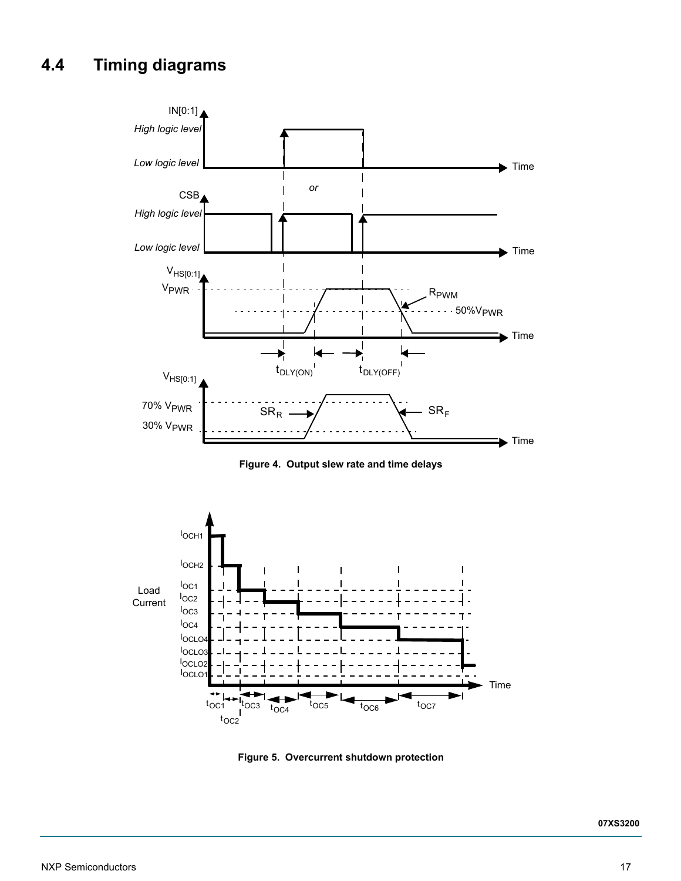### 4.4 Timing diagrams

**Figure 4. Output slew rate and time delays**

**Figure 5. Overcurrent shutdown protection**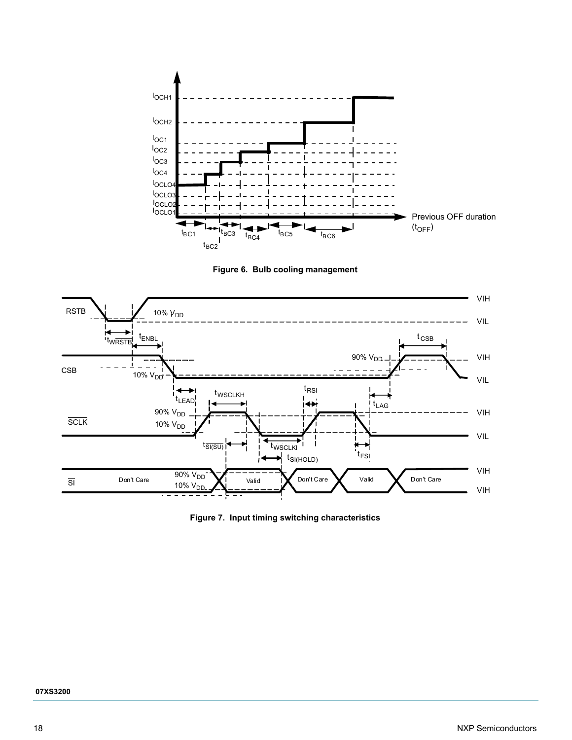**Figure 6. Bulb cooling management**

**Figure 7. Input timing switching characteristics**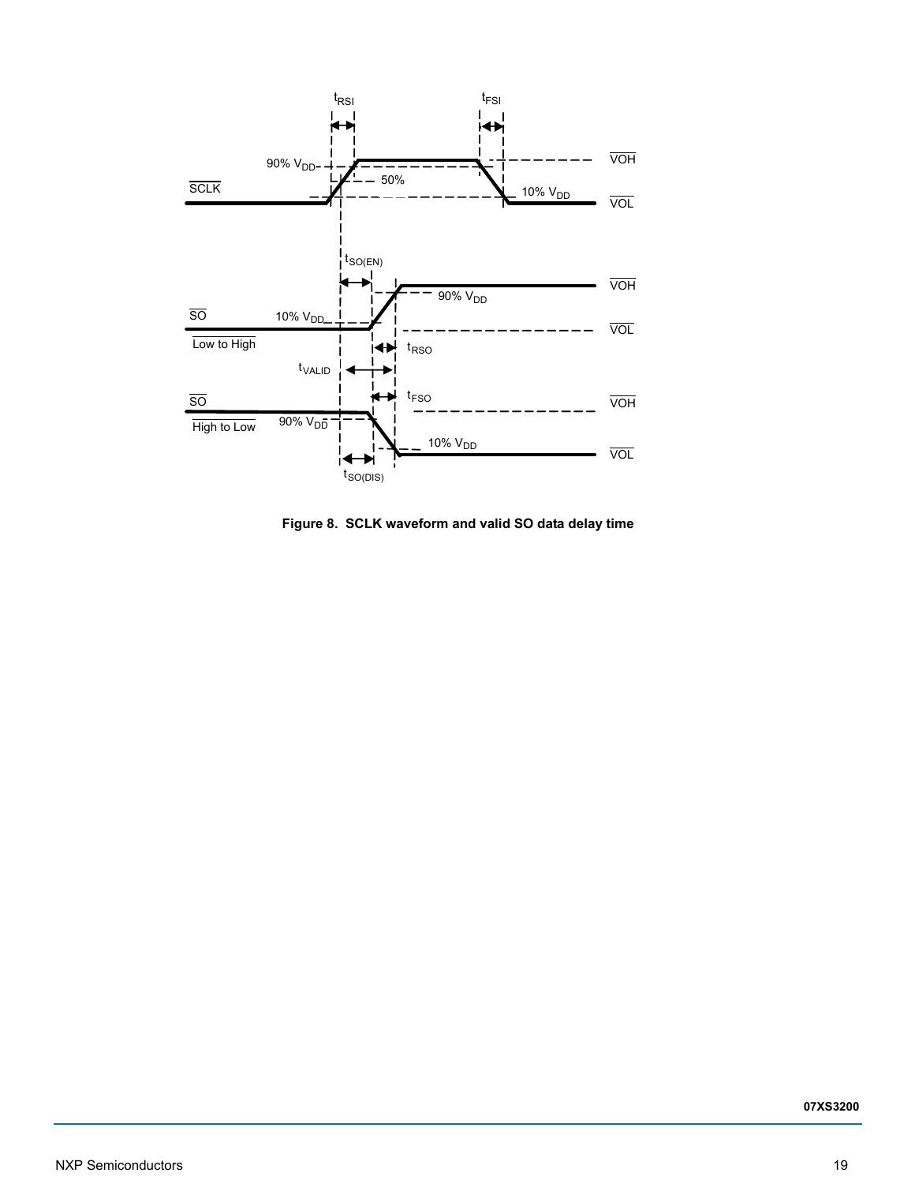Figure 8. SCLK waveform and valid SO data delay time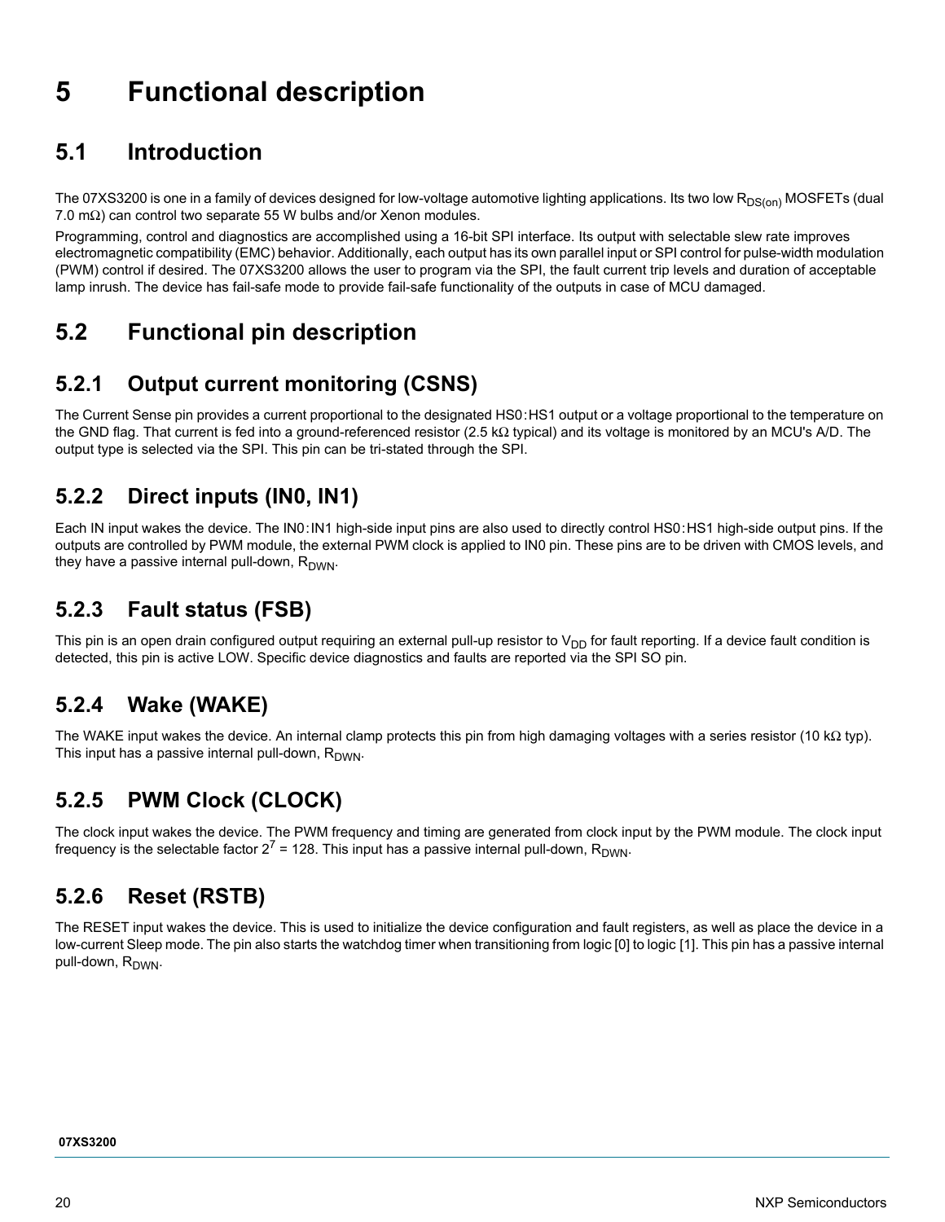# 5 Functional description

## 5.1 Introduction

The 07XS3200 is one in a family of devices designed for low-voltage automotive lighting applications. Its two low $R_{DS(on)}$ MOSFETs (dual 7.0 mΩ) can control two separate 55 W bulbs and/or Xenon modules.

Programming, control and diagnostics are accomplished using a 16-bit SPI interface. Its output with selectable slew rate improves electromagnetic compatibility (EMC) behavior. Additionally, each output has its own parallel input or SPI control for pulse-width modulation (PWM) control if desired. The 07XS3200 allows the user to program via the SPI, the fault current trip levels and duration of acceptable lamp inrush. The device has fail-safe mode to provide fail-safe functionality of the outputs in case of MCU damaged.

## 5.2 Functional pin description

### 5.2.1 Output current monitoring (CSNS)

The Current Sense pin provides a current proportional to the designated HS0:HS1 output or a voltage proportional to the temperature on the GND flag. That current is fed into a ground-referenced resistor (2.5 kΩ typical) and its voltage is monitored by an MCU's A/D. The output type is selected via the SPI. This pin can be tri-stated through the SPI.

### 5.2.2 Direct inputs (IN0, IN1)

Each IN input wakes the device. The IN0:IN1 high-side input pins are also used to directly control HS0:HS1 high-side output pins. If the outputs are controlled by PWM module, the external PWM clock is applied to IN0 pin. These pins are to be driven with CMOS levels, and they have a passive internal pull-down, $R_{DWN}$.

### 5.2.3 Fault status (FSB)

This pin is an open drain configured output requiring an external pull-up resistor to $V_{DD}$ for fault reporting. If a device fault condition is detected, this pin is active LOW. Specific device diagnostics and faults are reported via the SPI SO pin.

### 5.2.4 Wake (WAKE)

The WAKE input wakes the device. An internal clamp protects this pin from high damaging voltages with a series resistor (10 kΩ typ). This input has a passive internal pull-down, $R_{DWN}$.

### 5.2.5 PWM Clock (CLOCK)

The clock input wakes the device. The PWM frequency and timing are generated from clock input by the PWM module. The clock input frequency is the selectable factor $2^7 = 128$. This input has a passive internal pull-down, $R_{DWN}$.

### 5.2.6 Reset (RSTB)

The RESET input wakes the device. This is used to initialize the device configuration and fault registers, as well as place the device in a low-current Sleep mode. The pin also starts the watchdog timer when transitioning from logic [0] to logic [1]. This pin has a passive internal pull-down, $R_{DWN}$.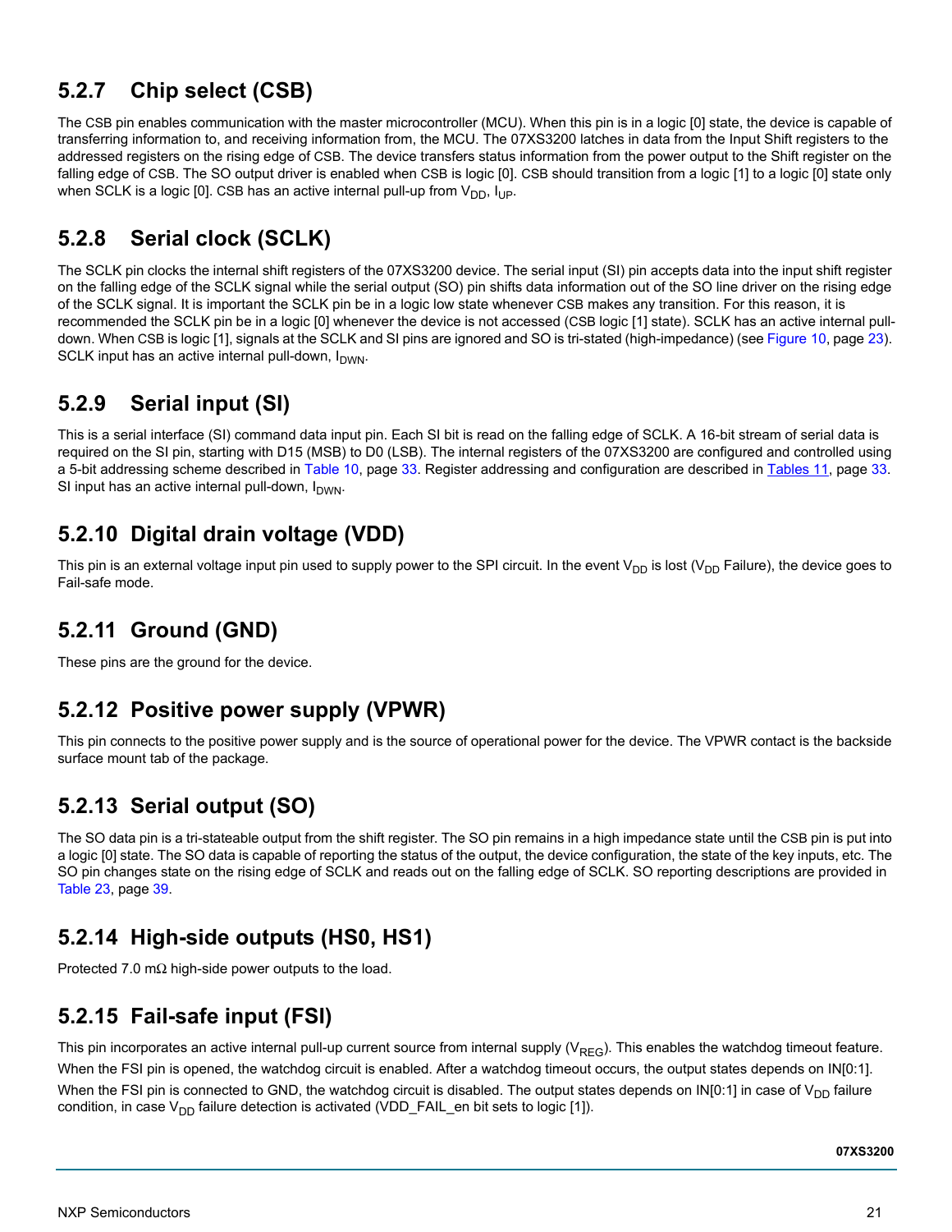### 5.2.7 Chip select (CSB)

The CSB pin enables communication with the master microcontroller (MCU). When this pin is in a logic [0] state, the device is capable of transferring information to, and receiving information from, the MCU. The 07XS3200 latches in data from the Input Shift registers to the addressed registers on the rising edge of CSB. The device transfers status information from the power output to the Shift register on the falling edge of CSB. The SO output driver is enabled when CSB is logic [0]. CSB should transition from a logic [1] to a logic [0] state only when SCLK is a logic [0]. CSB has an active internal pull-up from $V_{DD}$, $I_{UP}$.

### 5.2.8 Serial clock (SCLK)

The SCLK pin clocks the internal shift registers of the 07XS3200 device. The serial input (SI) pin accepts data into the input shift register on the falling edge of the SCLK signal while the serial output (SO) pin shifts data information out of the SO line driver on the rising edge of the SCLK signal. It is important the SCLK pin be in a logic low state whenever CSB makes any transition. For this reason, it is recommended the SCLK pin be in a logic [0] whenever the device is not accessed (CSB logic [1] state). SCLK has an active internal pull-down. When CSB is logic [1], signals at the SCLK and SI pins are ignored and SO is tri-stated (high-impedance) (see Figure 10, page 23). SCLK input has an active internal pull-down, $I_{DWN}$.

### 5.2.9 Serial input (SI)

This is a serial interface (SI) command data input pin. Each SI bit is read on the falling edge of SCLK. A 16-bit stream of serial data is required on the SI pin, starting with D15 (MSB) to D0 (LSB). The internal registers of the 07XS3200 are configured and controlled using a 5-bit addressing scheme described in Table 10, page 33. Register addressing and configuration are described in Tables 11, page 33. SI input has an active internal pull-down, $I_{DWN}$.

### 5.2.10 Digital drain voltage (VDD)

This pin is an external voltage input pin used to supply power to the SPI circuit. In the event $V_{DD}$ is lost ($V_{DD}$ Failure), the device goes to Fail-safe mode.

### 5.2.11 Ground (GND)

These pins are the ground for the device.

### 5.2.12 Positive power supply (VPWR)

This pin connects to the positive power supply and is the source of operational power for the device. The VPWR contact is the backside surface mount tab of the package.

### 5.2.13 Serial output (SO)

The SO data pin is a tri-stateable output from the shift register. The SO pin remains in a high impedance state until the CSB pin is put into a logic [0] state. The SO data is capable of reporting the status of the output, the device configuration, the state of the key inputs, etc. The SO pin changes state on the rising edge of SCLK and reads out on the falling edge of SCLK. SO reporting descriptions are provided in Table 23, page 39.

### 5.2.14 High-side outputs (HS0, HS1)

Protected 7.0 mΩ high-side power outputs to the load.

### 5.2.15 Fail-safe input (FSI)

This pin incorporates an active internal pull-up current source from internal supply ($V_{REG}$). This enables the watchdog timeout feature.

When the FSI pin is opened, the watchdog circuit is enabled. After a watchdog timeout occurs, the output states depends on IN[0:1].

When the FSI pin is connected to GND, the watchdog circuit is disabled. The output states depends on IN[0:1] in case of $V_{DD}$ failure condition, in case $V_{DD}$ failure detection is activated (VDD_FAIL_en bit sets to logic [1]).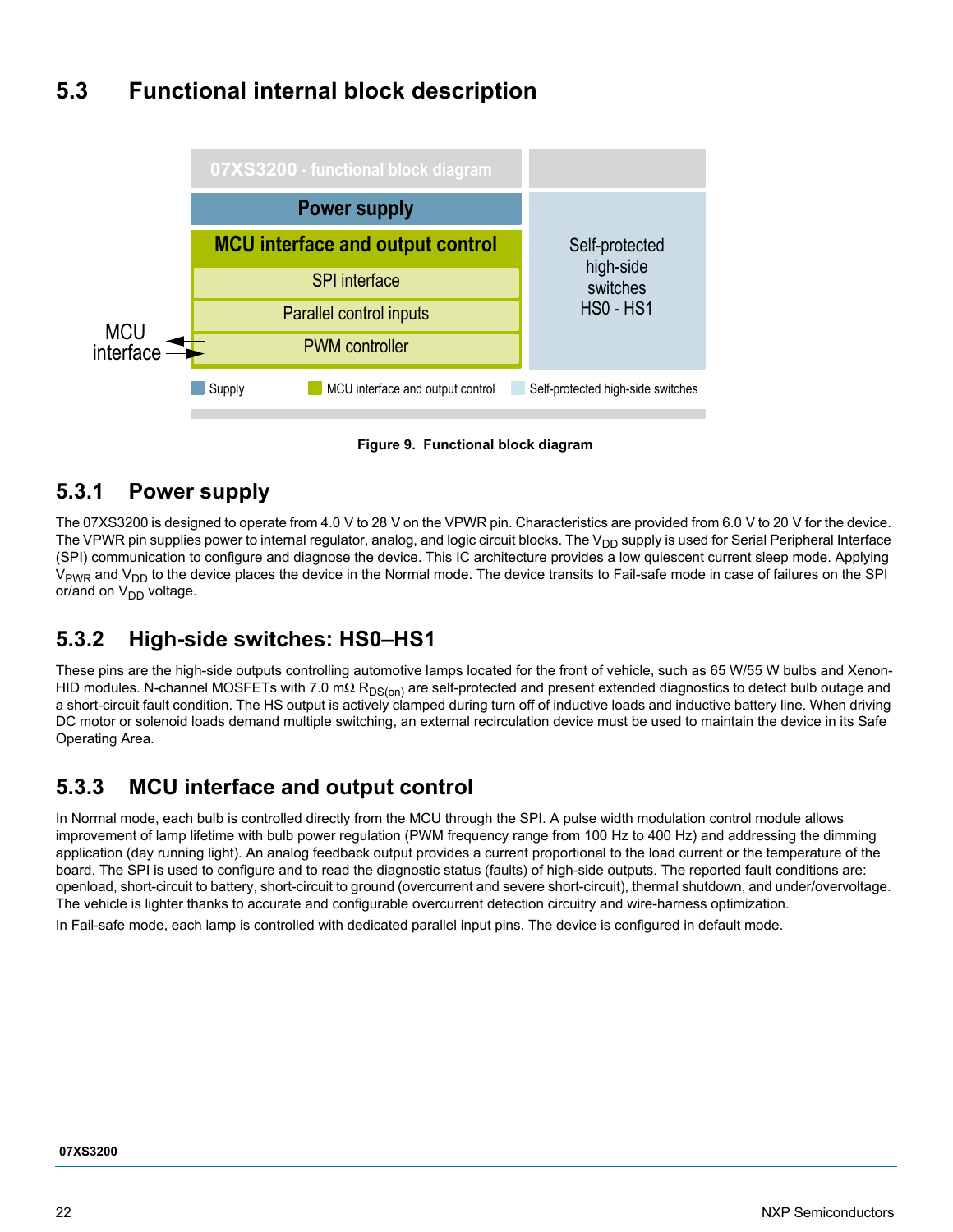## 5.3 Functional internal block description

07XS3200 - functional block diagram

Power supply

MCU interface and output control

SPI interface

Parallel control inputs

PWM controller

MCU interface

Self-protected high-side switches HS0 - HS1

Supply | MCU interface and output control | Self-protected high-side switches

**Figure 9. Functional block diagram**

### 5.3.1 Power supply

The 07XS3200 is designed to operate from 4.0 V to 28 V on the VPWR pin. Characteristics are provided from 6.0 V to 20 V for the device. The VPWR pin supplies power to internal regulator, analog, and logic circuit blocks. The $V_{DD}$ supply is used for Serial Peripheral Interface (SPI) communication to configure and diagnose the device. This IC architecture provides a low quiescent current sleep mode. Applying $V_{PWR}$ and $V_{DD}$ to the device places the device in the Normal mode. The device transits to Fail-safe mode in case of failures on the SPI or/and on $V_{DD}$ voltage.

### 5.3.2 High-side switches: HS0–HS1

These pins are the high-side outputs controlling automotive lamps located for the front of vehicle, such as 65 W/55 W bulbs and Xenon-HID modules. N-channel MOSFETs with 7.0 mΩ $R_{DS(on)}$ are self-protected and present extended diagnostics to detect bulb outage and a short-circuit fault condition. The HS output is actively clamped during turn off of inductive loads and inductive battery line. When driving DC motor or solenoid loads demand multiple switching, an external recirculation device must be used to maintain the device in its Safe Operating Area.

### 5.3.3 MCU interface and output control

In Normal mode, each bulb is controlled directly from the MCU through the SPI. A pulse width modulation control module allows improvement of lamp lifetime with bulb power regulation (PWM frequency range from 100 Hz to 400 Hz) and addressing the dimming application (day running light). An analog feedback output provides a current proportional to the load current or the temperature of the board. The SPI is used to configure and to read the diagnostic status (faults) of high-side outputs. The reported fault conditions are: openload, short-circuit to battery, short-circuit to ground (overcurrent and severe short-circuit), thermal shutdown, and under/overvoltage. The vehicle is lighter thanks to accurate and configurable overcurrent detection circuitry and wire-harness optimization.

In Fail-safe mode, each lamp is controlled with dedicated parallel input pins. The device is configured in default mode.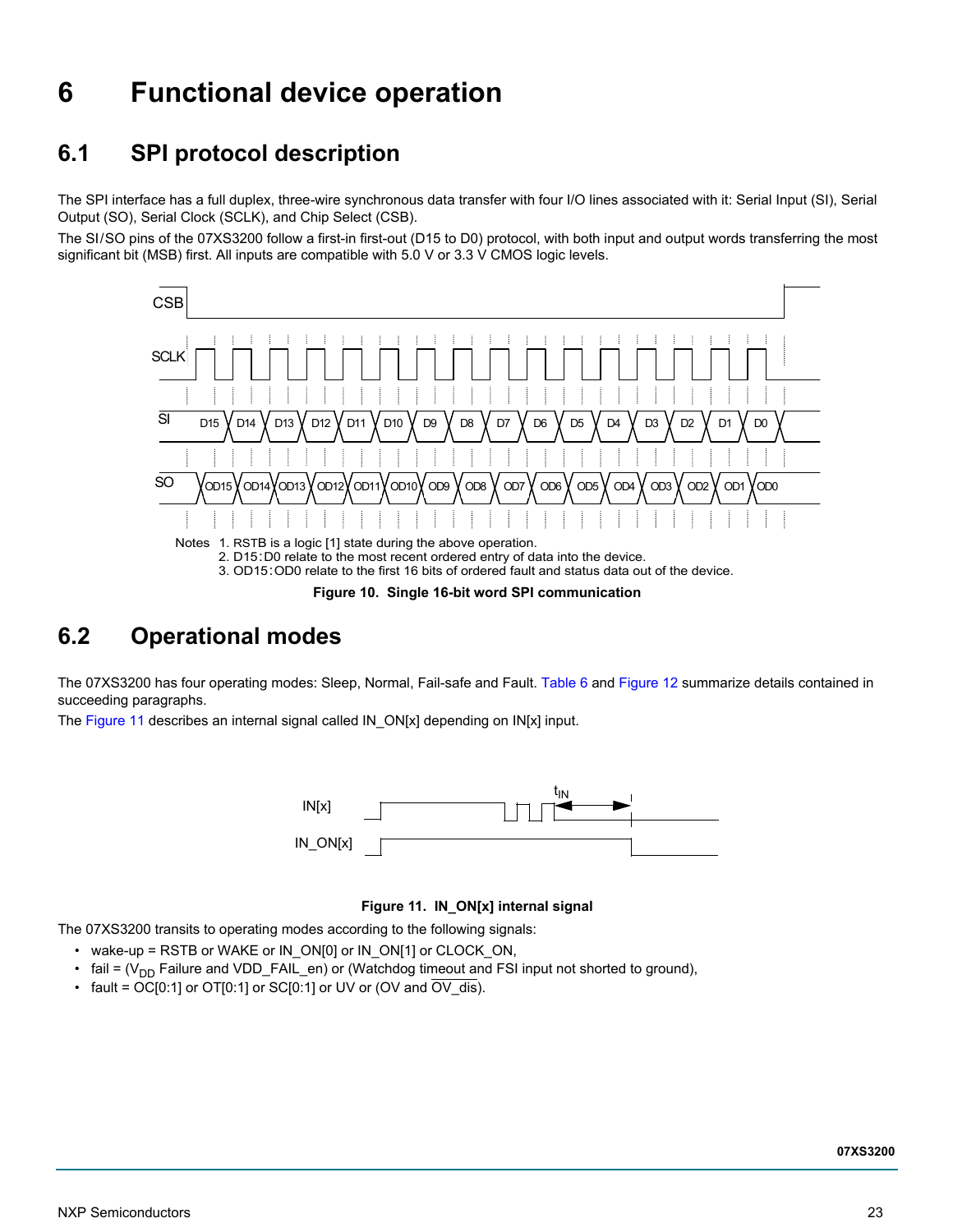# 6 Functional device operation

## 6.1 SPI protocol description

The SPI interface has a full duplex, three-wire synchronous data transfer with four I/O lines associated with it: Serial Input (SI), Serial Output (SO), Serial Clock (SCLK), and Chip Select (CSB).

The SI/SO pins of the 07XS3200 follow a first-in first-out (D15 to D0) protocol, with both input and output words transferring the most significant bit (MSB) first. All inputs are compatible with 5.0 V or 3.3 V CMOS logic levels.

Notes 1. RSTB is a logic [1] state during the above operation.
2. D15:D0 relate to the most recent ordered entry of data into the device.
3. OD15:OD0 relate to the first 16 bits of ordered fault and status data out of the device.

**Figure 10. Single 16-bit word SPI communication**

## 6.2 Operational modes

The 07XS3200 has four operating modes: Sleep, Normal, Fail-safe and Fault. Table 6 and Figure 12 summarize details contained in succeeding paragraphs.

The Figure 11 describes an internal signal called IN_ON[x] depending on IN[x] input.

**Figure 11. IN_ON[x] internal signal**

The 07XS3200 transits to operating modes according to the following signals:

- wake-up = RSTB or WAKE or IN_ON[0] or IN_ON[1] or CLOCK_ON,
- fail = ($V_{DD}$ Failure and VDD_FAIL_en) or (Watchdog timeout and FSI input not shorted to ground),
- fault = OC[0:1] or OT[0:1] or SC[0:1] or UV or (OV and $\overline{\text{OV\_dis}}$).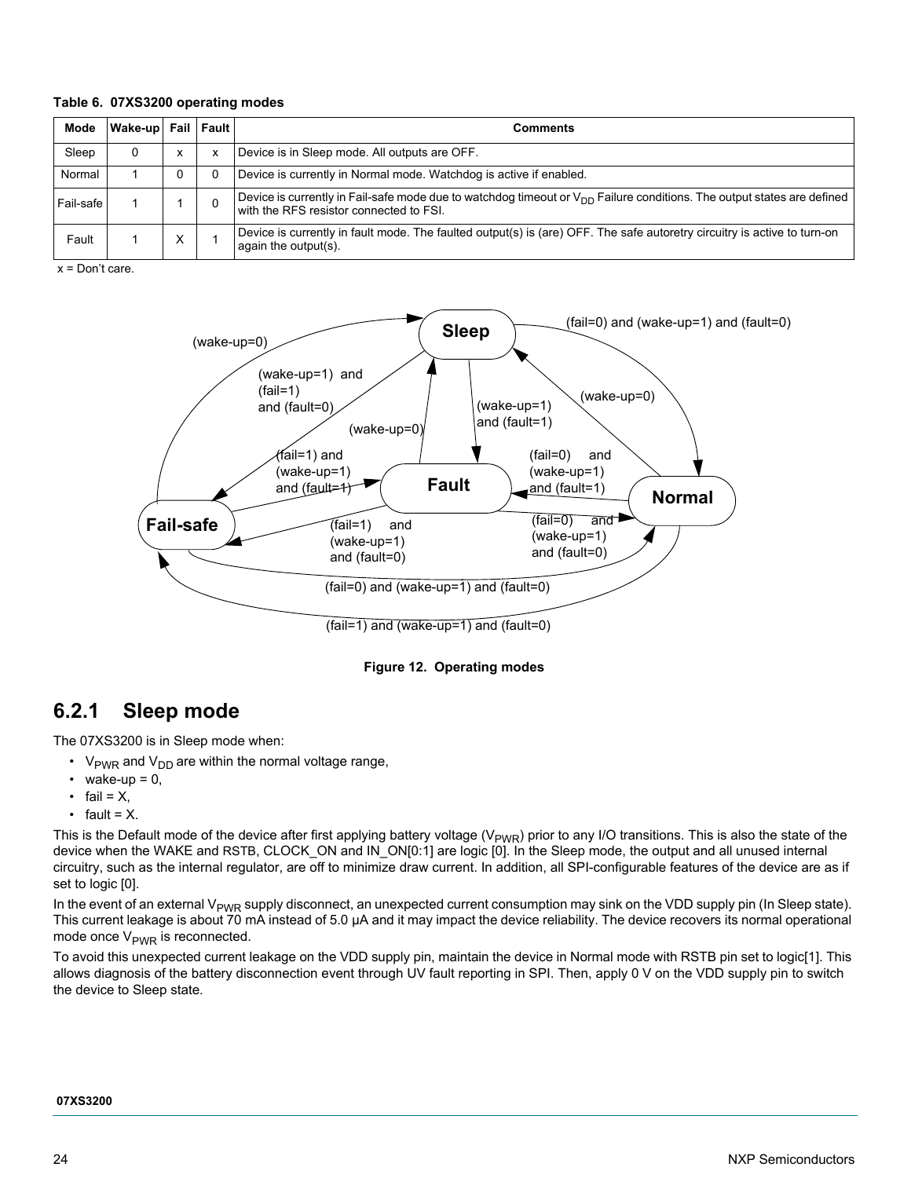**Table 6. 07XS3200 operating modes**

| Mode | Wake-up | Fail | Fault | Comments |
|---|---|---|---|---|
| Sleep | 0 | x | x | Device is in Sleep mode. All outputs are OFF. |
| Normal | 1 | 0 | 0 | Device is currently in Normal mode. Watchdog is active if enabled. |
| Fail-safe | 1 | 1 | 0 | Device is currently in Fail-safe mode due to watchdog timeout or $V_{DD}$ Failure conditions. The output states are defined with the RFS resistor connected to FSI. |
| Fault | 1 | X | 1 | Device is currently in fault mode. The faulted output(s) is (are) OFF. The safe autoretry circuitry is active to turn-on again the output(s). |

x = Don't care.

Sleep, Fault, Normal, Fail-safe state diagram transitions:

- Sleep → Normal: (fail=0) and (wake-up=1) and (fault=0)
- Sleep → Fail-safe: (wake-up=1) and (fail=1) and (fault=0)
- Sleep → Fault: (wake-up=1) and (fault=1)
- Fail-safe → Sleep: (wake-up=0)
- Fault → Sleep: (wake-up=0)
- Normal → Sleep: (wake-up=0)
- Fail-safe → Fault: (fail=1) and (wake-up=1) and (fault=1)
- Fault → Fail-safe: (fail=1) and (wake-up=1) and (fault=0)
- Normal → Fault: (fail=0) and (wake-up=1) and (fault=1)
- Fault → Normal: (fail=0) and (wake-up=1) and (fault=0)
- Fail-safe → Normal: (fail=0) and (wake-up=1) and (fault=0)
- Normal → Fail-safe: (fail=1) and (wake-up=1) and (fault=0)

**Figure 12. Operating modes**

## 6.2.1 Sleep mode

The 07XS3200 is in Sleep mode when:

- $V_{PWR}$ and $V_{DD}$ are within the normal voltage range,
- wake-up = 0,
- fail = X,
- fault = X.

This is the Default mode of the device after first applying battery voltage ($V_{PWR}$) prior to any I/O transitions. This is also the state of the device when the WAKE and RSTB, CLOCK_ON and IN_ON[0:1] are logic [0]. In the Sleep mode, the output and all unused internal circuitry, such as the internal regulator, are off to minimize draw current. In addition, all SPI-configurable features of the device are as if set to logic [0].

In the event of an external $V_{PWR}$ supply disconnect, an unexpected current consumption may sink on the VDD supply pin (In Sleep state). This current leakage is about 70 mA instead of 5.0 µA and it may impact the device reliability. The device recovers its normal operational mode once $V_{PWR}$ is reconnected.

To avoid this unexpected current leakage on the VDD supply pin, maintain the device in Normal mode with RSTB pin set to logic[1]. This allows diagnosis of the battery disconnection event through UV fault reporting in SPI. Then, apply 0 V on the VDD supply pin to switch the device to Sleep state.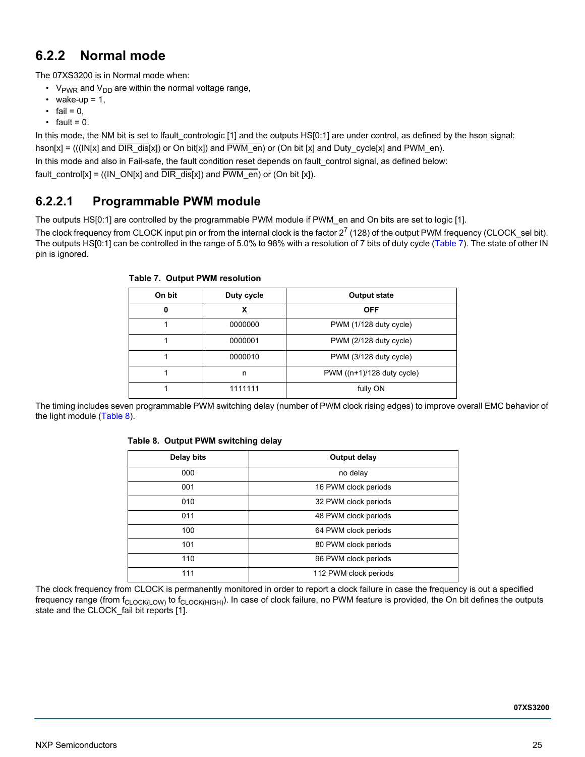## 6.2.2 Normal mode

The 07XS3200 is in Normal mode when:

- $V_{PWR}$ and $V_{DD}$ are within the normal voltage range,
- wake-up = 1,
- fail = 0,
- fault = 0.

In this mode, the NM bit is set to lfault_contrologic [1] and the outputs HS[0:1] are under control, as defined by the hson signal:

hson[x] = (((IN[x] and $\overline{\text{DIR\_dis}}$[x]) or On bit[x]) and $\overline{\text{PWM\_en}}$) or (On bit [x] and Duty_cycle[x] and PWM_en).

In this mode and also in Fail-safe, the fault condition reset depends on fault_control signal, as defined below:

fault_control[x] = ((IN_ON[x] and $\overline{\text{DIR\_dis}}$[x]) and $\overline{\text{PWM\_en}}$) or (On bit [x]).

### 6.2.2.1 Programmable PWM module

The outputs HS[0:1] are controlled by the programmable PWM module if PWM_en and On bits are set to logic [1].

The clock frequency from CLOCK input pin or from the internal clock is the factor $2^7$ (128) of the output PWM frequency (CLOCK_sel bit). The outputs HS[0:1] can be controlled in the range of 5.0% to 98% with a resolution of 7 bits of duty cycle (Table 7). The state of other IN pin is ignored.

**Table 7. Output PWM resolution**

| On bit | Duty cycle | Output state |
|---|---|---|
| **0** | **X** | **OFF** |
| 1 | 0000000 | PWM (1/128 duty cycle) |
| 1 | 0000001 | PWM (2/128 duty cycle) |
| 1 | 0000010 | PWM (3/128 duty cycle) |
| 1 | n | PWM ((n+1)/128 duty cycle) |
| 1 | 1111111 | fully ON |

The timing includes seven programmable PWM switching delay (number of PWM clock rising edges) to improve overall EMC behavior of the light module (Table 8).

**Table 8. Output PWM switching delay**

| Delay bits | Output delay |
|---|---|
| 000 | no delay |
| 001 | 16 PWM clock periods |
| 010 | 32 PWM clock periods |
| 011 | 48 PWM clock periods |
| 100 | 64 PWM clock periods |
| 101 | 80 PWM clock periods |
| 110 | 96 PWM clock periods |
| 111 | 112 PWM clock periods |

The clock frequency from CLOCK is permanently monitored in order to report a clock failure in case the frequency is out a specified frequency range (from $f_{CLOCK(LOW)}$ to $f_{CLOCK(HIGH)}$). In case of clock failure, no PWM feature is provided, the On bit defines the outputs state and the CLOCK_fail bit reports [1].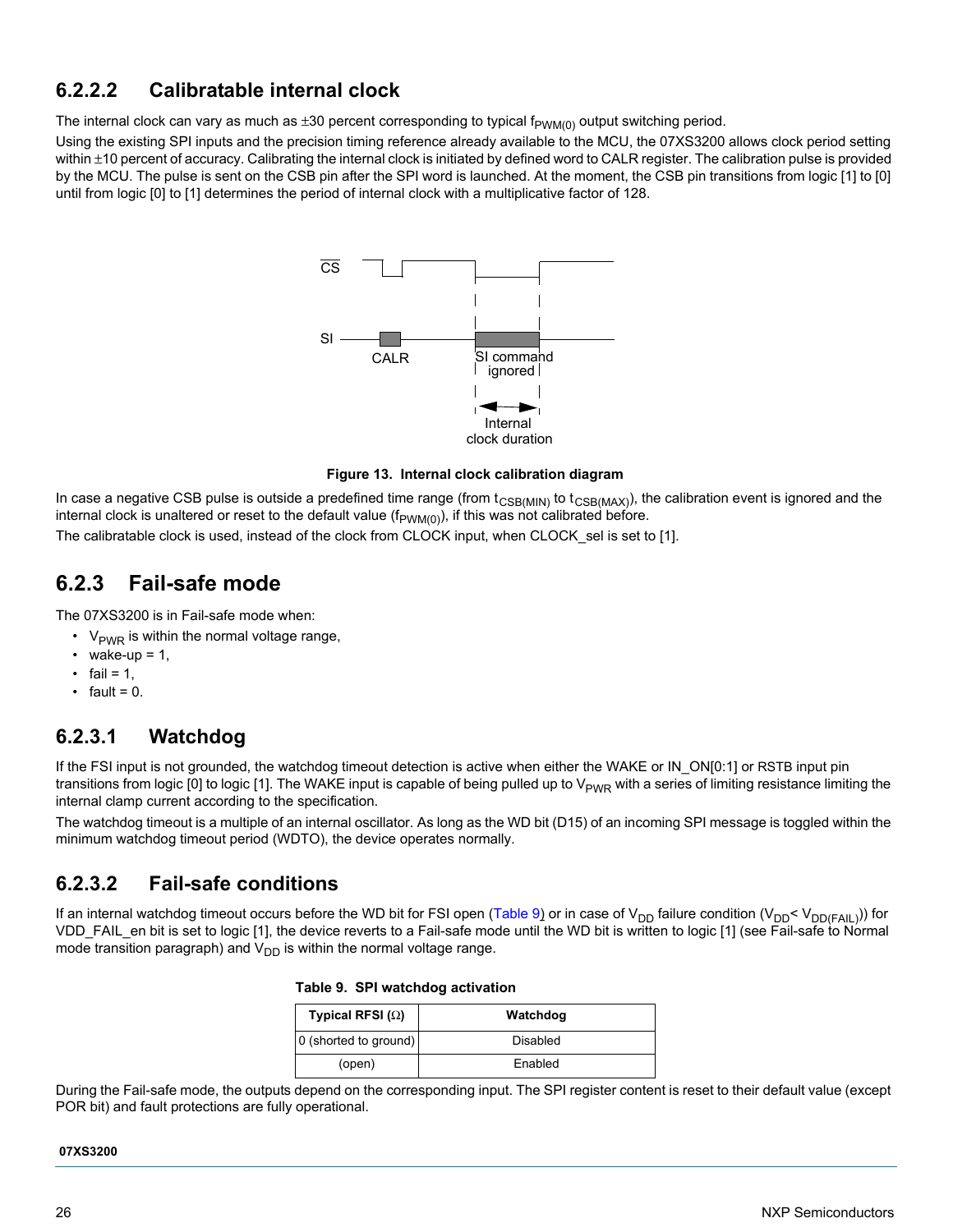### 6.2.2.2 Calibratable internal clock

The internal clock can vary as much as ±30 percent corresponding to typical $f_{PWM(0)}$ output switching period.

Using the existing SPI inputs and the precision timing reference already available to the MCU, the 07XS3200 allows clock period setting within ±10 percent of accuracy. Calibrating the internal clock is initiated by defined word to CALR register. The calibration pulse is provided by the MCU. The pulse is sent on the CSB pin after the SPI word is launched. At the moment, the CSB pin transitions from logic [1] to [0] until from logic [0] to [1] determines the period of internal clock with a multiplicative factor of 128.

**Figure 13. Internal clock calibration diagram**

In case a negative CSB pulse is outside a predefined time range (from $t_{CSB(MIN)}$ to $t_{CSB(MAX)}$), the calibration event is ignored and the internal clock is unaltered or reset to the default value ($f_{PWM(0)}$), if this was not calibrated before.

The calibratable clock is used, instead of the clock from CLOCK input, when CLOCK_sel is set to [1].

## 6.2.3 Fail-safe mode

The 07XS3200 is in Fail-safe mode when:

- $V_{PWR}$ is within the normal voltage range,
- wake-up = 1,
- fail = 1,
- fault = 0.

### 6.2.3.1 Watchdog

If the FSI input is not grounded, the watchdog timeout detection is active when either the WAKE or IN_ON[0:1] or RSTB input pin transitions from logic [0] to logic [1]. The WAKE input is capable of being pulled up to $V_{PWR}$ with a series of limiting resistance limiting the internal clamp current according to the specification.

The watchdog timeout is a multiple of an internal oscillator. As long as the WD bit (D15) of an incoming SPI message is toggled within the minimum watchdog timeout period (WDTO), the device operates normally.

### 6.2.3.2 Fail-safe conditions

If an internal watchdog timeout occurs before the WD bit for FSI open (Table 9) or in case of $V_{DD}$ failure condition ($V_{DD} < V_{DD(FAIL)}$)) for VDD_FAIL_en bit is set to logic [1], the device reverts to a Fail-safe mode until the WD bit is written to logic [1] (see Fail-safe to Normal mode transition paragraph) and $V_{DD}$ is within the normal voltage range.

**Table 9. SPI watchdog activation**

| Typical RFSI (Ω) | Watchdog |
|---|---|
| 0 (shorted to ground) | Disabled |
| (open) | Enabled |

During the Fail-safe mode, the outputs depend on the corresponding input. The SPI register content is reset to their default value (except POR bit) and fault protections are fully operational.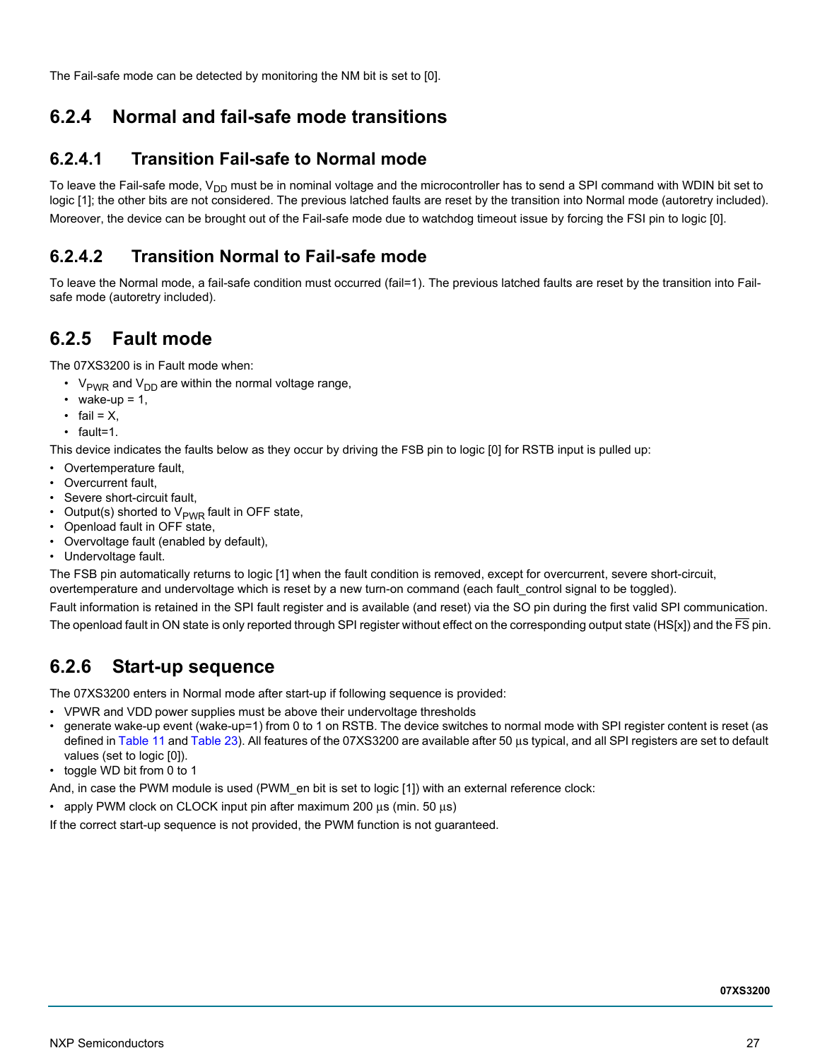The Fail-safe mode can be detected by monitoring the NM bit is set to [0].

## 6.2.4 Normal and fail-safe mode transitions

### 6.2.4.1 Transition Fail-safe to Normal mode

To leave the Fail-safe mode, $V_{DD}$ must be in nominal voltage and the microcontroller has to send a SPI command with WDIN bit set to logic [1]; the other bits are not considered. The previous latched faults are reset by the transition into Normal mode (autoretry included).

Moreover, the device can be brought out of the Fail-safe mode due to watchdog timeout issue by forcing the FSI pin to logic [0].

### 6.2.4.2 Transition Normal to Fail-safe mode

To leave the Normal mode, a fail-safe condition must occurred (fail=1). The previous latched faults are reset by the transition into Fail-safe mode (autoretry included).

## 6.2.5 Fault mode

The 07XS3200 is in Fault mode when:

- $V_{PWR}$ and $V_{DD}$ are within the normal voltage range,
- wake-up = 1,
- fail = X,
- fault=1.

This device indicates the faults below as they occur by driving the FSB pin to logic [0] for RSTB input is pulled up:

- Overtemperature fault,
- Overcurrent fault,
- Severe short-circuit fault,
- Output(s) shorted to $V_{PWR}$ fault in OFF state,
- Openload fault in OFF state,
- Overvoltage fault (enabled by default),
- Undervoltage fault.

The FSB pin automatically returns to logic [1] when the fault condition is removed, except for overcurrent, severe short-circuit, overtemperature and undervoltage which is reset by a new turn-on command (each fault_control signal to be toggled).

Fault information is retained in the SPI fault register and is available (and reset) via the SO pin during the first valid SPI communication.

The openload fault in ON state is only reported through SPI register without effect on the corresponding output state (HS[x]) and the $\overline{FS}$ pin.

## 6.2.6 Start-up sequence

The 07XS3200 enters in Normal mode after start-up if following sequence is provided:

- VPWR and VDD power supplies must be above their undervoltage thresholds
- generate wake-up event (wake-up=1) from 0 to 1 on RSTB. The device switches to normal mode with SPI register content is reset (as defined in Table 11 and Table 23). All features of the 07XS3200 are available after 50 μs typical, and all SPI registers are set to default values (set to logic [0]).
- toggle WD bit from 0 to 1

And, in case the PWM module is used (PWM_en bit is set to logic [1]) with an external reference clock:

- apply PWM clock on CLOCK input pin after maximum 200 μs (min. 50 μs)

If the correct start-up sequence is not provided, the PWM function is not guaranteed.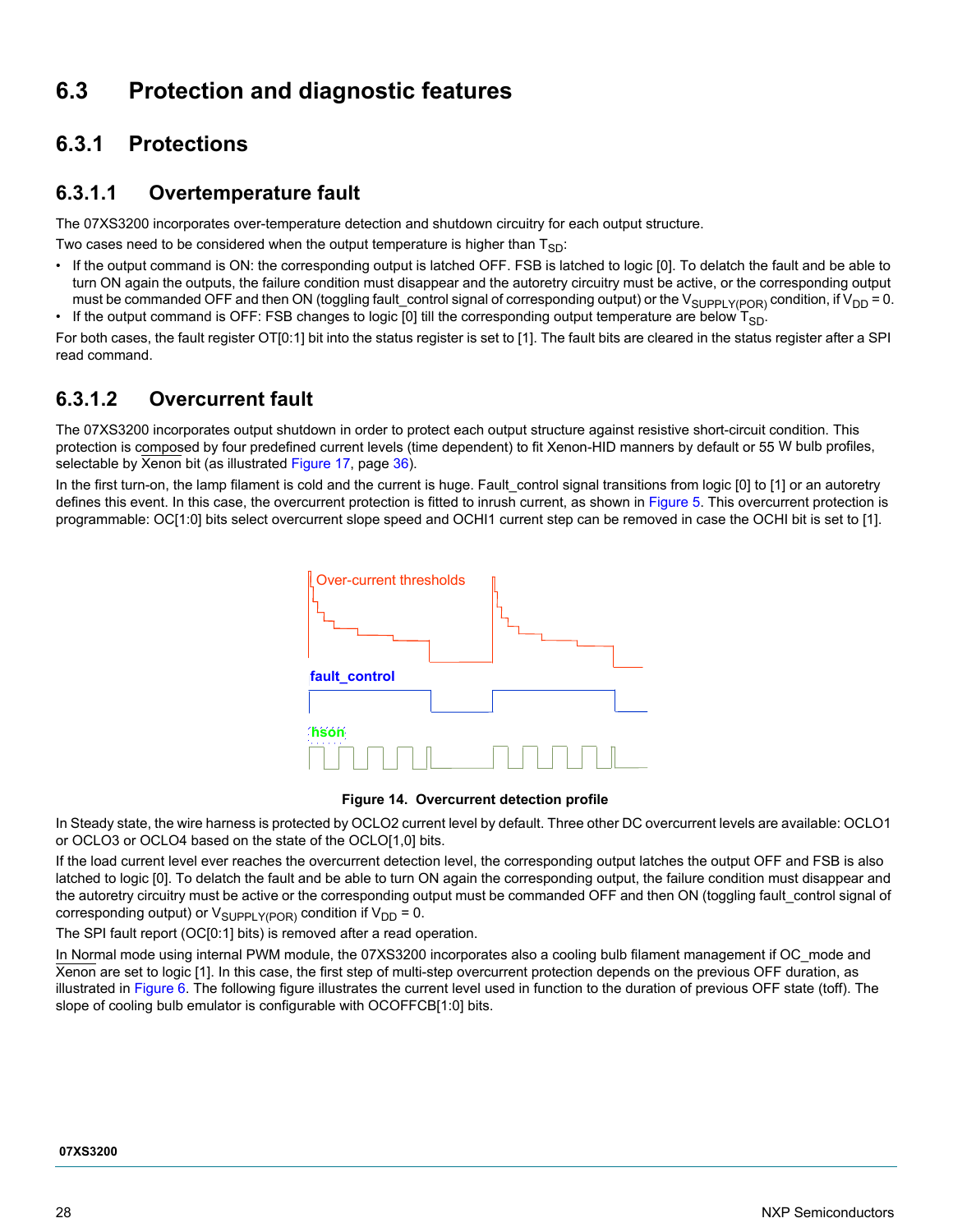## 6.3 Protection and diagnostic features

### 6.3.1 Protections

#### 6.3.1.1 Overtemperature fault

The 07XS3200 incorporates over-temperature detection and shutdown circuitry for each output structure.

Two cases need to be considered when the output temperature is higher than $T_{SD}$:

- If the output command is ON: the corresponding output is latched OFF. FSB is latched to logic [0]. To delatch the fault and be able to turn ON again the outputs, the failure condition must disappear and the autoretry circuitry must be active, or the corresponding output must be commanded OFF and then ON (toggling fault_control signal of corresponding output) or the $V_{SUPPLY(POR)}$ condition, if $V_{DD}$ = 0.
- If the output command is OFF: FSB changes to logic [0] till the corresponding output temperature are below $T_{SD}$.

For both cases, the fault register OT[0:1] bit into the status register is set to [1]. The fault bits are cleared in the status register after a SPI read command.

#### 6.3.1.2 Overcurrent fault

The 07XS3200 incorporates output shutdown in order to protect each output structure against resistive short-circuit condition. This protection is composed by four predefined current levels (time dependent) to fit Xenon-HID manners by default or 55 W bulb profiles, selectable by $\overline{\text{Xenon}}$ bit (as illustrated Figure 17, page 36).

In the first turn-on, the lamp filament is cold and the current is huge. Fault_control signal transitions from logic [0] to [1] or an autoretry defines this event. In this case, the overcurrent protection is fitted to inrush current, as shown in Figure 5. This overcurrent protection is programmable: OC[1:0] bits select overcurrent slope speed and OCHI1 current step can be removed in case the OCHI bit is set to [1].

Over-current thresholds

fault_control

hson

**Figure 14. Overcurrent detection profile**

In Steady state, the wire harness is protected by OCLO2 current level by default. Three other DC overcurrent levels are available: OCLO1 or OCLO3 or OCLO4 based on the state of the OCLO[1,0] bits.

If the load current level ever reaches the overcurrent detection level, the corresponding output latches the output OFF and FSB is also latched to logic [0]. To delatch the fault and be able to turn ON again the corresponding output, the failure condition must disappear and the autoretry circuitry must be active or the corresponding output must be commanded OFF and then ON (toggling fault_control signal of corresponding output) or $V_{SUPPLY(POR)}$ condition if $V_{DD}$ = 0.

The SPI fault report (OC[0:1] bits) is removed after a read operation.

In Normal mode using internal PWM module, the 07XS3200 incorporates also a cooling bulb filament management if OC_mode and $\overline{\text{Xenon}}$ are set to logic [1]. In this case, the first step of multi-step overcurrent protection depends on the previous OFF duration, as illustrated in Figure 6. The following figure illustrates the current level used in function to the duration of previous OFF state (toff). The slope of cooling bulb emulator is configurable with OCOFFCB[1:0] bits.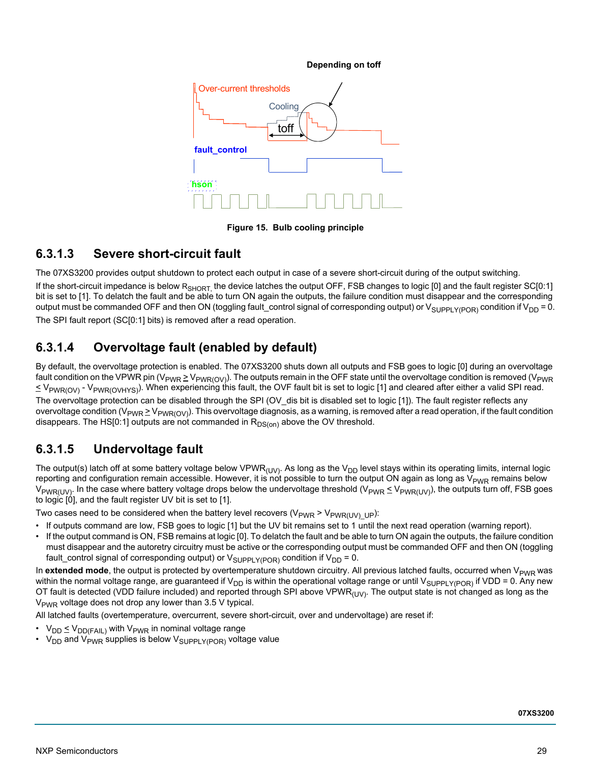Figure 15. Bulb cooling principle

### 6.3.1.3 Severe short-circuit fault

The 07XS3200 provides output shutdown to protect each output in case of a severe short-circuit during of the output switching.

If the short-circuit impedance is below $R_{SHORT}$, the device latches the output OFF, FSB changes to logic [0] and the fault register SC[0:1] bit is set to [1]. To delatch the fault and be able to turn ON again the outputs, the failure condition must disappear and the corresponding output must be commanded OFF and then ON (toggling fault_control signal of corresponding output) or $V_{SUPPLY(POR)}$ condition if $V_{DD} = 0$.

The SPI fault report (SC[0:1] bits) is removed after a read operation.

### 6.3.1.4 Overvoltage fault (enabled by default)

By default, the overvoltage protection is enabled. The 07XS3200 shuts down all outputs and FSB goes to logic [0] during an overvoltage fault condition on the VPWR pin ($V_{PWR} \geq V_{PWR(OV)}$). The outputs remain in the OFF state until the overvoltage condition is removed ($V_{PWR} \leq V_{PWR(OV)} - V_{PWR(OVHYS)}$). When experiencing this fault, the OVF fault bit is set to logic [1] and cleared after either a valid SPI read.

The overvoltage protection can be disabled through the SPI (OV_dis bit is disabled set to logic [1]). The fault register reflects any overvoltage condition ($V_{PWR} \geq V_{PWR(OV)}$). This overvoltage diagnosis, as a warning, is removed after a read operation, if the fault condition disappears. The HS[0:1] outputs are not commanded in $R_{DS(on)}$ above the OV threshold.

### 6.3.1.5 Undervoltage fault

The output(s) latch off at some battery voltage below $VPWR_{(UV)}$. As long as the $V_{DD}$ level stays within its operating limits, internal logic reporting and configuration remain accessible. However, it is not possible to turn the output ON again as long as $V_{PWR}$ remains below $V_{PWR(UV)}$. In the case where battery voltage drops below the undervoltage threshold ($V_{PWR} \leq V_{PWR(UV)}$), the outputs turn off, FSB goes to logic [0], and the fault register UV bit is set to [1].

Two cases need to be considered when the battery level recovers ($V_{PWR} > V_{PWR(UV)\_UP}$):

- If outputs command are low, FSB goes to logic [1] but the UV bit remains set to 1 until the next read operation (warning report).
- If the output command is ON, FSB remains at logic [0]. To delatch the fault and be able to turn ON again the outputs, the failure condition must disappear and the autoretry circuitry must be active or the corresponding output must be commanded OFF and then ON (toggling fault_control signal of corresponding output) or $V_{SUPPLY(POR)}$ condition if $V_{DD} = 0$.

In **extended mode**, the output is protected by overtemperature shutdown circuitry. All previous latched faults, occurred when $V_{PWR}$ was within the normal voltage range, are guaranteed if $V_{DD}$ is within the operational voltage range or until $V_{SUPPLY(POR)}$ if VDD = 0. Any new OT fault is detected (VDD failure included) and reported through SPI above $VPWR_{(UV)}$. The output state is not changed as long as the $V_{PWR}$ voltage does not drop any lower than 3.5 V typical.

All latched faults (overtemperature, overcurrent, severe short-circuit, over and undervoltage) are reset if:

- $V_{DD} \leq V_{DD(FAIL)}$ with $V_{PWR}$ in nominal voltage range
- $V_{DD}$ and $V_{PWR}$ supplies is below $V_{SUPPLY(POR)}$ voltage value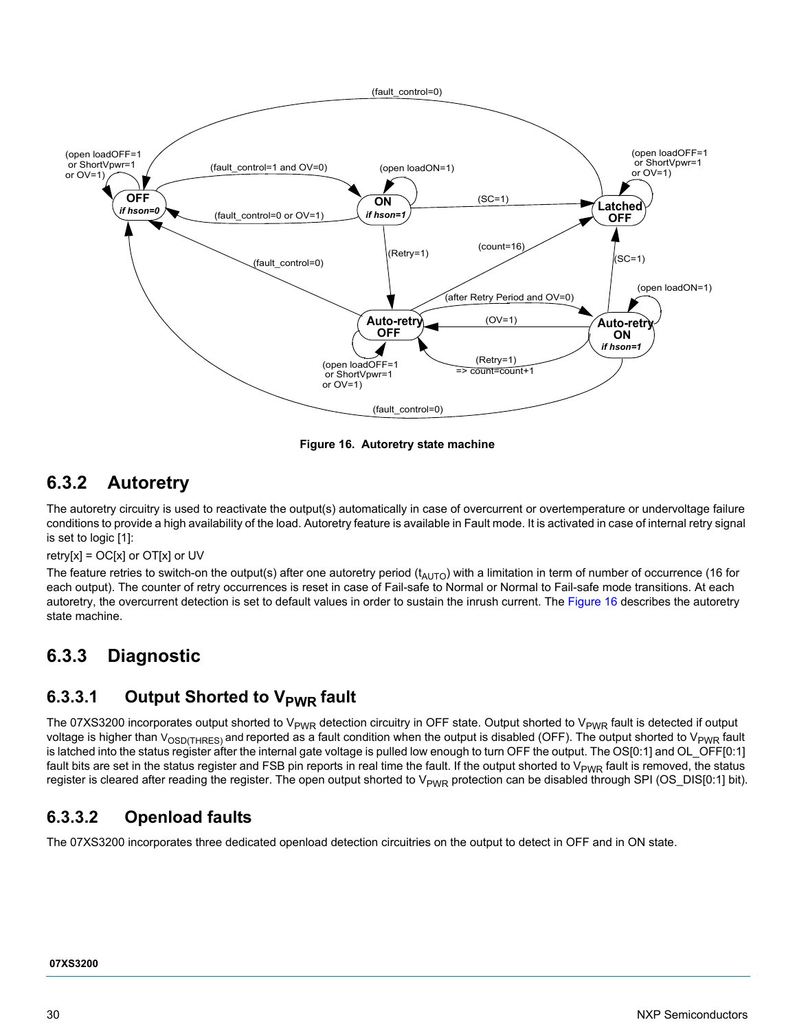Figure 16. Autoretry state machine

## 6.3.2 Autoretry

The autoretry circuitry is used to reactivate the output(s) automatically in case of overcurrent or overtemperature or undervoltage failure conditions to provide a high availability of the load. Autoretry feature is available in Fault mode. It is activated in case of internal retry signal is set to logic [1]:

retry[x] = OC[x] or OT[x] or UV

The feature retries to switch-on the output(s) after one autoretry period ($t_{AUTO}$) with a limitation in term of number of occurrence (16 for each output). The counter of retry occurrences is reset in case of Fail-safe to Normal or Normal to Fail-safe mode transitions. At each autoretry, the overcurrent detection is set to default values in order to sustain the inrush current. The Figure 16 describes the autoretry state machine.

## 6.3.3 Diagnostic

### 6.3.3.1 Output Shorted to $V_{PWR}$ fault

The 07XS3200 incorporates output shorted to $V_{PWR}$ detection circuitry in OFF state. Output shorted to $V_{PWR}$ fault is detected if output voltage is higher than $V_{OSD(THRES)}$ and reported as a fault condition when the output is disabled (OFF). The output shorted to $V_{PWR}$ fault is latched into the status register after the internal gate voltage is pulled low enough to turn OFF the output. The OS[0:1] and OL_OFF[0:1] fault bits are set in the status register and FSB pin reports in real time the fault. If the output shorted to $V_{PWR}$ fault is removed, the status register is cleared after reading the register. The open output shorted to $V_{PWR}$ protection can be disabled through SPI (OS_DIS[0:1] bit).

### 6.3.3.2 Openload faults

The 07XS3200 incorporates three dedicated openload detection circuitries on the output to detect in OFF and in ON state.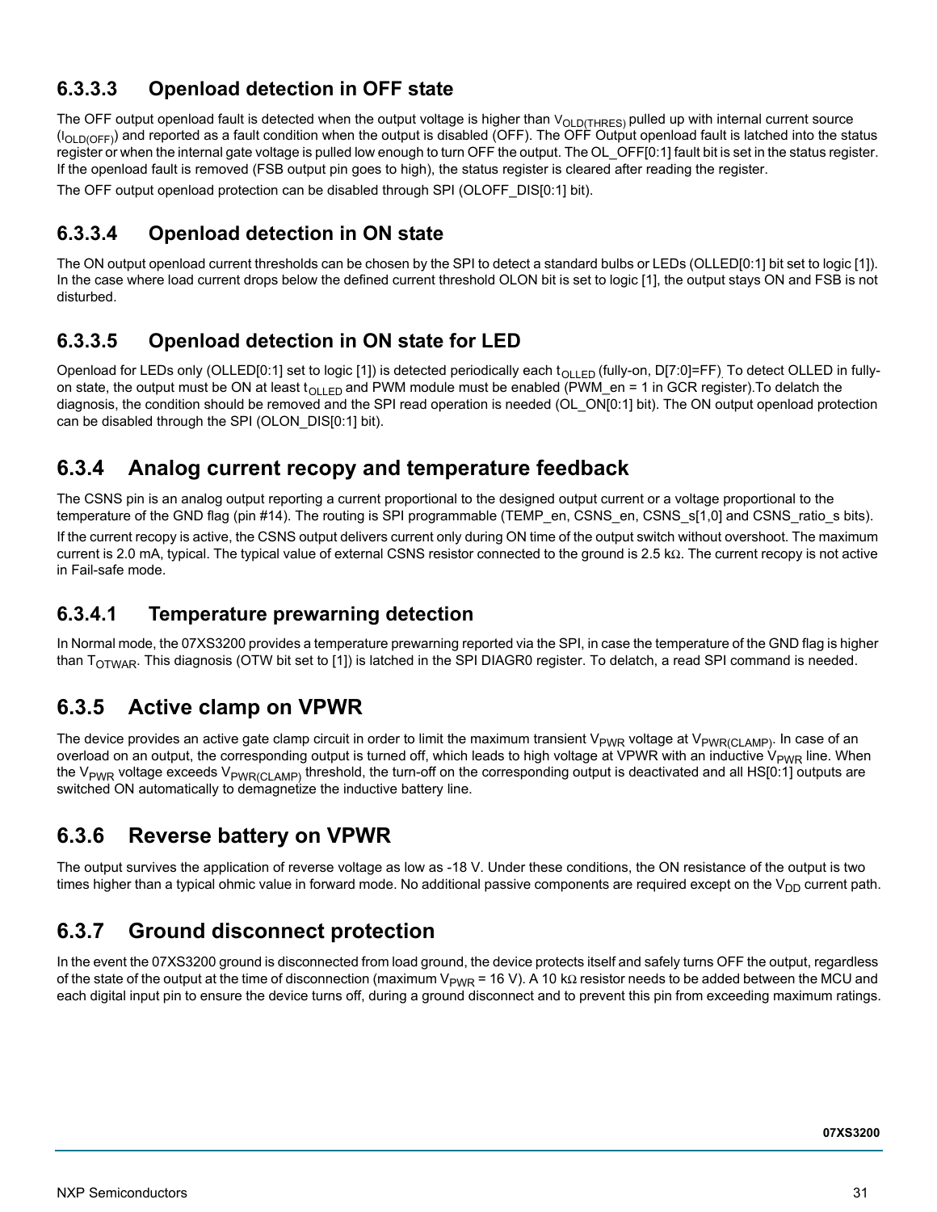### 6.3.3.3 Openload detection in OFF state

The OFF output openload fault is detected when the output voltage is higher than $V_{OLD(THRES)}$ pulled up with internal current source ($I_{OLD(OFF)}$) and reported as a fault condition when the output is disabled (OFF). The OFF Output openload fault is latched into the status register or when the internal gate voltage is pulled low enough to turn OFF the output. The OL_OFF[0:1] fault bit is set in the status register. If the openload fault is removed (FSB output pin goes to high), the status register is cleared after reading the register.

The OFF output openload protection can be disabled through SPI (OLOFF_DIS[0:1] bit).

### 6.3.3.4 Openload detection in ON state

The ON output openload current thresholds can be chosen by the SPI to detect a standard bulbs or LEDs (OLLED[0:1] bit set to logic [1]). In the case where load current drops below the defined current threshold OLON bit is set to logic [1], the output stays ON and FSB is not disturbed.

### 6.3.3.5 Openload detection in ON state for LED

Openload for LEDs only (OLLED[0:1] set to logic [1]) is detected periodically each $t_{OLLED}$ (fully-on, D[7:0]=FF). To detect OLLED in fully-on state, the output must be ON at least $t_{OLLED}$ and PWM module must be enabled (PWM_en = 1 in GCR register).To delatch the diagnosis, the condition should be removed and the SPI read operation is needed (OL_ON[0:1] bit). The ON output openload protection can be disabled through the SPI (OLON_DIS[0:1] bit).

## 6.3.4 Analog current recopy and temperature feedback

The CSNS pin is an analog output reporting a current proportional to the designed output current or a voltage proportional to the temperature of the GND flag (pin #14). The routing is SPI programmable (TEMP_en, CSNS_en, CSNS_s[1,0] and CSNS_ratio_s bits).

If the current recopy is active, the CSNS output delivers current only during ON time of the output switch without overshoot. The maximum current is 2.0 mA, typical. The typical value of external CSNS resistor connected to the ground is 2.5 kΩ. The current recopy is not active in Fail-safe mode.

### 6.3.4.1 Temperature prewarning detection

In Normal mode, the 07XS3200 provides a temperature prewarning reported via the SPI, in case the temperature of the GND flag is higher than $T_{OTWAR}$. This diagnosis (OTW bit set to [1]) is latched in the SPI DIAGR0 register. To delatch, a read SPI command is needed.

## 6.3.5 Active clamp on VPWR

The device provides an active gate clamp circuit in order to limit the maximum transient $V_{PWR}$ voltage at $V_{PWR(CLAMP)}$. In case of an overload on an output, the corresponding output is turned off, which leads to high voltage at VPWR with an inductive $V_{PWR}$ line. When the $V_{PWR}$ voltage exceeds $V_{PWR(CLAMP)}$ threshold, the turn-off on the corresponding output is deactivated and all HS[0:1] outputs are switched ON automatically to demagnetize the inductive battery line.

## 6.3.6 Reverse battery on VPWR

The output survives the application of reverse voltage as low as -18 V. Under these conditions, the ON resistance of the output is two times higher than a typical ohmic value in forward mode. No additional passive components are required except on the $V_{DD}$ current path.

## 6.3.7 Ground disconnect protection

In the event the 07XS3200 ground is disconnected from load ground, the device protects itself and safely turns OFF the output, regardless of the state of the output at the time of disconnection (maximum $V_{PWR}$ = 16 V). A 10 kΩ resistor needs to be added between the MCU and each digital input pin to ensure the device turns off, during a ground disconnect and to prevent this pin from exceeding maximum ratings.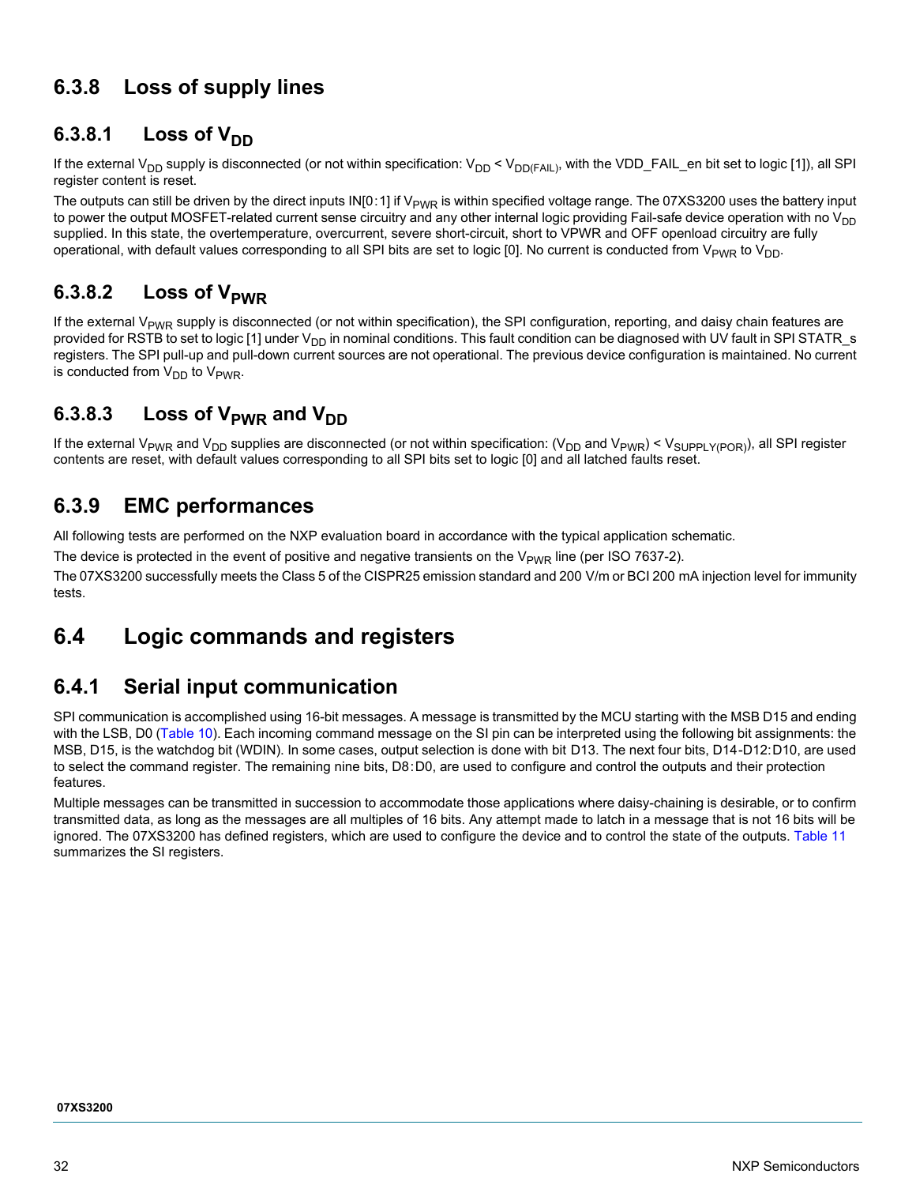## 6.3.8 Loss of supply lines

### 6.3.8.1 Loss of $V_{DD}$

If the external $V_{DD}$ supply is disconnected (or not within specification: $V_{DD} < V_{DD(FAIL)}$, with the VDD_FAIL_en bit set to logic [1]), all SPI register content is reset.

The outputs can still be driven by the direct inputs IN[0:1] if $V_{PWR}$ is within specified voltage range. The 07XS3200 uses the battery input to power the output MOSFET-related current sense circuitry and any other internal logic providing Fail-safe device operation with no $V_{DD}$ supplied. In this state, the overtemperature, overcurrent, severe short-circuit, short to VPWR and OFF openload circuitry are fully operational, with default values corresponding to all SPI bits are set to logic [0]. No current is conducted from $V_{PWR}$ to $V_{DD}$.

### 6.3.8.2 Loss of $V_{PWR}$

If the external $V_{PWR}$ supply is disconnected (or not within specification), the SPI configuration, reporting, and daisy chain features are provided for RSTB to set to logic [1] under $V_{DD}$ in nominal conditions. This fault condition can be diagnosed with UV fault in SPI STATR_s registers. The SPI pull-up and pull-down current sources are not operational. The previous device configuration is maintained. No current is conducted from $V_{DD}$ to $V_{PWR}$.

### 6.3.8.3 Loss of $V_{PWR}$ and $V_{DD}$

If the external $V_{PWR}$ and $V_{DD}$ supplies are disconnected (or not within specification: ($V_{DD}$ and $V_{PWR}$) < $V_{SUPPLY(POR)}$), all SPI register contents are reset, with default values corresponding to all SPI bits set to logic [0] and all latched faults reset.

## 6.3.9 EMC performances

All following tests are performed on the NXP evaluation board in accordance with the typical application schematic.

The device is protected in the event of positive and negative transients on the $V_{PWR}$ line (per ISO 7637-2).

The 07XS3200 successfully meets the Class 5 of the CISPR25 emission standard and 200 V/m or BCI 200 mA injection level for immunity tests.

# 6.4 Logic commands and registers

## 6.4.1 Serial input communication

SPI communication is accomplished using 16-bit messages. A message is transmitted by the MCU starting with the MSB D15 and ending with the LSB, D0 (Table 10). Each incoming command message on the SI pin can be interpreted using the following bit assignments: the MSB, D15, is the watchdog bit (WDIN). In some cases, output selection is done with bit D13. The next four bits, D14-D12:D10, are used to select the command register. The remaining nine bits, D8:D0, are used to configure and control the outputs and their protection features.

Multiple messages can be transmitted in succession to accommodate those applications where daisy-chaining is desirable, or to confirm transmitted data, as long as the messages are all multiples of 16 bits. Any attempt made to latch in a message that is not 16 bits will be ignored. The 07XS3200 has defined registers, which are used to configure the device and to control the state of the outputs. Table 11 summarizes the SI registers.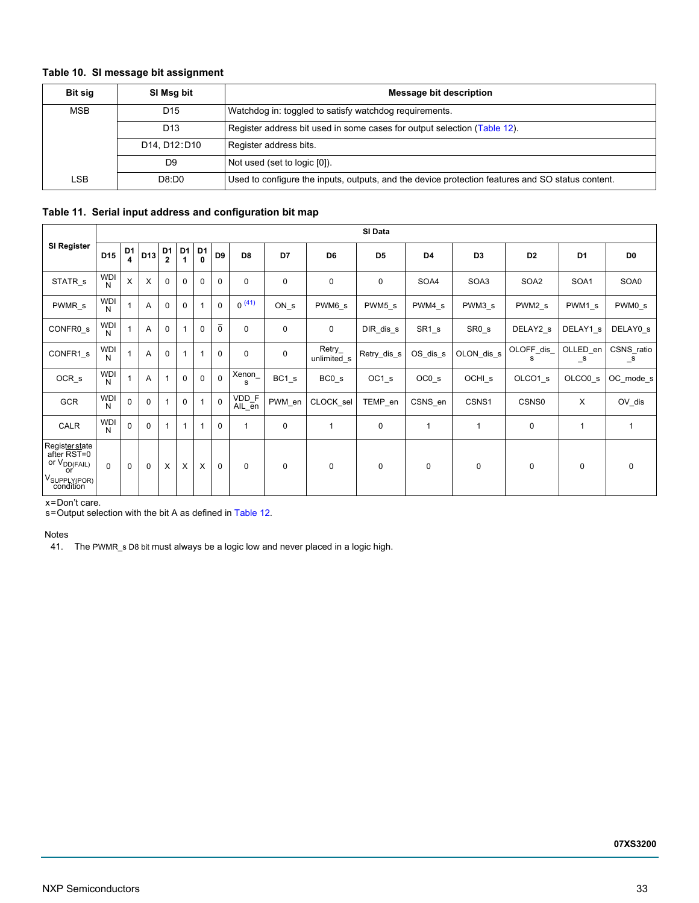**Table 10. SI message bit assignment**

| Bit sig | SI Msg bit | Message bit description |
|---|---|---|
| MSB | D15 | Watchdog in: toggled to satisfy watchdog requirements. |
| | D13 | Register address bit used in some cases for output selection (Table 12). |
| | D14, D12:D10 | Register address bits. |
| | D9 | Not used (set to logic [0]). |
| LSB | D8:D0 | Used to configure the inputs, outputs, and the device protection features and SO status content. |

**Table 11. Serial input address and configuration bit map**

| SI Register | SI Data | | | | | | | | | | | | | | | |
|---|---|---|---|---|---|---|---|---|---|---|---|---|---|---|---|---|
| | D15 | D14 | D13 | D12 | D11 | D10 | D9 | D8 | D7 | D6 | D5 | D4 | D3 | D2 | D1 | D0 |
| STATR_s | WDIN | X | X | 0 | 0 | 0 | 0 | 0 | 0 | 0 | 0 | SOA4 | SOA3 | SOA2 | SOA1 | SOA0 |
| PWMR_s | WDIN | 1 | A | 0 | 0 | 1 | 0 | 0 (41) | ON_s | PWM6_s | PWM5_s | PWM4_s | PWM3_s | PWM2_s | PWM1_s | PWM0_s |
| CONFR0_s | WDIN | 1 | A | 0 | 1 | 0 | $\bar{0}$ | 0 | 0 | 0 | DIR_dis_s | SR1_s | SR0_s | DELAY2_s | DELAY1_s | DELAY0_s |
| CONFR1_s | WDIN | 1 | A | 0 | 1 | 1 | 0 | 0 | 0 | Retry_unlimited_s | Retry_dis_s | OS_dis_s | OLON_dis_s | OLOFF_dis_s | OLLED_en_s | CSNS_ratio_s |
| OCR_s | WDIN | 1 | A | 1 | 0 | 0 | 0 | Xenon_s | BC1_s | BC0_s | OC1_s | OC0_s | OCHI_s | OLCO1_s | OLCO0_s | OC_mode_s |
| GCR | WDIN | 0 | 0 | 1 | 0 | 1 | 0 | VDD_FAIL_en | PWM_en | CLOCK_sel | TEMP_en | CSNS_en | CSNS1 | CSNS0 | X | OV_dis |
| CALR | WDIN | 0 | 0 | 1 | 1 | 1 | 0 | 1 | 0 | 1 | 0 | 1 | 1 | 0 | 1 | 1 |
| Register state after RST=0 or $V_{DD(FAIL)}$ or $V_{SUPPLY(POR)}$ condition | 0 | 0 | 0 | X | X | X | 0 | 0 | 0 | 0 | 0 | 0 | 0 | 0 | 0 | 0 |

x=Don't care.
s=Output selection with the bit A as defined in Table 12.

Notes
41. The PWMR_s D8 bit must always be a logic low and never placed in a logic high.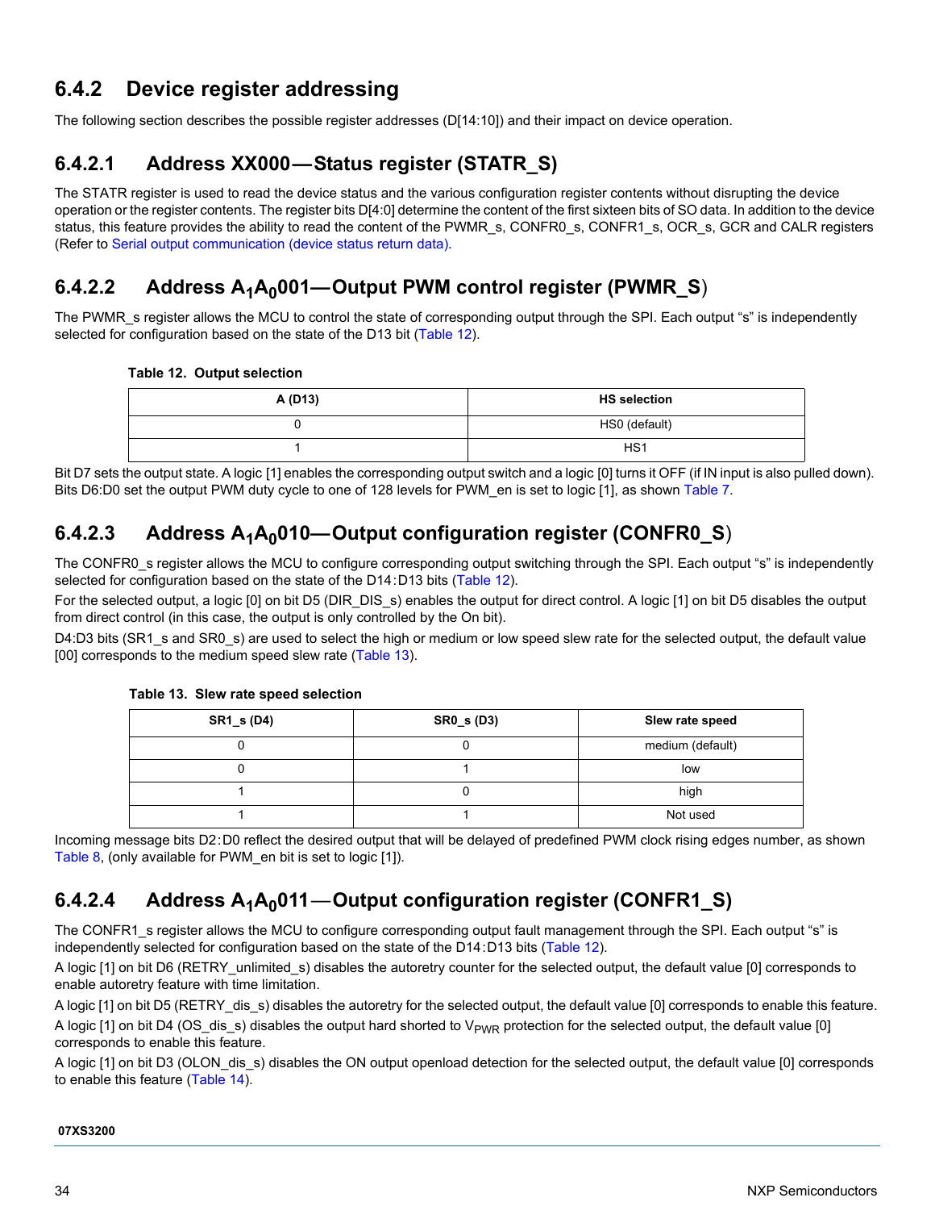### 6.4.2 Device register addressing

The following section describes the possible register addresses (D[14:10]) and their impact on device operation.

#### 6.4.2.1 Address XX000—Status register (STATR_S)

The STATR register is used to read the device status and the various configuration register contents without disrupting the device operation or the register contents. The register bits D[4:0] determine the content of the first sixteen bits of SO data. In addition to the device status, this feature provides the ability to read the content of the PWMR_s, CONFR0_s, CONFR1_s, OCR_s, GCR and CALR registers (Refer to Serial output communication (device status return data).

#### 6.4.2.2 Address $A_1A_0$001—Output PWM control register (PWMR_S)

The PWMR_s register allows the MCU to control the state of corresponding output through the SPI. Each output "s" is independently selected for configuration based on the state of the D13 bit (Table 12).

**Table 12. Output selection**

| A (D13) | HS selection |
|---|---|
| 0 | HS0 (default) |
| 1 | HS1 |

Bit D7 sets the output state. A logic [1] enables the corresponding output switch and a logic [0] turns it OFF (if IN input is also pulled down). Bits D6:D0 set the output PWM duty cycle to one of 128 levels for PWM_en is set to logic [1], as shown Table 7.

#### 6.4.2.3 Address $A_1A_0$010—Output configuration register (CONFR0_S)

The CONFR0_s register allows the MCU to configure corresponding output switching through the SPI. Each output "s" is independently selected for configuration based on the state of the D14:D13 bits (Table 12).

For the selected output, a logic [0] on bit D5 (DIR_DIS_s) enables the output for direct control. A logic [1] on bit D5 disables the output from direct control (in this case, the output is only controlled by the On bit).

D4:D3 bits (SR1_s and SR0_s) are used to select the high or medium or low speed slew rate for the selected output, the default value [00] corresponds to the medium speed slew rate (Table 13).

**Table 13. Slew rate speed selection**

| SR1_s (D4) | SR0_s (D3) | Slew rate speed |
|---|---|---|
| 0 | 0 | medium (default) |
| 0 | 1 | low |
| 1 | 0 | high |
| 1 | 1 | Not used |

Incoming message bits D2:D0 reflect the desired output that will be delayed of predefined PWM clock rising edges number, as shown Table 8, (only available for PWM_en bit is set to logic [1]).

#### 6.4.2.4 Address $A_1A_0$011—Output configuration register (CONFR1_S)

The CONFR1_s register allows the MCU to configure corresponding output fault management through the SPI. Each output "s" is independently selected for configuration based on the state of the D14:D13 bits (Table 12).

A logic [1] on bit D6 (RETRY_unlimited_s) disables the autoretry counter for the selected output, the default value [0] corresponds to enable autoretry feature with time limitation.

A logic [1] on bit D5 (RETRY_dis_s) disables the autoretry for the selected output, the default value [0] corresponds to enable this feature.

A logic [1] on bit D4 (OS_dis_s) disables the output hard shorted to $V_{PWR}$ protection for the selected output, the default value [0] corresponds to enable this feature.

A logic [1] on bit D3 (OLON_dis_s) disables the ON output openload detection for the selected output, the default value [0] corresponds to enable this feature (Table 14).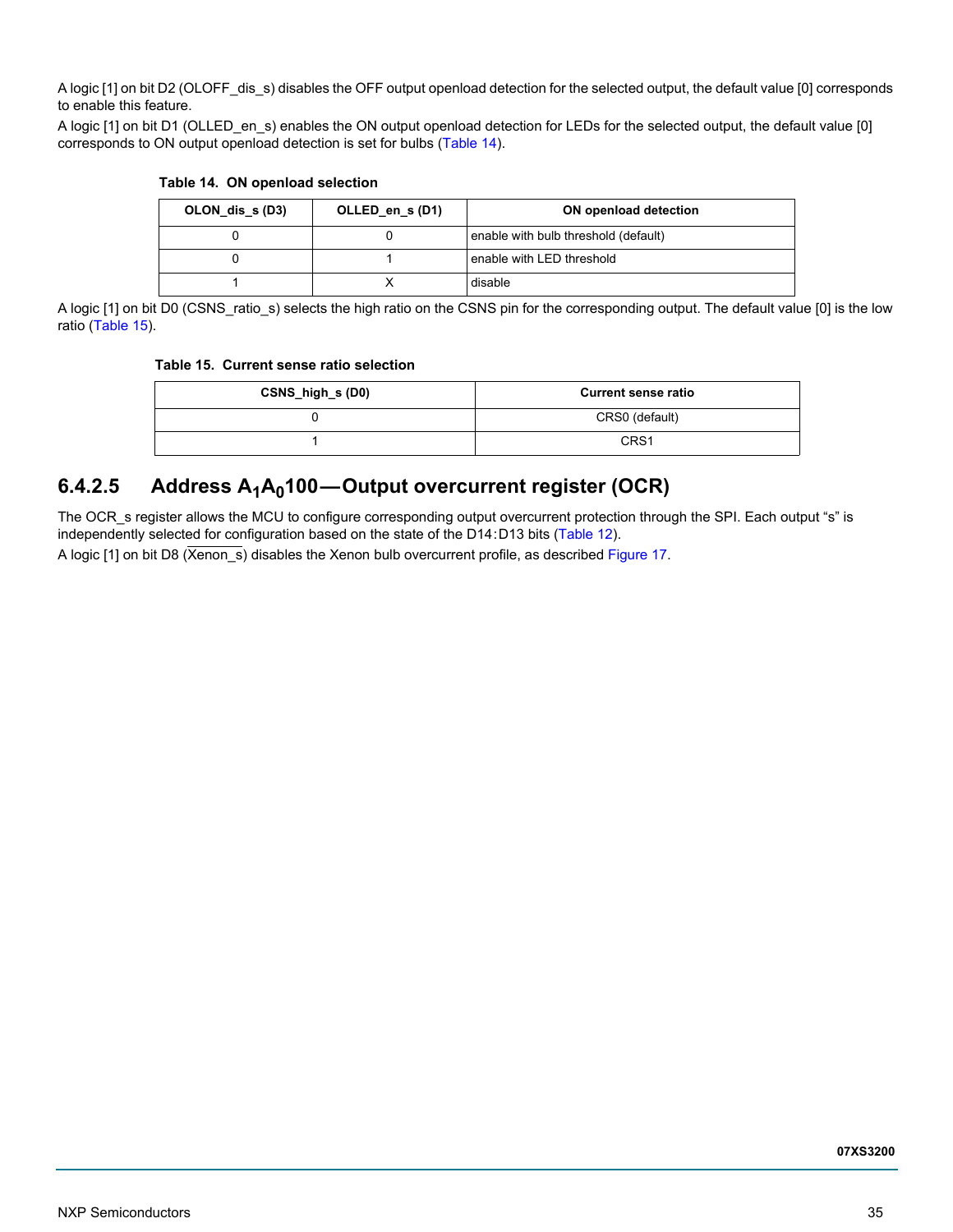A logic [1] on bit D2 (OLOFF_dis_s) disables the OFF output openload detection for the selected output, the default value [0] corresponds to enable this feature.

A logic [1] on bit D1 (OLLED_en_s) enables the ON output openload detection for LEDs for the selected output, the default value [0] corresponds to ON output openload detection is set for bulbs (Table 14).

**Table 14. ON openload selection**

| OLON_dis_s (D3) | OLLED_en_s (D1) | ON openload detection |
|---|---|---|
| 0 | 0 | enable with bulb threshold (default) |
| 0 | 1 | enable with LED threshold |
| 1 | X | disable |

A logic [1] on bit D0 (CSNS_ratio_s) selects the high ratio on the CSNS pin for the corresponding output. The default value [0] is the low ratio (Table 15).

**Table 15. Current sense ratio selection**

| CSNS_high_s (D0) | Current sense ratio |
|---|---|
| 0 | CRS0 (default) |
| 1 | CRS1 |

### 6.4.2.5 Address $A_1A_0$100 — Output overcurrent register (OCR)

The OCR_s register allows the MCU to configure corresponding output overcurrent protection through the SPI. Each output “s” is independently selected for configuration based on the state of the D14:D13 bits (Table 12).

A logic [1] on bit D8 ($\overline{\text{Xenon\_s}}$) disables the Xenon bulb overcurrent profile, as described Figure 17.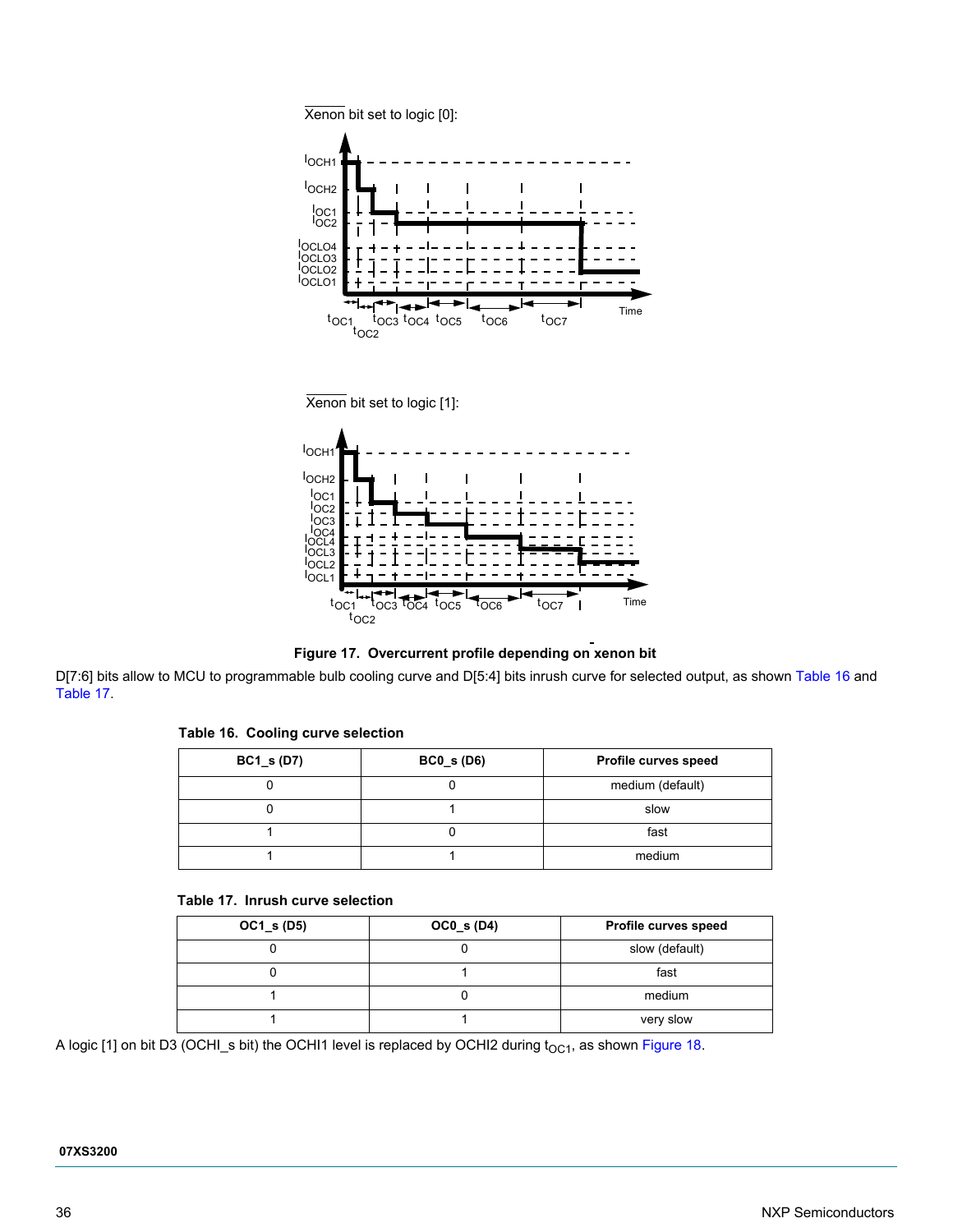Xenon bit set to logic [0]:

Xenon bit set to logic [1]:

**Figure 17. Overcurrent profile depending on xenon bit**

D[7:6] bits allow to MCU to programmable bulb cooling curve and D[5:4] bits inrush curve for selected output, as shown Table 16 and Table 17.

**Table 16. Cooling curve selection**

| BC1_s (D7) | BC0_s (D6) | Profile curves speed |
|---|---|---|
| 0 | 0 | medium (default) |
| 0 | 1 | slow |
| 1 | 0 | fast |
| 1 | 1 | medium |

**Table 17. Inrush curve selection**

| OC1_s (D5) | OC0_s (D4) | Profile curves speed |
|---|---|---|
| 0 | 0 | slow (default) |
| 0 | 1 | fast |
| 1 | 0 | medium |
| 1 | 1 | very slow |

A logic [1] on bit D3 (OCHI_s bit) the OCHI1 level is replaced by OCHI2 during $t_{OC1}$, as shown Figure 18.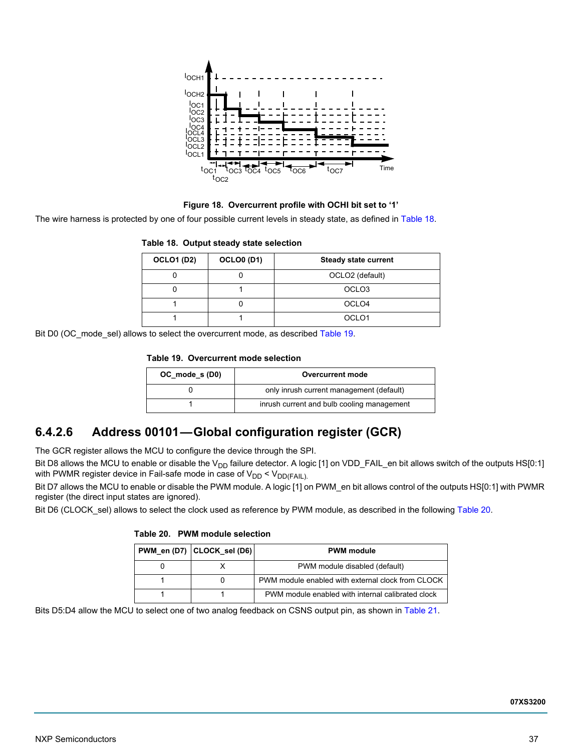Figure 18. Overcurrent profile with OCHI bit set to ‘1’

The wire harness is protected by one of four possible current levels in steady state, as defined in Table 18.

**Table 18. Output steady state selection**

| OCLO1 (D2) | OCLO0 (D1) | Steady state current |
|---|---|---|
| 0 | 0 | OCLO2 (default) |
| 0 | 1 | OCLO3 |
| 1 | 0 | OCLO4 |
| 1 | 1 | OCLO1 |

Bit D0 (OC_mode_sel) allows to select the overcurrent mode, as described Table 19.

**Table 19. Overcurrent mode selection**

| OC_mode_s (D0) | Overcurrent mode |
|---|---|
| 0 | only inrush current management (default) |
| 1 | inrush current and bulb cooling management |

### 6.4.2.6 Address 00101—Global configuration register (GCR)

The GCR register allows the MCU to configure the device through the SPI.

Bit D8 allows the MCU to enable or disable the $V_{DD}$ failure detector. A logic [1] on VDD_FAIL_en bit allows switch of the outputs HS[0:1] with PWMR register device in Fail-safe mode in case of $V_{DD} < V_{DD(FAIL)}$.

Bit D7 allows the MCU to enable or disable the PWM module. A logic [1] on PWM_en bit allows control of the outputs HS[0:1] with PWMR register (the direct input states are ignored).

Bit D6 (CLOCK_sel) allows to select the clock used as reference by PWM module, as described in the following Table 20.

**Table 20. PWM module selection**

| PWM_en (D7) | CLOCK_sel (D6) | PWM module |
|---|---|---|
| 0 | X | PWM module disabled (default) |
| 1 | 0 | PWM module enabled with external clock from CLOCK |
| 1 | 1 | PWM module enabled with internal calibrated clock |

Bits D5:D4 allow the MCU to select one of two analog feedback on CSNS output pin, as shown in Table 21.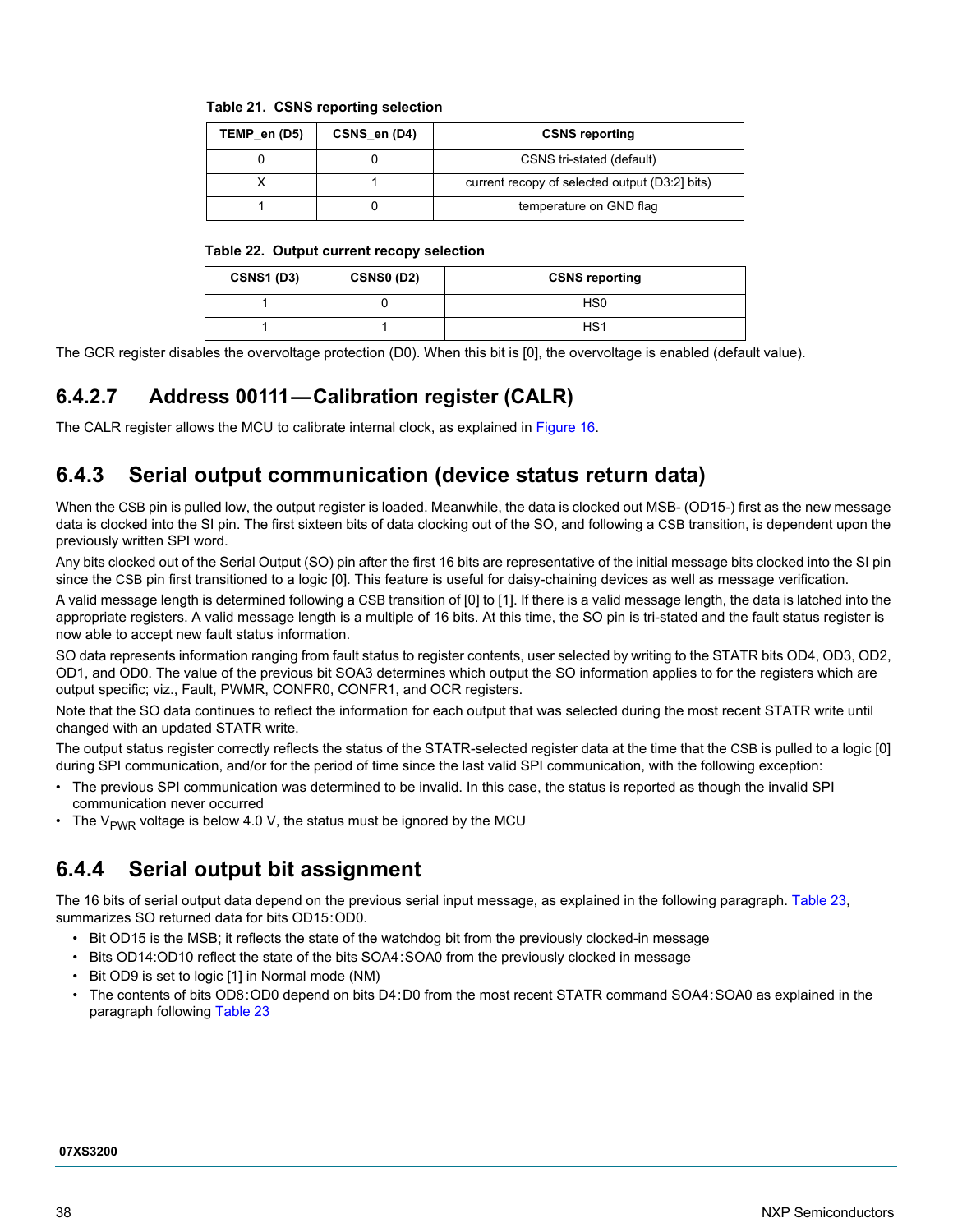**Table 21. CSNS reporting selection**

| TEMP_en (D5) | CSNS_en (D4) | CSNS reporting |
|---|---|---|
| 0 | 0 | CSNS tri-stated (default) |
| X | 1 | current recopy of selected output (D3:2] bits) |
| 1 | 0 | temperature on GND flag |

**Table 22. Output current recopy selection**

| CSNS1 (D3) | CSNS0 (D2) | CSNS reporting |
|---|---|---|
| 1 | 0 | HS0 |
| 1 | 1 | HS1 |

The GCR register disables the overvoltage protection (D0). When this bit is [0], the overvoltage is enabled (default value).

### 6.4.2.7 Address 00111 — Calibration register (CALR)

The CALR register allows the MCU to calibrate internal clock, as explained in Figure 16.

## 6.4.3 Serial output communication (device status return data)

When the CSB pin is pulled low, the output register is loaded. Meanwhile, the data is clocked out MSB- (OD15-) first as the new message data is clocked into the SI pin. The first sixteen bits of data clocking out of the SO, and following a CSB transition, is dependent upon the previously written SPI word.

Any bits clocked out of the Serial Output (SO) pin after the first 16 bits are representative of the initial message bits clocked into the SI pin since the CSB pin first transitioned to a logic [0]. This feature is useful for daisy-chaining devices as well as message verification.

A valid message length is determined following a CSB transition of [0] to [1]. If there is a valid message length, the data is latched into the appropriate registers. A valid message length is a multiple of 16 bits. At this time, the SO pin is tri-stated and the fault status register is now able to accept new fault status information.

SO data represents information ranging from fault status to register contents, user selected by writing to the STATR bits OD4, OD3, OD2, OD1, and OD0. The value of the previous bit SOA3 determines which output the SO information applies to for the registers which are output specific; viz., Fault, PWMR, CONFR0, CONFR1, and OCR registers.

Note that the SO data continues to reflect the information for each output that was selected during the most recent STATR write until changed with an updated STATR write.

The output status register correctly reflects the status of the STATR-selected register data at the time that the CSB is pulled to a logic [0] during SPI communication, and/or for the period of time since the last valid SPI communication, with the following exception:

- The previous SPI communication was determined to be invalid. In this case, the status is reported as though the invalid SPI communication never occurred
- The $V_{PWR}$ voltage is below 4.0 V, the status must be ignored by the MCU

## 6.4.4 Serial output bit assignment

The 16 bits of serial output data depend on the previous serial input message, as explained in the following paragraph. Table 23, summarizes SO returned data for bits OD15:OD0.

- Bit OD15 is the MSB; it reflects the state of the watchdog bit from the previously clocked-in message
- Bits OD14:OD10 reflect the state of the bits SOA4:SOA0 from the previously clocked in message
- Bit OD9 is set to logic [1] in Normal mode (NM)
- The contents of bits OD8:OD0 depend on bits D4:D0 from the most recent STATR command SOA4:SOA0 as explained in the paragraph following Table 23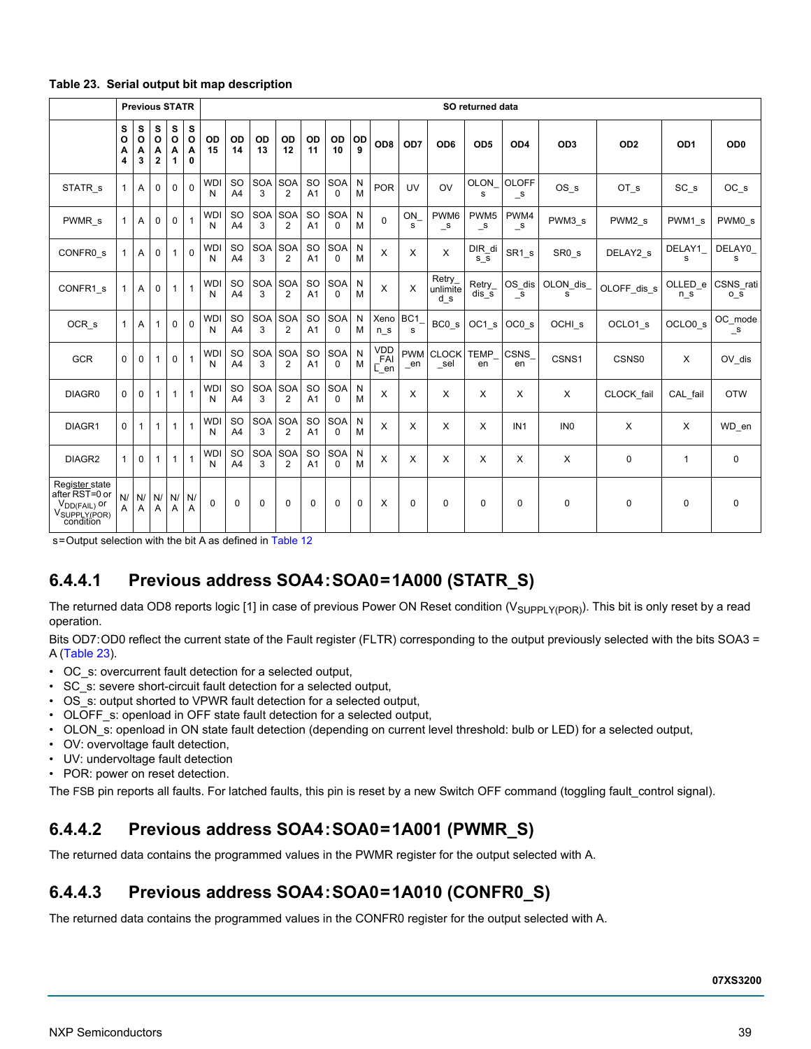**Table 23. Serial output bit map description**

| | Previous STATR | | | | | SO returned data | | | | | | | | | | | | | | | | |
|---|---|---|---|---|---|---|---|---|---|---|---|---|---|---|---|---|---|---|---|---|---|---|
| | SOA4 | SOA3 | SOA2 | SOA1 | SOA0 | OD15 | OD14 | OD13 | OD12 | OD11 | OD10 | OD9 | OD8 | OD7 | OD6 | OD5 | OD4 | OD3 | OD2 | OD1 | OD0 |
| STATR_s | 1 | A | 0 | 0 | 0 | WDIN | SOA4 | SOA3 | SOA2 | SOA1 | SOA0 | NM | POR | UV | OV | OLON_s | OLOFF_s | OS_s | OT_s | SC_s | OC_s |
| PWMR_s | 1 | A | 0 | 0 | 1 | WDIN | SOA4 | SOA3 | SOA2 | SOA1 | SOA0 | NM | 0 | ON_s | PWM6_s | PWM5_s | PWM4_s | PWM3_s | PWM2_s | PWM1_s | PWM0_s |
| CONFR0_s | 1 | A | 0 | 1 | 0 | WDIN | SOA4 | SOA3 | SOA2 | SOA1 | SOA0 | NM | X | X | X | DIR_dis_s | SR1_s | SR0_s | DELAY2_s | DELAY1_s | DELAY0_s |
| CONFR1_s | 1 | A | 0 | 1 | 1 | WDIN | SOA4 | SOA3 | SOA2 | SOA1 | SOA0 | NM | X | X | Retry_unlimited_s | Retry_dis_s | OS_dis_s | OLON_dis_s | OLOFF_dis_s | OLLED_en_s | CSNS_ratio_s |
| OCR_s | 1 | A | 1 | 0 | 0 | WDIN | SOA4 | SOA3 | SOA2 | SOA1 | SOA0 | NM | Xenon_s | BC1_s | BC0_s | OC1_s | OC0_s | OCHI_s | OCLO1_s | OCLO0_s | OC_mode_s |
| GCR | 0 | 0 | 1 | 0 | 1 | WDIN | SOA4 | SOA3 | SOA2 | SOA1 | SOA0 | NM | VDD_FAIL_en | PWM_en | CLOCK_sel | TEMP_en | CSNS_en | CSNS1 | CSNS0 | X | OV_dis |
| DIAGR0 | 0 | 0 | 1 | 1 | 1 | WDIN | SOA4 | SOA3 | SOA2 | SOA1 | SOA0 | NM | X | X | X | X | X | X | CLOCK_fail | CAL_fail | OTW |
| DIAGR1 | 0 | 1 | 1 | 1 | 1 | WDIN | SOA4 | SOA3 | SOA2 | SOA1 | SOA0 | NM | X | X | X | X | IN1 | IN0 | X | X | WD_en |
| DIAGR2 | 1 | 0 | 1 | 1 | 1 | WDIN | SOA4 | SOA3 | SOA2 | SOA1 | SOA0 | NM | X | X | X | X | X | X | 0 | 1 | 0 |
| Register state after RST=0 or $V_{DD(FAIL)}$ or $V_{SUPPLY(POR)}$ condition | N/A | N/A | N/A | N/A | N/A | 0 | 0 | 0 | 0 | 0 | 0 | 0 | X | 0 | 0 | 0 | 0 | 0 | 0 | 0 | 0 |

s=Output selection with the bit A as defined in Table 12

### 6.4.4.1 Previous address SOA4:SOA0=1A000 (STATR_S)

The returned data OD8 reports logic [1] in case of previous Power ON Reset condition ($V_{SUPPLY(POR)}$). This bit is only reset by a read operation.

Bits OD7:OD0 reflect the current state of the Fault register (FLTR) corresponding to the output previously selected with the bits SOA3 = A (Table 23).

- OC_s: overcurrent fault detection for a selected output,
- SC_s: severe short-circuit fault detection for a selected output,
- OS_s: output shorted to VPWR fault detection for a selected output,
- OLOFF_s: openload in OFF state fault detection for a selected output,
- OLON_s: openload in ON state fault detection (depending on current level threshold: bulb or LED) for a selected output,
- OV: overvoltage fault detection,
- UV: undervoltage fault detection
- POR: power on reset detection.

The FSB pin reports all faults. For latched faults, this pin is reset by a new Switch OFF command (toggling fault_control signal).

### 6.4.4.2 Previous address SOA4:SOA0=1A001 (PWMR_S)

The returned data contains the programmed values in the PWMR register for the output selected with A.

### 6.4.4.3 Previous address SOA4:SOA0=1A010 (CONFR0_S)

The returned data contains the programmed values in the CONFR0 register for the output selected with A.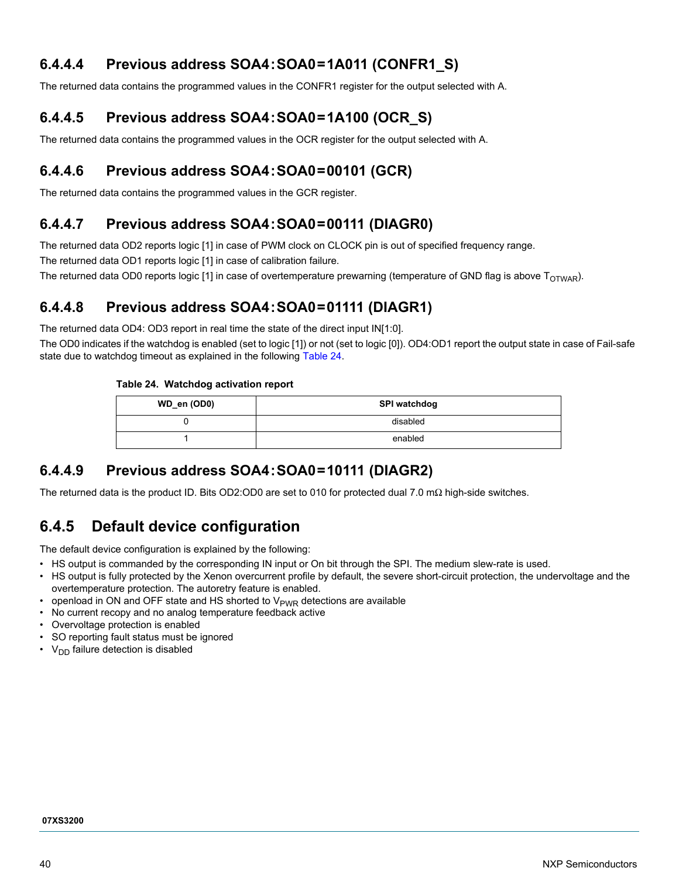#### 6.4.4.4 Previous address SOA4:SOA0=1A011 (CONFR1_S)

The returned data contains the programmed values in the CONFR1 register for the output selected with A.

#### 6.4.4.5 Previous address SOA4:SOA0=1A100 (OCR_S)

The returned data contains the programmed values in the OCR register for the output selected with A.

#### 6.4.4.6 Previous address SOA4:SOA0=00101 (GCR)

The returned data contains the programmed values in the GCR register.

#### 6.4.4.7 Previous address SOA4:SOA0=00111 (DIAGR0)

The returned data OD2 reports logic [1] in case of PWM clock on CLOCK pin is out of specified frequency range.

The returned data OD1 reports logic [1] in case of calibration failure.

The returned data OD0 reports logic [1] in case of overtemperature prewarning (temperature of GND flag is above $T_{OTWAR}$).

#### 6.4.4.8 Previous address SOA4:SOA0=01111 (DIAGR1)

The returned data OD4: OD3 report in real time the state of the direct input IN[1:0].

The OD0 indicates if the watchdog is enabled (set to logic [1]) or not (set to logic [0]). OD4:OD1 report the output state in case of Fail-safe state due to watchdog timeout as explained in the following Table 24.

**Table 24. Watchdog activation report**

| WD_en (OD0) | SPI watchdog |
|---|---|
| 0 | disabled |
| 1 | enabled |

#### 6.4.4.9 Previous address SOA4:SOA0=10111 (DIAGR2)

The returned data is the product ID. Bits OD2:OD0 are set to 010 for protected dual 7.0 mΩ high-side switches.

### 6.4.5 Default device configuration

The default device configuration is explained by the following:

- HS output is commanded by the corresponding IN input or On bit through the SPI. The medium slew-rate is used.
- HS output is fully protected by the Xenon overcurrent profile by default, the severe short-circuit protection, the undervoltage and the overtemperature protection. The autoretry feature is enabled.
- openload in ON and OFF state and HS shorted to $V_{PWR}$ detections are available
- No current recopy and no analog temperature feedback active
- Overvoltage protection is enabled
- SO reporting fault status must be ignored
- $V_{DD}$ failure detection is disabled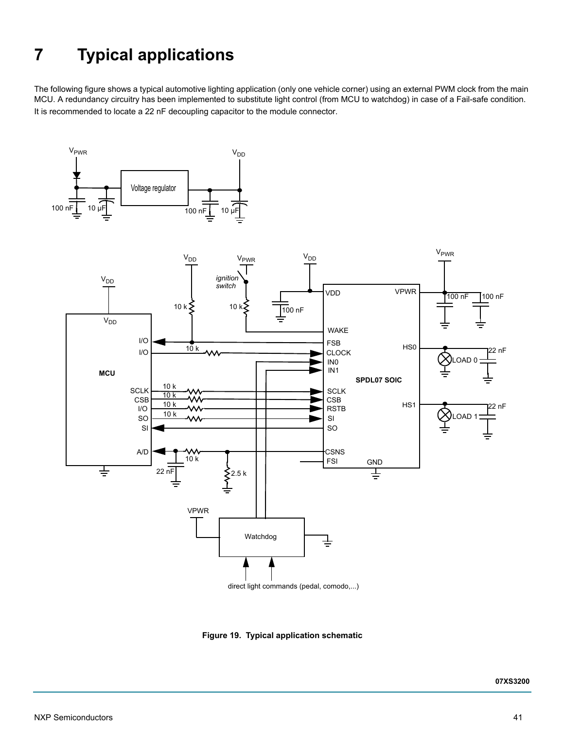# 7 Typical applications

The following figure shows a typical automotive lighting application (only one vehicle corner) using an external PWM clock from the main MCU. A redundancy circuitry has been implemented to substitute light control (from MCU to watchdog) in case of a Fail-safe condition. It is recommended to locate a 22 nF decoupling capacitor to the module connector.

**Figure 19. Typical application schematic**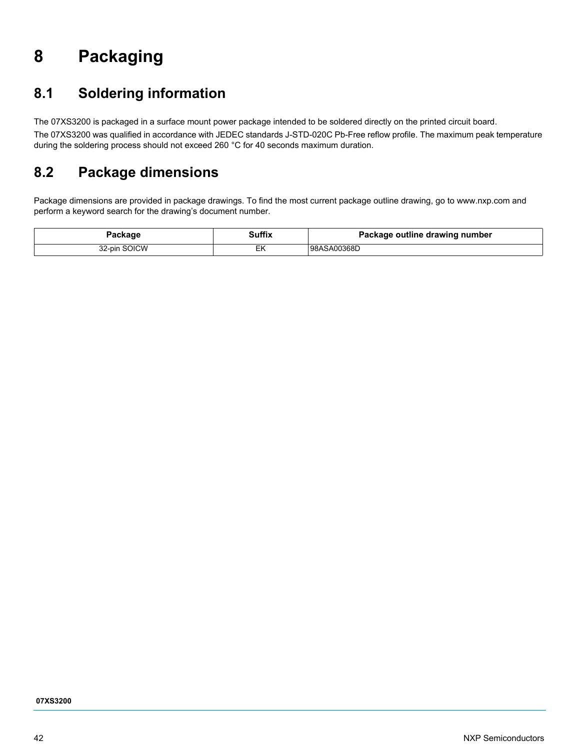# 8 Packaging

## 8.1 Soldering information

The 07XS3200 is packaged in a surface mount power package intended to be soldered directly on the printed circuit board.

The 07XS3200 was qualified in accordance with JEDEC standards J-STD-020C Pb-Free reflow profile. The maximum peak temperature during the soldering process should not exceed 260 °C for 40 seconds maximum duration.

## 8.2 Package dimensions

Package dimensions are provided in package drawings. To find the most current package outline drawing, go to www.nxp.com and perform a keyword search for the drawing's document number.

| Package | Suffix | Package outline drawing number |
| --- | --- | --- |
| 32-pin SOICW | EK | 98ASA00368D |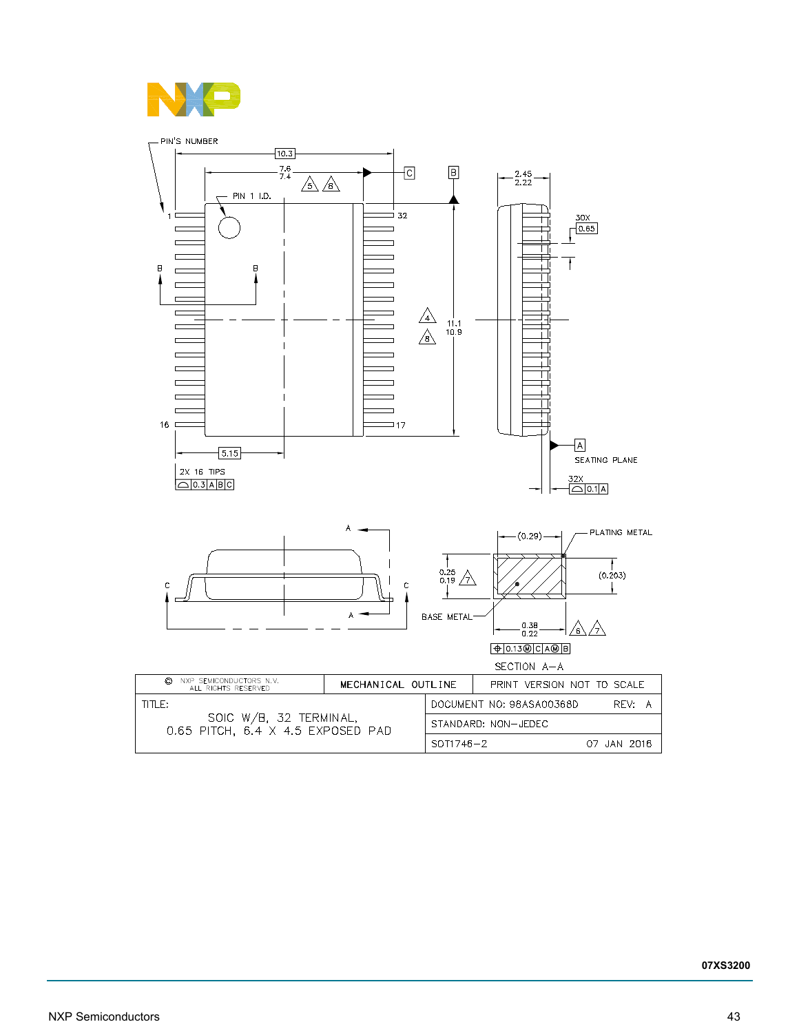PIN'S NUMBER

10.3

7.6
7.4

5 8

C B

2.45
2.22

PIN 1 I.D.

1 32

30X 0.65

B B

4 8

11.1
10.9

16 17

A

SEATING PLANE

5.15

2X 16 TIPS
0.3 A B C

32X
0.1 A

A

C C

A

(0.29)

PLATING METAL

0.25
0.19 7

(0.203)

BASE METAL

0.38
0.22

6 7

0.13 M C A M B

SECTION A–A

| © NXP SEMICONDUCTORS N.V. ALL RIGHTS RESERVED | MECHANICAL OUTLINE | PRINT VERSION NOT TO SCALE |
|---|---|---|
| TITLE: SOIC W/B, 32 TERMINAL, 0.65 PITCH, 6.4 X 4.5 EXPOSED PAD | DOCUMENT NO: 98ASA00368D | REV: A |
| | STANDARD: NON–JEDEC | |
| | SOT1746–2 | 07 JAN 2016 |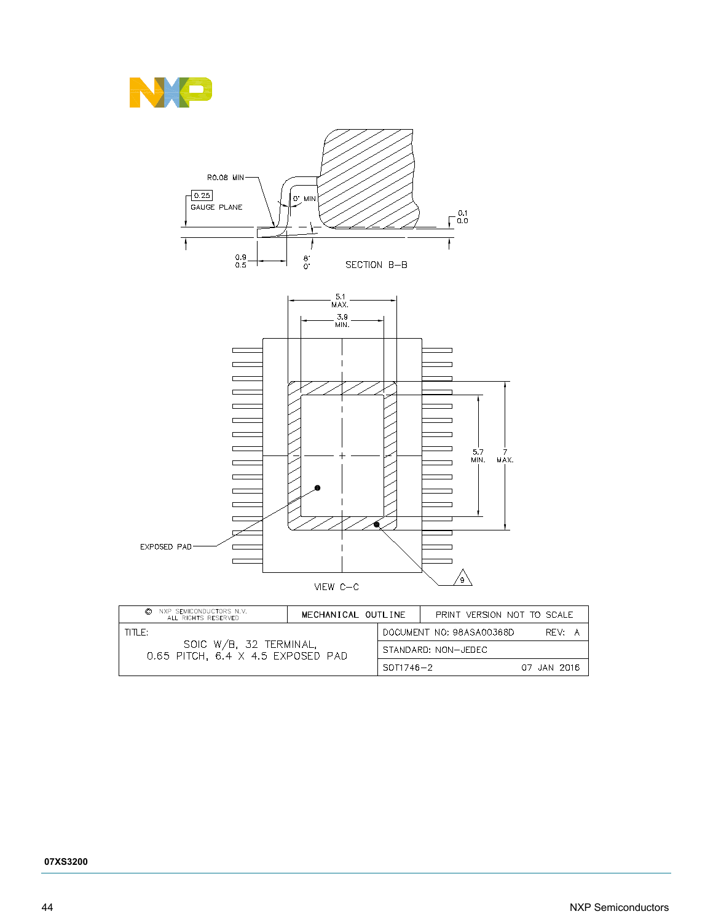R0.08 MIN

0.25

GAUGE PLANE

0° MIN

0.1
0.0

0.9
0.5

8°
0°

SECTION B–B

5.1
MAX.

3.9
MIN.

5.7
MIN.

7
MAX.

EXPOSED PAD

9

VIEW C–C

| © NXP SEMICONDUCTORS N.V. ALL RIGHTS RESERVED | MECHANICAL OUTLINE | PRINT VERSION NOT TO SCALE |
|---|---|---|
| TITLE: SOIC W/B, 32 TERMINAL, 0.65 PITCH, 6.4 X 4.5 EXPOSED PAD | DOCUMENT NO: 98ASA00368D | REV: A |
| | STANDARD: NON-JEDEC | |
| | SOT1746-2 | 07 JAN 2016 |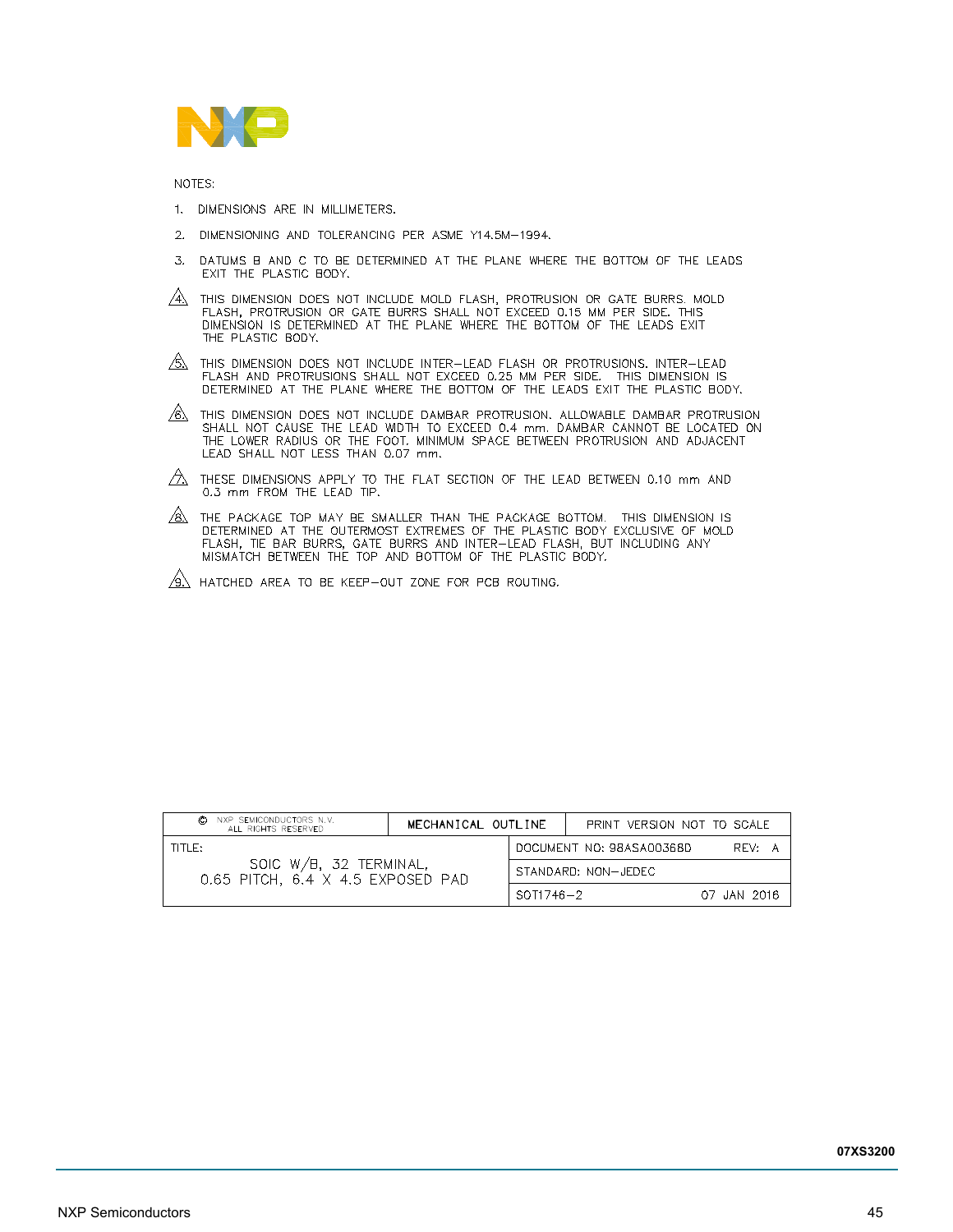NOTES:

1. DIMENSIONS ARE IN MILLIMETERS.
2. DIMENSIONING AND TOLERANCING PER ASME Y14.5M−1994.
3. DATUMS B AND C TO BE DETERMINED AT THE PLANE WHERE THE BOTTOM OF THE LEADS EXIT THE PLASTIC BODY.
4. THIS DIMENSION DOES NOT INCLUDE MOLD FLASH, PROTRUSION OR GATE BURRS. MOLD FLASH, PROTRUSION OR GATE BURRS SHALL NOT EXCEED 0.15 MM PER SIDE. THIS DIMENSION IS DETERMINED AT THE PLANE WHERE THE BOTTOM OF THE LEADS EXIT THE PLASTIC BODY.
5. THIS DIMENSION DOES NOT INCLUDE INTER−LEAD FLASH OR PROTRUSIONS. INTER−LEAD FLASH AND PROTRUSIONS SHALL NOT EXCEED 0.25 MM PER SIDE. THIS DIMENSION IS DETERMINED AT THE PLANE WHERE THE BOTTOM OF THE LEADS EXIT THE PLASTIC BODY.
6. THIS DIMENSION DOES NOT INCLUDE DAMBAR PROTRUSION. ALLOWABLE DAMBAR PROTRUSION SHALL NOT CAUSE THE LEAD WIDTH TO EXCEED 0.4 mm. DAMBAR CANNOT BE LOCATED ON THE LOWER RADIUS OR THE FOOT. MINIMUM SPACE BETWEEN PROTRUSION AND ADJACENT LEAD SHALL NOT LESS THAN 0.07 mm.
7. THESE DIMENSIONS APPLY TO THE FLAT SECTION OF THE LEAD BETWEEN 0.10 mm AND 0.3 mm FROM THE LEAD TIP.
8. THE PACKAGE TOP MAY BE SMALLER THAN THE PACKAGE BOTTOM. THIS DIMENSION IS DETERMINED AT THE OUTERMOST EXTREMES OF THE PLASTIC BODY EXCLUSIVE OF MOLD FLASH, TIE BAR BURRS, GATE BURRS AND INTER−LEAD FLASH, BUT INCLUDING ANY MISMATCH BETWEEN THE TOP AND BOTTOM OF THE PLASTIC BODY.
9. HATCHED AREA TO BE KEEP−OUT ZONE FOR PCB ROUTING.

| © NXP SEMICONDUCTORS N.V. ALL RIGHTS RESERVED | MECHANICAL OUTLINE | PRINT VERSION NOT TO SCALE |
|---|---|---|
| TITLE: SOIC W/B, 32 TERMINAL, 0.65 PITCH, 6.4 X 4.5 EXPOSED PAD | DOCUMENT NO: 98ASA00368D | REV: A |
| | STANDARD: NON−JEDEC | |
| | SOT1746−2 | 07 JAN 2016 |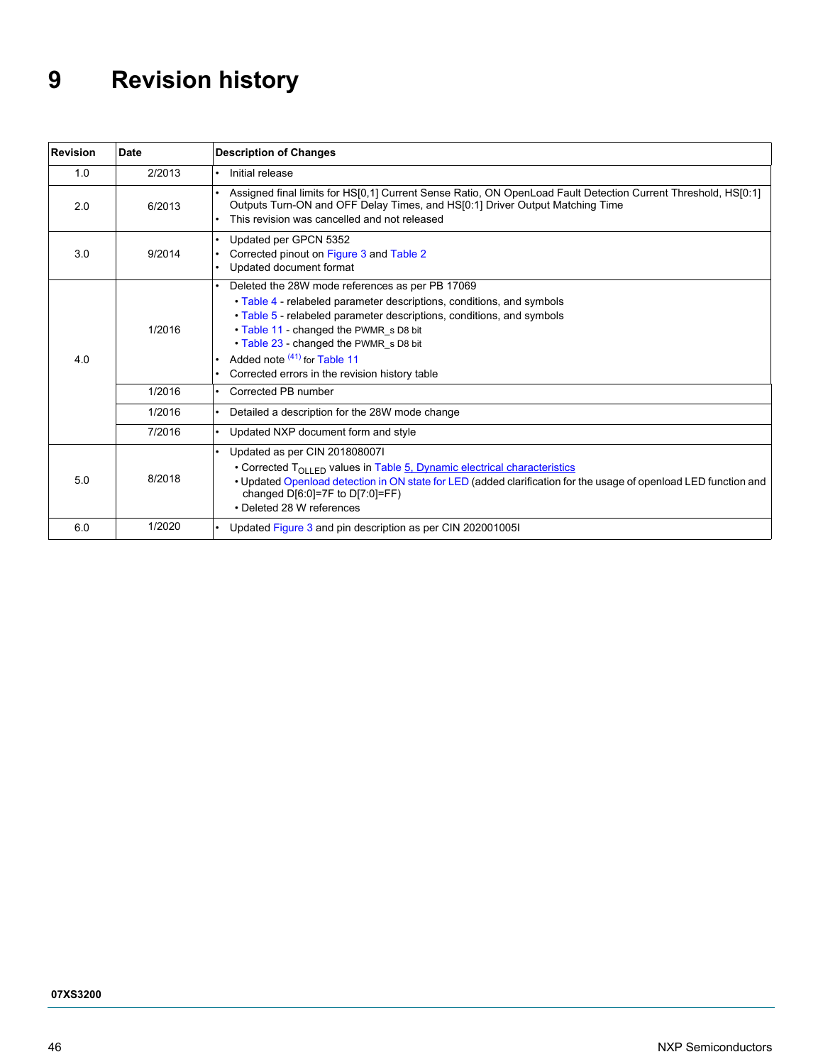# 9 Revision history

| Revision | Date | Description of Changes |
|---|---|---|
| 1.0 | 2/2013 | • Initial release |
| 2.0 | 6/2013 | • Assigned final limits for HS[0,1] Current Sense Ratio, ON OpenLoad Fault Detection Current Threshold, HS[0:1] Outputs Turn-ON and OFF Delay Times, and HS[0:1] Driver Output Matching Time<br>• This revision was cancelled and not released |
| 3.0 | 9/2014 | • Updated per GPCN 5352<br>• Corrected pinout on Figure 3 and Table 2<br>• Updated document format |
| 4.0 | 1/2016 | • Deleted the 28W mode references as per PB 17069<br>  • Table 4 - relabeled parameter descriptions, conditions, and symbols<br>  • Table 5 - relabeled parameter descriptions, conditions, and symbols<br>  • Table 11 - changed the PWMR_s D8 bit<br>  • Table 23 - changed the PWMR_s D8 bit<br>• Added note [(41)] for Table 11<br>• Corrected errors in the revision history table |
| | 1/2016 | • Corrected PB number |
| | 1/2016 | • Detailed a description for the 28W mode change |
| | 7/2016 | • Updated NXP document form and style |
| 5.0 | 8/2018 | • Updated as per CIN 201808007I<br>  • Corrected $T_{OLLED}$ values in Table 5, Dynamic electrical characteristics<br>  • Updated Openload detection in ON state for LED (added clarification for the usage of openload LED function and changed D[6:0]=7F to D[7:0]=FF)<br>  • Deleted 28 W references |
| 6.0 | 1/2020 | • Updated Figure 3 and pin description as per CIN 202001005I |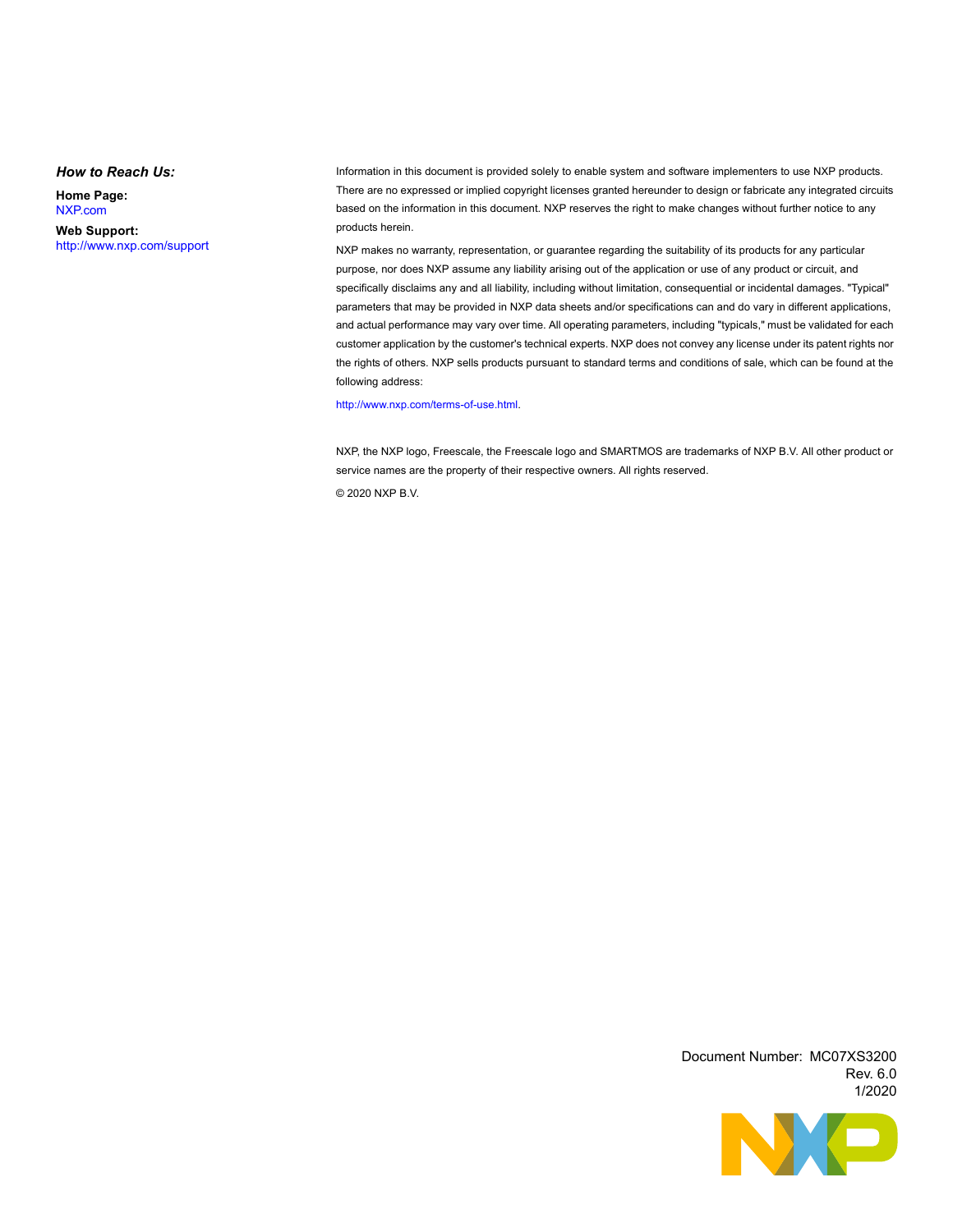***How to Reach Us:***

**Home Page:**
NXP.com

**Web Support:**
http://www.nxp.com/support

Information in this document is provided solely to enable system and software implementers to use NXP products. There are no expressed or implied copyright licenses granted hereunder to design or fabricate any integrated circuits based on the information in this document. NXP reserves the right to make changes without further notice to any products herein.

NXP makes no warranty, representation, or guarantee regarding the suitability of its products for any particular purpose, nor does NXP assume any liability arising out of the application or use of any product or circuit, and specifically disclaims any and all liability, including without limitation, consequential or incidental damages. "Typical" parameters that may be provided in NXP data sheets and/or specifications can and do vary in different applications, and actual performance may vary over time. All operating parameters, including "typicals," must be validated for each customer application by the customer's technical experts. NXP does not convey any license under its patent rights nor the rights of others. NXP sells products pursuant to standard terms and conditions of sale, which can be found at the following address:

http://www.nxp.com/terms-of-use.html.

NXP, the NXP logo, Freescale, the Freescale logo and SMARTMOS are trademarks of NXP B.V. All other product or service names are the property of their respective owners. All rights reserved.

© 2020 NXP B.V.

Document Number: MC07XS3200
Rev. 6.0
1/2020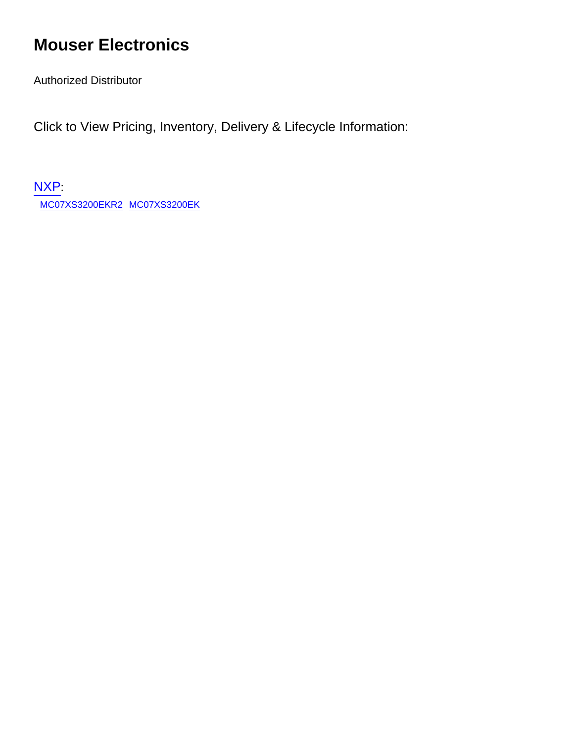# Mouser Electronics

Authorized Distributor

Click to View Pricing, Inventory, Delivery & Lifecycle Information:

NXP:

MC07XS3200EKR2 MC07XS3200EK